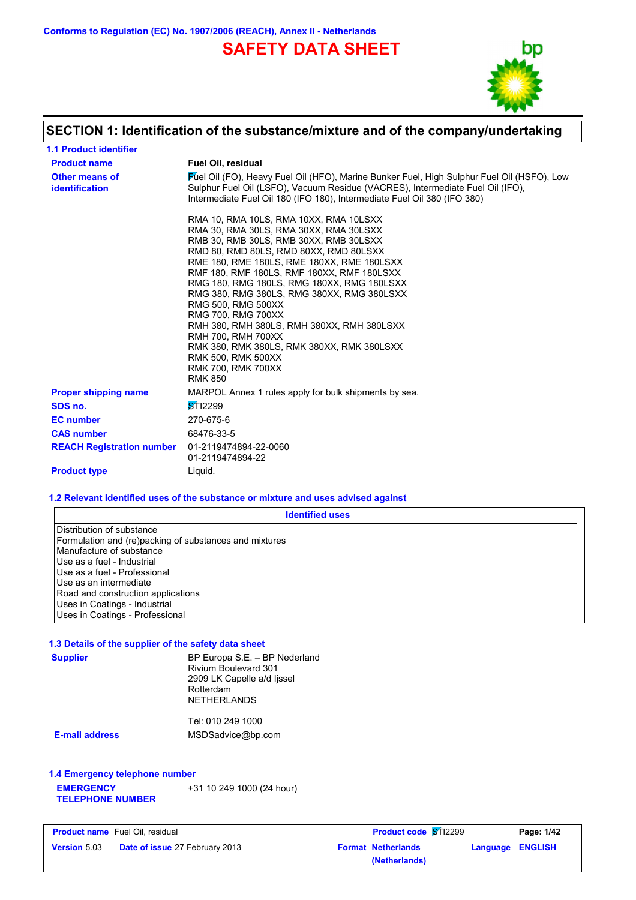Conforms to Regulation (EC) No. 1907/2006 (REACH), Annex II - Netherlands

# SAFETY DATA SHEET

## SECTION 1: Identification of the substance/mixture and of the company/undertaking

### 1.1 Product identifier

**Product name** Fuel Oil, residual

**Other means of identification** Fuel Oil (FO), Heavy Fuel Oil (HFO), Marine Bunker Fuel, High Sulphur Fuel Oil (HSFO), Low Sulphur Fuel Oil (LSFO), Vacuum Residue (VACRES), Intermediate Fuel Oil (IFO), Intermediate Fuel Oil 180 (IFO 180), Intermediate Fuel Oil 380 (IFO 380)

RMA 10, RMA 10LS, RMA 10XX, RMA 10LSXX
RMA 30, RMA 30LS, RMA 30XX, RMA 30LSXX
RMB 30, RMB 30LS, RMB 30XX, RMB 30LSXX
RMD 80, RMD 80LS, RMD 80XX, RMD 80LSXX
RME 180, RME 180LS, RME 180XX, RME 180LSXX
RMF 180, RMF 180LS, RMF 180XX, RMF 180LSXX
RMG 180, RMG 180LS, RMG 180XX, RMG 180LSXX
RMG 380, RMG 380LS, RMG 380XX, RMG 380LSXX
RMG 500, RMG 500XX
RMG 700, RMG 700XX
RMH 380, RMH 380LS, RMH 380XX, RMH 380LSXX
RMH 700, RMH 700XX
RMK 380, RMK 380LS, RMK 380XX, RMK 380LSXX
RMK 500, RMK 500XX
RMK 700, RMK 700XX
RMK 850

**Proper shipping name** MARPOL Annex 1 rules apply for bulk shipments by sea.

**SDS no.** STI2299

**EC number** 270-675-6

**CAS number** 68476-33-5

**REACH Registration number** 01-2119474894-22-0060
01-2119474894-22

**Product type** Liquid.

### 1.2 Relevant identified uses of the substance or mixture and uses advised against

| Identified uses |
|---|
| Distribution of substance |
| Formulation and (re)packing of substances and mixtures |
| Manufacture of substance |
| Use as a fuel - Industrial |
| Use as a fuel - Professional |
| Use as an intermediate |
| Road and construction applications |
| Uses in Coatings - Industrial |
| Uses in Coatings - Professional |

### 1.3 Details of the supplier of the safety data sheet

**Supplier** BP Europa S.E. – BP Nederland
Rivium Boulevard 301
2909 LK Capelle a/d Ijssel
Rotterdam
NETHERLANDS

Tel: 010 249 1000

**E-mail address** MSDSadvice@bp.com

### 1.4 Emergency telephone number

**EMERGENCY TELEPHONE NUMBER** +31 10 249 1000 (24 hour)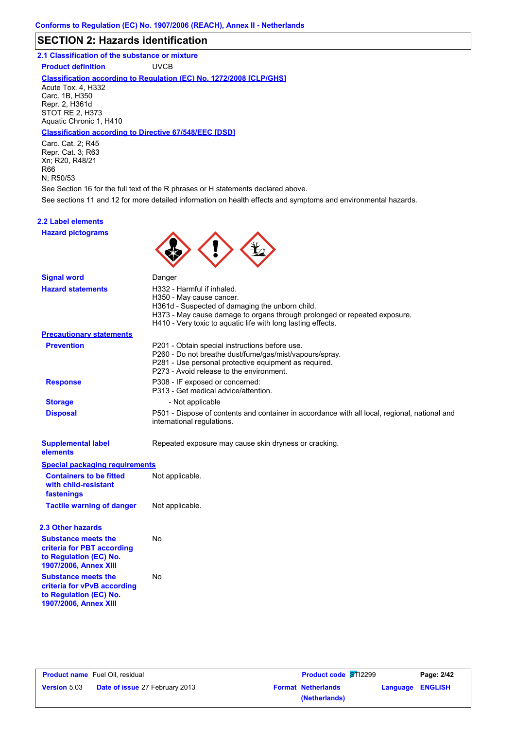Conforms to Regulation (EC) No. 1907/2006 (REACH), Annex II - Netherlands

# SECTION 2: Hazards identification

## 2.1 Classification of the substance or mixture

**Product definition** UVCB

**Classification according to Regulation (EC) No. 1272/2008 [CLP/GHS]**

Acute Tox. 4, H332
Carc. 1B, H350
Repr. 2, H361d
STOT RE 2, H373
Aquatic Chronic 1, H410

**Classification according to Directive 67/548/EEC [DSD]**

Carc. Cat. 2; R45
Repr. Cat. 3; R63
Xn; R20, R48/21
R66
N; R50/53

See Section 16 for the full text of the R phrases or H statements declared above.

See sections 11 and 12 for more detailed information on health effects and symptoms and environmental hazards.

## 2.2 Label elements

**Hazard pictograms**

**Signal word** Danger

**Hazard statements**

H332 - Harmful if inhaled.
H350 - May cause cancer.
H361d - Suspected of damaging the unborn child.
H373 - May cause damage to organs through prolonged or repeated exposure.
H410 - Very toxic to aquatic life with long lasting effects.

**Precautionary statements**

**Prevention**

P201 - Obtain special instructions before use.
P260 - Do not breathe dust/fume/gas/mist/vapours/spray.
P281 - Use personal protective equipment as required.
P273 - Avoid release to the environment.

**Response**

P308 - IF exposed or concerned:
P313 - Get medical advice/attention.

**Storage** - Not applicable

**Disposal** P501 - Dispose of contents and container in accordance with all local, regional, national and international regulations.

**Supplemental label elements** Repeated exposure may cause skin dryness or cracking.

**Special packaging requirements**

**Containers to be fitted with child-resistant fastenings** Not applicable.

**Tactile warning of danger** Not applicable.

## 2.3 Other hazards

**Substance meets the criteria for PBT according to Regulation (EC) No. 1907/2006, Annex XIII** No

**Substance meets the criteria for vPvB according to Regulation (EC) No. 1907/2006, Annex XIII** No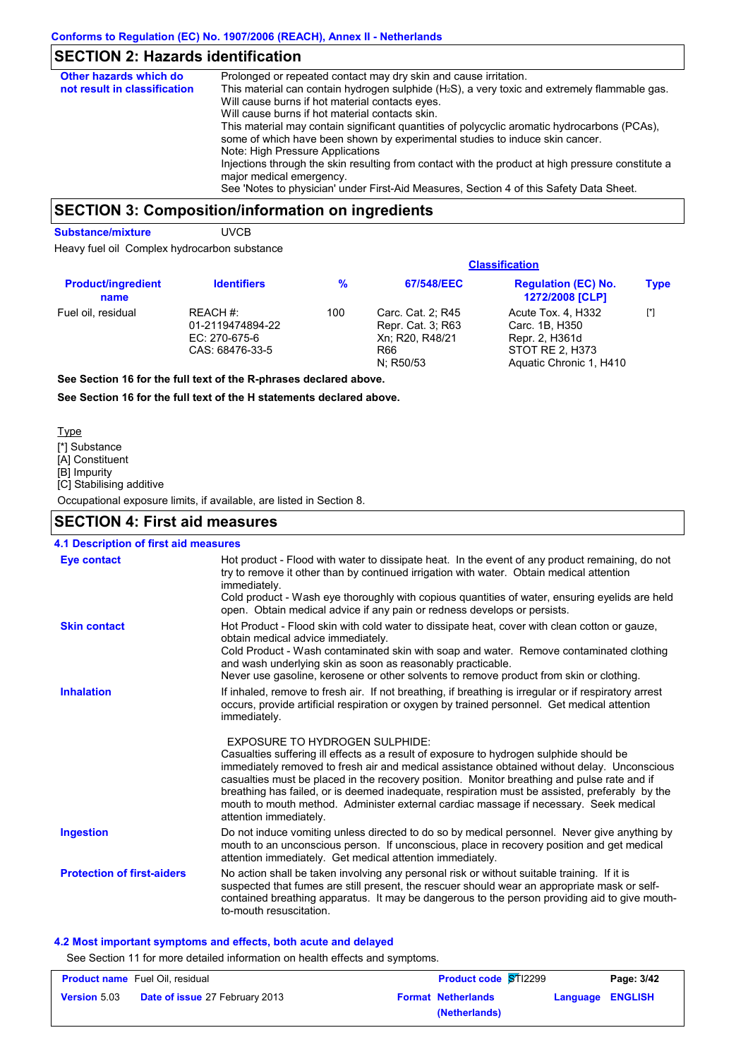Conforms to Regulation (EC) No. 1907/2006 (REACH), Annex II - Netherlands

## SECTION 2: Hazards identification

**Other hazards which do not result in classification**

Prolonged or repeated contact may dry skin and cause irritation.
This material can contain hydrogen sulphide ($H_2S$), a very toxic and extremely flammable gas.
Will cause burns if hot material contacts eyes.
Will cause burns if hot material contacts skin.
This material may contain significant quantities of polycyclic aromatic hydrocarbons (PCAs), some of which have been shown by experimental studies to induce skin cancer.
Note: High Pressure Applications
Injections through the skin resulting from contact with the product at high pressure constitute a major medical emergency.
See 'Notes to physician' under First-Aid Measures, Section 4 of this Safety Data Sheet.

## SECTION 3: Composition/information on ingredients

**Substance/mixture** UVCB

Heavy fuel oil Complex hydrocarbon substance

| Product/ingredient name | Identifiers | % | Classification: 67/548/EEC | Classification: Regulation (EC) No. 1272/2008 [CLP] | Type |
|---|---|---|---|---|---|
| Fuel oil, residual | REACH #: 01-2119474894-22<br>EC: 270-675-6<br>CAS: 68476-33-5 | 100 | Carc. Cat. 2; R45<br>Repr. Cat. 3; R63<br>Xn; R20, R48/21<br>R66<br>N; R50/53 | Acute Tox. 4, H332<br>Carc. 1B, H350<br>Repr. 2, H361d<br>STOT RE 2, H373<br>Aquatic Chronic 1, H410 | [*] |

**See Section 16 for the full text of the R-phrases declared above.**

**See Section 16 for the full text of the H statements declared above.**

Type
[*] Substance
[A] Constituent
[B] Impurity
[C] Stabilising additive

Occupational exposure limits, if available, are listed in Section 8.

## SECTION 4: First aid measures

### 4.1 Description of first aid measures

**Eye contact**

Hot product - Flood with water to dissipate heat. In the event of any product remaining, do not try to remove it other than by continued irrigation with water. Obtain medical attention immediately.
Cold product - Wash eye thoroughly with copious quantities of water, ensuring eyelids are held open. Obtain medical advice if any pain or redness develops or persists.

**Skin contact**

Hot Product - Flood skin with cold water to dissipate heat, cover with clean cotton or gauze, obtain medical advice immediately.
Cold Product - Wash contaminated skin with soap and water. Remove contaminated clothing and wash underlying skin as soon as reasonably practicable.
Never use gasoline, kerosene or other solvents to remove product from skin or clothing.

**Inhalation**

If inhaled, remove to fresh air. If not breathing, if breathing is irregular or if respiratory arrest occurs, provide artificial respiration or oxygen by trained personnel. Get medical attention immediately.

EXPOSURE TO HYDROGEN SULPHIDE:
Casualties suffering ill effects as a result of exposure to hydrogen sulphide should be immediately removed to fresh air and medical assistance obtained without delay. Unconscious casualties must be placed in the recovery position. Monitor breathing and pulse rate and if breathing has failed, or is deemed inadequate, respiration must be assisted, preferably by the mouth to mouth method. Administer external cardiac massage if necessary. Seek medical attention immediately.

**Ingestion**

Do not induce vomiting unless directed to do so by medical personnel. Never give anything by mouth to an unconscious person. If unconscious, place in recovery position and get medical attention immediately. Get medical attention immediately.

**Protection of first-aiders**

No action shall be taken involving any personal risk or without suitable training. If it is suspected that fumes are still present, the rescuer should wear an appropriate mask or self-contained breathing apparatus. It may be dangerous to the person providing aid to give mouth-to-mouth resuscitation.

### 4.2 Most important symptoms and effects, both acute and delayed

See Section 11 for more detailed information on health effects and symptoms.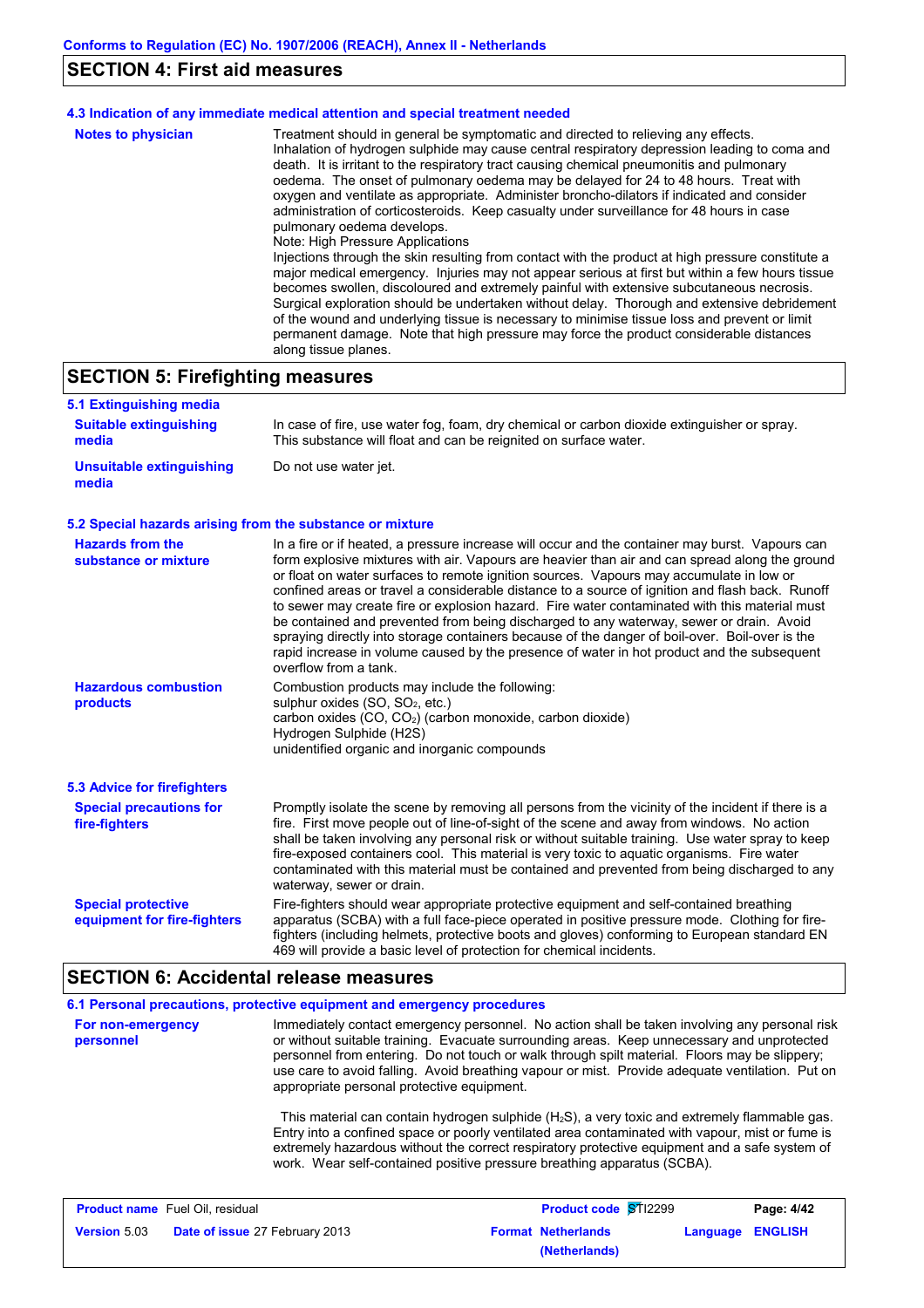## SECTION 4: First aid measures

### 4.3 Indication of any immediate medical attention and special treatment needed

**Notes to physician**

Treatment should in general be symptomatic and directed to relieving any effects. Inhalation of hydrogen sulphide may cause central respiratory depression leading to coma and death. It is irritant to the respiratory tract causing chemical pneumonitis and pulmonary oedema. The onset of pulmonary oedema may be delayed for 24 to 48 hours. Treat with oxygen and ventilate as appropriate. Administer broncho-dilators if indicated and consider administration of corticosteroids. Keep casualty under surveillance for 48 hours in case pulmonary oedema develops.

Note: High Pressure Applications

Injections through the skin resulting from contact with the product at high pressure constitute a major medical emergency. Injuries may not appear serious at first but within a few hours tissue becomes swollen, discoloured and extremely painful with extensive subcutaneous necrosis. Surgical exploration should be undertaken without delay. Thorough and extensive debridement of the wound and underlying tissue is necessary to minimise tissue loss and prevent or limit permanent damage. Note that high pressure may force the product considerable distances along tissue planes.

## SECTION 5: Firefighting measures

### 5.1 Extinguishing media

**Suitable extinguishing media**

In case of fire, use water fog, foam, dry chemical or carbon dioxide extinguisher or spray. This substance will float and can be reignited on surface water.

**Unsuitable extinguishing media**

Do not use water jet.

### 5.2 Special hazards arising from the substance or mixture

**Hazards from the substance or mixture**

In a fire or if heated, a pressure increase will occur and the container may burst. Vapours can form explosive mixtures with air. Vapours are heavier than air and can spread along the ground or float on water surfaces to remote ignition sources. Vapours may accumulate in low or confined areas or travel a considerable distance to a source of ignition and flash back. Runoff to sewer may create fire or explosion hazard. Fire water contaminated with this material must be contained and prevented from being discharged to any waterway, sewer or drain. Avoid spraying directly into storage containers because of the danger of boil-over. Boil-over is the rapid increase in volume caused by the presence of water in hot product and the subsequent overflow from a tank.

**Hazardous combustion products**

Combustion products may include the following:
sulphur oxides (SO, $SO_2$, etc.)
carbon oxides (CO, $CO_2$) (carbon monoxide, carbon dioxide)
Hydrogen Sulphide (H2S)
unidentified organic and inorganic compounds

### 5.3 Advice for firefighters

**Special precautions for fire-fighters**

Promptly isolate the scene by removing all persons from the vicinity of the incident if there is a fire. First move people out of line-of-sight of the scene and away from windows. No action shall be taken involving any personal risk or without suitable training. Use water spray to keep fire-exposed containers cool. This material is very toxic to aquatic organisms. Fire water contaminated with this material must be contained and prevented from being discharged to any waterway, sewer or drain.

**Special protective equipment for fire-fighters**

Fire-fighters should wear appropriate protective equipment and self-contained breathing apparatus (SCBA) with a full face-piece operated in positive pressure mode. Clothing for fire-fighters (including helmets, protective boots and gloves) conforming to European standard EN 469 will provide a basic level of protection for chemical incidents.

## SECTION 6: Accidental release measures

### 6.1 Personal precautions, protective equipment and emergency procedures

**For non-emergency personnel**

Immediately contact emergency personnel. No action shall be taken involving any personal risk or without suitable training. Evacuate surrounding areas. Keep unnecessary and unprotected personnel from entering. Do not touch or walk through spilt material. Floors may be slippery; use care to avoid falling. Avoid breathing vapour or mist. Provide adequate ventilation. Put on appropriate personal protective equipment.

This material can contain hydrogen sulphide ($H_2S$), a very toxic and extremely flammable gas. Entry into a confined space or poorly ventilated area contaminated with vapour, mist or fume is extremely hazardous without the correct respiratory protective equipment and a safe system of work. Wear self-contained positive pressure breathing apparatus (SCBA).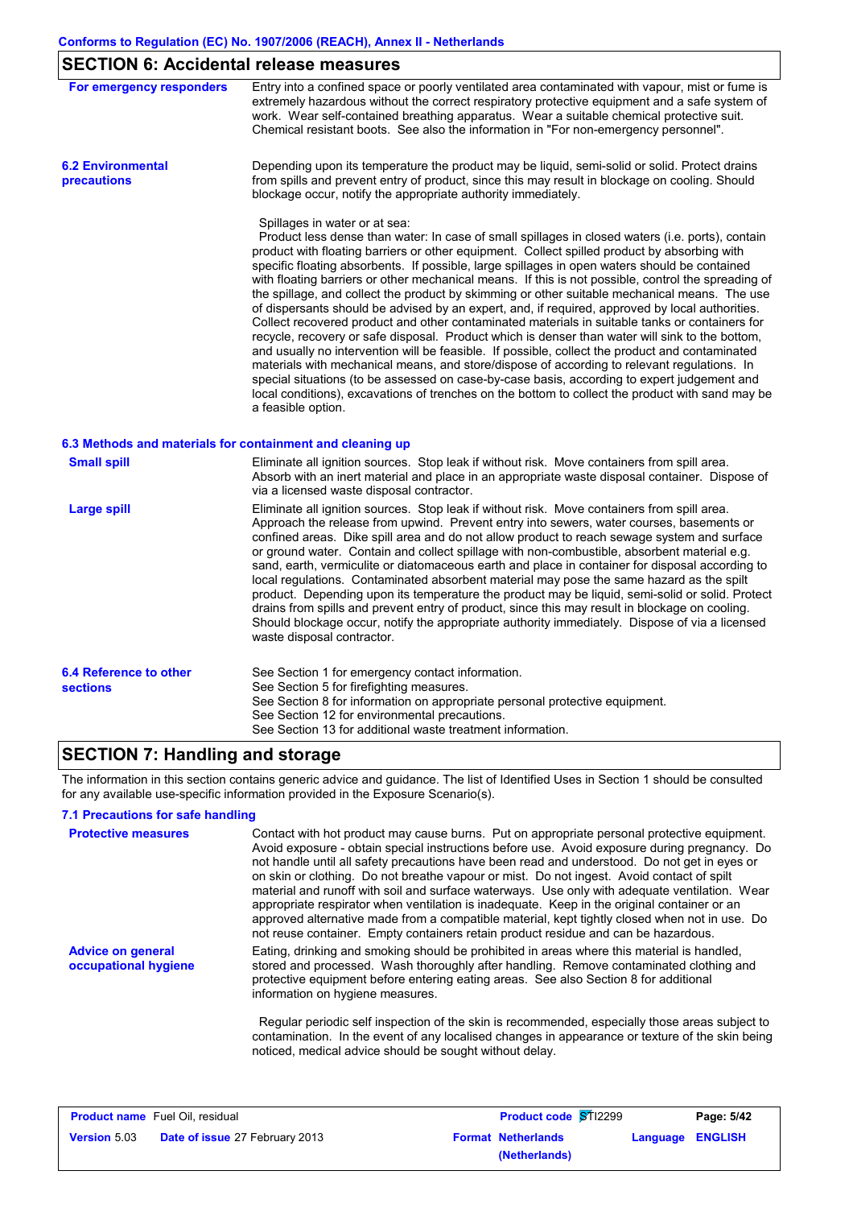## SECTION 6: Accidental release measures

**For emergency responders**

Entry into a confined space or poorly ventilated area contaminated with vapour, mist or fume is extremely hazardous without the correct respiratory protective equipment and a safe system of work. Wear self-contained breathing apparatus. Wear a suitable chemical protective suit. Chemical resistant boots. See also the information in "For non-emergency personnel".

**6.2 Environmental precautions**

Depending upon its temperature the product may be liquid, semi-solid or solid. Protect drains from spills and prevent entry of product, since this may result in blockage on cooling. Should blockage occur, notify the appropriate authority immediately.

Spillages in water or at sea:
Product less dense than water: In case of small spillages in closed waters (i.e. ports), contain product with floating barriers or other equipment. Collect spilled product by absorbing with specific floating absorbents. If possible, large spillages in open waters should be contained with floating barriers or other mechanical means. If this is not possible, control the spreading of the spillage, and collect the product by skimming or other suitable mechanical means. The use of dispersants should be advised by an expert, and, if required, approved by local authorities. Collect recovered product and other contaminated materials in suitable tanks or containers for recycle, recovery or safe disposal. Product which is denser than water will sink to the bottom, and usually no intervention will be feasible. If possible, collect the product and contaminated materials with mechanical means, and store/dispose of according to relevant regulations. In special situations (to be assessed on case-by-case basis, according to expert judgement and local conditions), excavations of trenches on the bottom to collect the product with sand may be a feasible option.

### 6.3 Methods and materials for containment and cleaning up

**Small spill**

Eliminate all ignition sources. Stop leak if without risk. Move containers from spill area. Absorb with an inert material and place in an appropriate waste disposal container. Dispose of via a licensed waste disposal contractor.

**Large spill**

Eliminate all ignition sources. Stop leak if without risk. Move containers from spill area. Approach the release from upwind. Prevent entry into sewers, water courses, basements or confined areas. Dike spill area and do not allow product to reach sewage system and surface or ground water. Contain and collect spillage with non-combustible, absorbent material e.g. sand, earth, vermiculite or diatomaceous earth and place in container for disposal according to local regulations. Contaminated absorbent material may pose the same hazard as the spilt product. Depending upon its temperature the product may be liquid, semi-solid or solid. Protect drains from spills and prevent entry of product, since this may result in blockage on cooling. Should blockage occur, notify the appropriate authority immediately. Dispose of via a licensed waste disposal contractor.

**6.4 Reference to other sections**

See Section 1 for emergency contact information.
See Section 5 for firefighting measures.
See Section 8 for information on appropriate personal protective equipment.
See Section 12 for environmental precautions.
See Section 13 for additional waste treatment information.

## SECTION 7: Handling and storage

The information in this section contains generic advice and guidance. The list of Identified Uses in Section 1 should be consulted for any available use-specific information provided in the Exposure Scenario(s).

### 7.1 Precautions for safe handling

**Protective measures**

Contact with hot product may cause burns. Put on appropriate personal protective equipment. Avoid exposure - obtain special instructions before use. Avoid exposure during pregnancy. Do not handle until all safety precautions have been read and understood. Do not get in eyes or on skin or clothing. Do not breathe vapour or mist. Do not ingest. Avoid contact of spilt material and runoff with soil and surface waterways. Use only with adequate ventilation. Wear appropriate respirator when ventilation is inadequate. Keep in the original container or an approved alternative made from a compatible material, kept tightly closed when not in use. Do not reuse container. Empty containers retain product residue and can be hazardous.

**Advice on general occupational hygiene**

Eating, drinking and smoking should be prohibited in areas where this material is handled, stored and processed. Wash thoroughly after handling. Remove contaminated clothing and protective equipment before entering eating areas. See also Section 8 for additional information on hygiene measures.

Regular periodic self inspection of the skin is recommended, especially those areas subject to contamination. In the event of any localised changes in appearance or texture of the skin being noticed, medical advice should be sought without delay.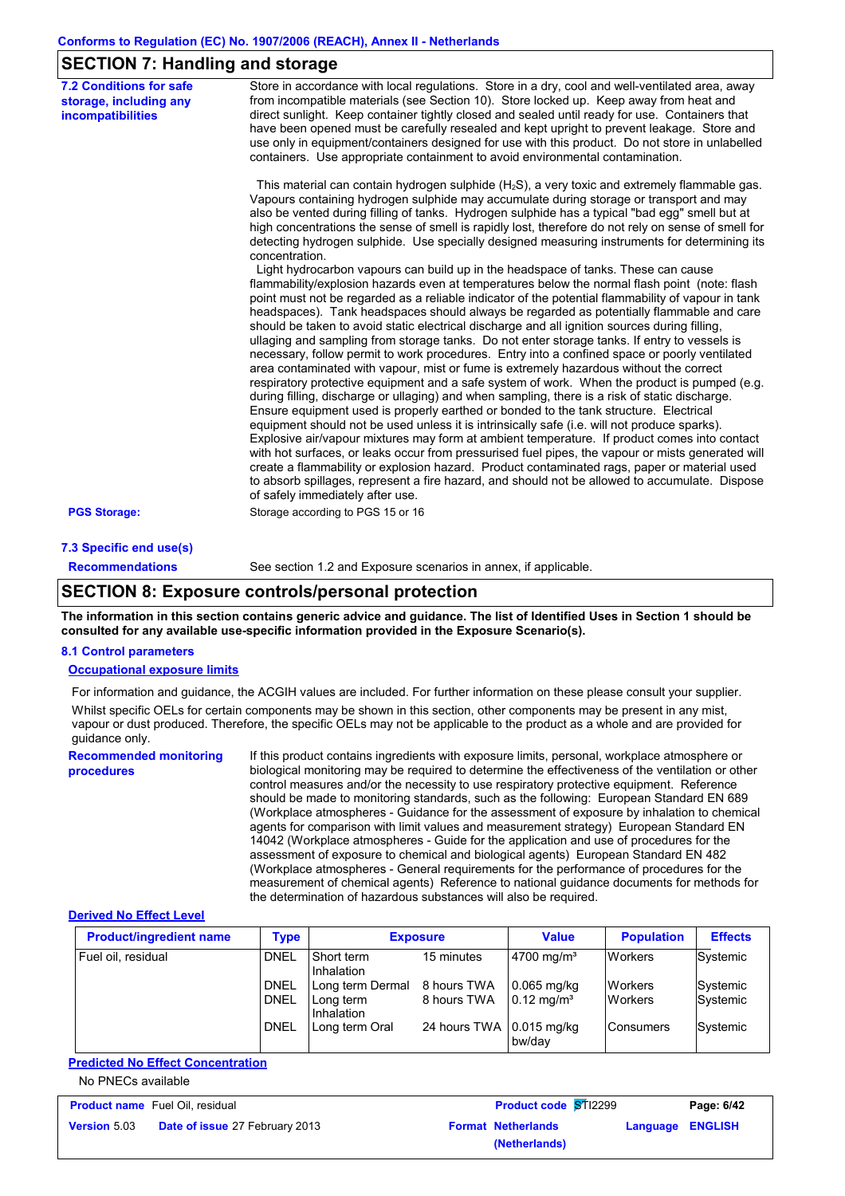## SECTION 7: Handling and storage

**7.2 Conditions for safe storage, including any incompatibilities**

Store in accordance with local regulations. Store in a dry, cool and well-ventilated area, away from incompatible materials (see Section 10). Store locked up. Keep away from heat and direct sunlight. Keep container tightly closed and sealed until ready for use. Containers that have been opened must be carefully resealed and kept upright to prevent leakage. Store and use only in equipment/containers designed for use with this product. Do not store in unlabelled containers. Use appropriate containment to avoid environmental contamination.

This material can contain hydrogen sulphide ($H_2S$), a very toxic and extremely flammable gas. Vapours containing hydrogen sulphide may accumulate during storage or transport and may also be vented during filling of tanks. Hydrogen sulphide has a typical "bad egg" smell but at high concentrations the sense of smell is rapidly lost, therefore do not rely on sense of smell for detecting hydrogen sulphide. Use specially designed measuring instruments for determining its concentration.
Light hydrocarbon vapours can build up in the headspace of tanks. These can cause flammability/explosion hazards even at temperatures below the normal flash point (note: flash point must not be regarded as a reliable indicator of the potential flammability of vapour in tank headspaces). Tank headspaces should always be regarded as potentially flammable and care should be taken to avoid static electrical discharge and all ignition sources during filling, ullaging and sampling from storage tanks. Do not enter storage tanks. If entry to vessels is necessary, follow permit to work procedures. Entry into a confined space or poorly ventilated area contaminated with vapour, mist or fume is extremely hazardous without the correct respiratory protective equipment and a safe system of work. When the product is pumped (e.g. during filling, discharge or ullaging) and when sampling, there is a risk of static discharge. Ensure equipment used is properly earthed or bonded to the tank structure. Electrical equipment should not be used unless it is intrinsically safe (i.e. will not produce sparks). Explosive air/vapour mixtures may form at ambient temperature. If product comes into contact with hot surfaces, or leaks occur from pressurised fuel pipes, the vapour or mists generated will create a flammability or explosion hazard. Product contaminated rags, paper or material used to absorb spillages, represent a fire hazard, and should not be allowed to accumulate. Dispose of safely immediately after use.

**PGS Storage:** Storage according to PGS 15 or 16

**7.3 Specific end use(s)**

**Recommendations** See section 1.2 and Exposure scenarios in annex, if applicable.

## SECTION 8: Exposure controls/personal protection

**The information in this section contains generic advice and guidance. The list of Identified Uses in Section 1 should be consulted for any available use-specific information provided in the Exposure Scenario(s).**

**8.1 Control parameters**

**Occupational exposure limits**

For information and guidance, the ACGIH values are included. For further information on these please consult your supplier.

Whilst specific OELs for certain components may be shown in this section, other components may be present in any mist, vapour or dust produced. Therefore, the specific OELs may not be applicable to the product as a whole and are provided for guidance only.

**Recommended monitoring procedures**

If this product contains ingredients with exposure limits, personal, workplace atmosphere or biological monitoring may be required to determine the effectiveness of the ventilation or other control measures and/or the necessity to use respiratory protective equipment. Reference should be made to monitoring standards, such as the following: European Standard EN 689 (Workplace atmospheres - Guidance for the assessment of exposure by inhalation to chemical agents for comparison with limit values and measurement strategy) European Standard EN 14042 (Workplace atmospheres - Guide for the application and use of procedures for the assessment of exposure to chemical and biological agents) European Standard EN 482 (Workplace atmospheres - General requirements for the performance of procedures for the measurement of chemical agents) Reference to national guidance documents for methods for the determination of hazardous substances will also be required.

**Derived No Effect Level**

| Product/ingredient name | Type | Exposure | | Value | Population | Effects |
|---|---|---|---|---|---|---|
| Fuel oil, residual | DNEL | Short term Inhalation | 15 minutes | 4700 mg/m³ | Workers | Systemic |
| | DNEL | Long term Dermal | 8 hours TWA | 0.065 mg/kg | Workers | Systemic |
| | DNEL | Long term Inhalation | 8 hours TWA | 0.12 mg/m³ | Workers | Systemic |
| | DNEL | Long term Oral | 24 hours TWA | 0.015 mg/kg bw/day | Consumers | Systemic |

**Predicted No Effect Concentration**

No PNECs available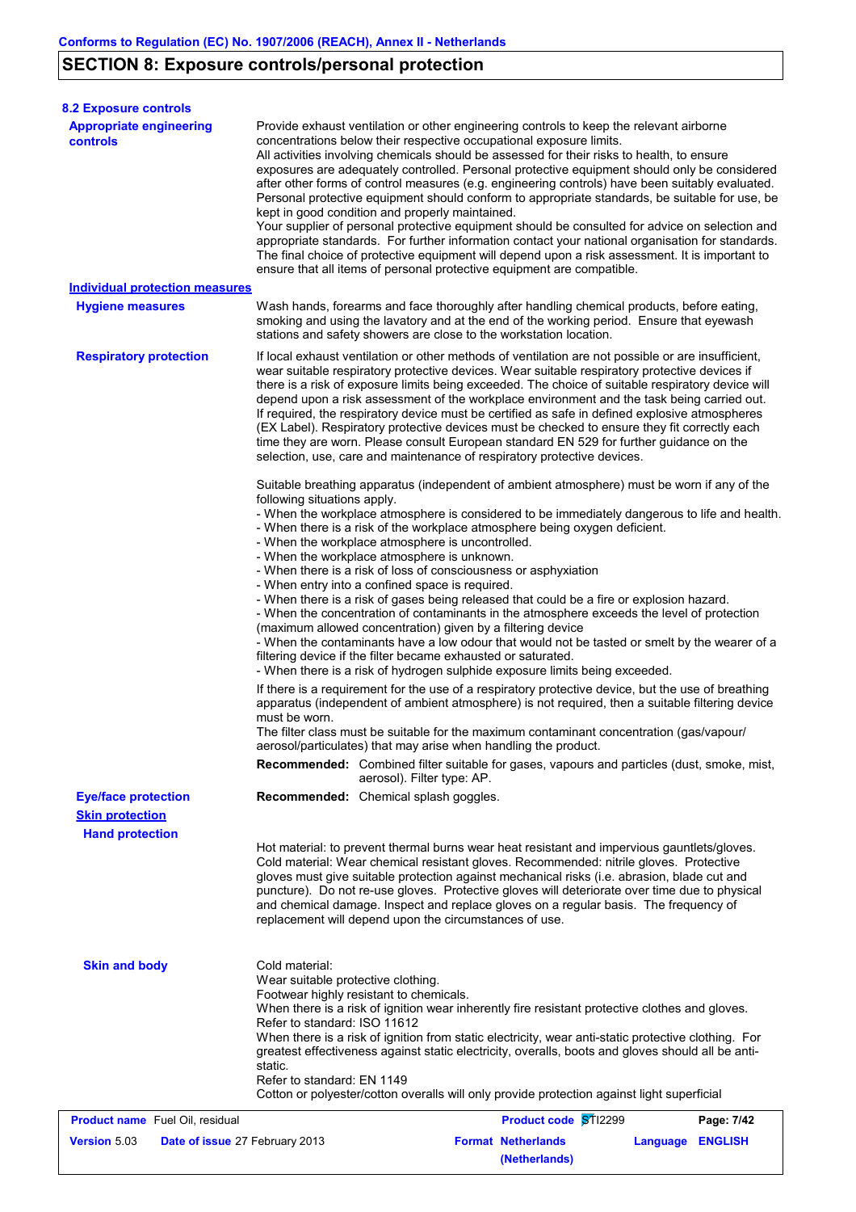## SECTION 8: Exposure controls/personal protection

### 8.2 Exposure controls

**Appropriate engineering controls**

Provide exhaust ventilation or other engineering controls to keep the relevant airborne concentrations below their respective occupational exposure limits.
All activities involving chemicals should be assessed for their risks to health, to ensure exposures are adequately controlled. Personal protective equipment should only be considered after other forms of control measures (e.g. engineering controls) have been suitably evaluated. Personal protective equipment should conform to appropriate standards, be suitable for use, be kept in good condition and properly maintained.
Your supplier of personal protective equipment should be consulted for advice on selection and appropriate standards. For further information contact your national organisation for standards.
The final choice of protective equipment will depend upon a risk assessment. It is important to ensure that all items of personal protective equipment are compatible.

**Individual protection measures**

**Hygiene measures**

Wash hands, forearms and face thoroughly after handling chemical products, before eating, smoking and using the lavatory and at the end of the working period. Ensure that eyewash stations and safety showers are close to the workstation location.

**Respiratory protection**

If local exhaust ventilation or other methods of ventilation are not possible or are insufficient, wear suitable respiratory protective devices. Wear suitable respiratory protective devices if there is a risk of exposure limits being exceeded. The choice of suitable respiratory device will depend upon a risk assessment of the workplace environment and the task being carried out. If required, the respiratory device must be certified as safe in defined explosive atmospheres (EX Label). Respiratory protective devices must be checked to ensure they fit correctly each time they are worn. Please consult European standard EN 529 for further guidance on the selection, use, care and maintenance of respiratory protective devices.

Suitable breathing apparatus (independent of ambient atmosphere) must be worn if any of the following situations apply.
- When the workplace atmosphere is considered to be immediately dangerous to life and health.
- When there is a risk of the workplace atmosphere being oxygen deficient.
- When the workplace atmosphere is uncontrolled.
- When the workplace atmosphere is unknown.
- When there is a risk of loss of consciousness or asphyxiation
- When entry into a confined space is required.
- When there is a risk of gases being released that could be a fire or explosion hazard.
- When the concentration of contaminants in the atmosphere exceeds the level of protection (maximum allowed concentration) given by a filtering device
- When the contaminants have a low odour that would not be tasted or smelt by the wearer of a filtering device if the filter became exhausted or saturated.
- When there is a risk of hydrogen sulphide exposure limits being exceeded.

If there is a requirement for the use of a respiratory protective device, but the use of breathing apparatus (independent of ambient atmosphere) is not required, then a suitable filtering device must be worn.
The filter class must be suitable for the maximum contaminant concentration (gas/vapour/aerosol/particulates) that may arise when handling the product.

**Recommended:** Combined filter suitable for gases, vapours and particles (dust, smoke, mist, aerosol). Filter type: AP.

**Eye/face protection**

**Recommended:** Chemical splash goggles.

**Skin protection**

**Hand protection**

Hot material: to prevent thermal burns wear heat resistant and impervious gauntlets/gloves.
Cold material: Wear chemical resistant gloves. Recommended: nitrile gloves. Protective gloves must give suitable protection against mechanical risks (i.e. abrasion, blade cut and puncture). Do not re-use gloves. Protective gloves will deteriorate over time due to physical and chemical damage. Inspect and replace gloves on a regular basis. The frequency of replacement will depend upon the circumstances of use.

**Skin and body**

Cold material:
Wear suitable protective clothing.
Footwear highly resistant to chemicals.
When there is a risk of ignition wear inherently fire resistant protective clothes and gloves.
Refer to standard: ISO 11612
When there is a risk of ignition from static electricity, wear anti-static protective clothing. For greatest effectiveness against static electricity, overalls, boots and gloves should all be anti-static.
Refer to standard: EN 1149
Cotton or polyester/cotton overalls will only provide protection against light superficial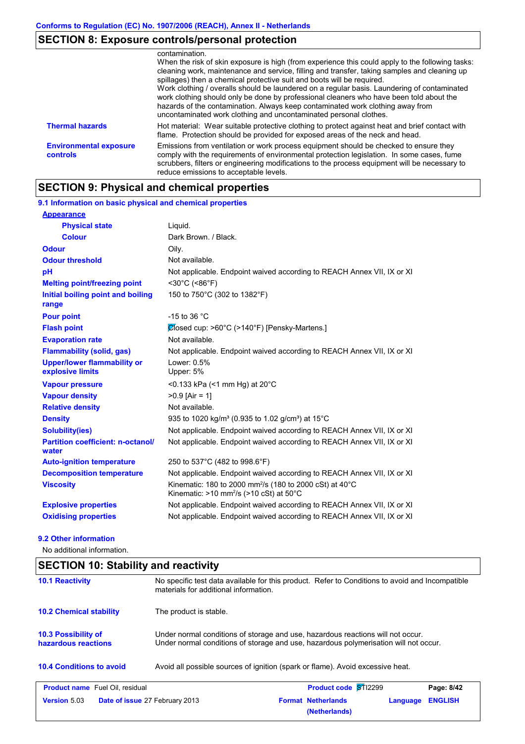## SECTION 8: Exposure controls/personal protection

| | |
|---|---|
| | contamination. When the risk of skin exposure is high (from experience this could apply to the following tasks: cleaning work, maintenance and service, filling and transfer, taking samples and cleaning up spillages) then a chemical protective suit and boots will be required. Work clothing / overalls should be laundered on a regular basis. Laundering of contaminated work clothing should only be done by professional cleaners who have been told about the hazards of the contamination. Always keep contaminated work clothing away from uncontaminated work clothing and uncontaminated personal clothes. |
| **Thermal hazards** | Hot material: Wear suitable protective clothing to protect against heat and brief contact with flame. Protection should be provided for exposed areas of the neck and head. |
| **Environmental exposure controls** | Emissions from ventilation or work process equipment should be checked to ensure they comply with the requirements of environmental protection legislation. In some cases, fume scrubbers, filters or engineering modifications to the process equipment will be necessary to reduce emissions to acceptable levels. |

## SECTION 9: Physical and chemical properties

### 9.1 Information on basic physical and chemical properties

| | |
|---|---|
| **Appearance** | |
| **Physical state** | Liquid. |
| **Colour** | Dark Brown. / Black. |
| **Odour** | Oily. |
| **Odour threshold** | Not available. |
| **pH** | Not applicable. Endpoint waived according to REACH Annex VII, IX or XI |
| **Melting point/freezing point** | <30°C (<86°F) |
| **Initial boiling point and boiling range** | 150 to 750°C (302 to 1382°F) |
| **Pour point** | -15 to 36 °C |
| **Flash point** | Closed cup: >60°C (>140°F) [Pensky-Martens.] |
| **Evaporation rate** | Not available. |
| **Flammability (solid, gas)** | Not applicable. Endpoint waived according to REACH Annex VII, IX or XI |
| **Upper/lower flammability or explosive limits** | Lower: 0.5%<br>Upper: 5% |
| **Vapour pressure** | <0.133 kPa (<1 mm Hg) at 20°C |
| **Vapour density** | >0.9 [Air = 1] |
| **Relative density** | Not available. |
| **Density** | 935 to 1020 kg/m³ (0.935 to 1.02 g/cm³) at 15°C |
| **Solubility(ies)** | Not applicable. Endpoint waived according to REACH Annex VII, IX or XI |
| **Partition coefficient: n-octanol/ water** | Not applicable. Endpoint waived according to REACH Annex VII, IX or XI |
| **Auto-ignition temperature** | 250 to 537°C (482 to 998.6°F) |
| **Decomposition temperature** | Not applicable. Endpoint waived according to REACH Annex VII, IX or XI |
| **Viscosity** | Kinematic: 180 to 2000 mm²/s (180 to 2000 cSt) at 40°C<br>Kinematic: >10 mm²/s (>10 cSt) at 50°C |
| **Explosive properties** | Not applicable. Endpoint waived according to REACH Annex VII, IX or XI |
| **Oxidising properties** | Not applicable. Endpoint waived according to REACH Annex VII, IX or XI |

### 9.2 Other information

No additional information.

## SECTION 10: Stability and reactivity

| | |
|---|---|
| **10.1 Reactivity** | No specific test data available for this product. Refer to Conditions to avoid and Incompatible materials for additional information. |
| **10.2 Chemical stability** | The product is stable. |
| **10.3 Possibility of hazardous reactions** | Under normal conditions of storage and use, hazardous reactions will not occur.<br>Under normal conditions of storage and use, hazardous polymerisation will not occur. |
| **10.4 Conditions to avoid** | Avoid all possible sources of ignition (spark or flame). Avoid excessive heat. |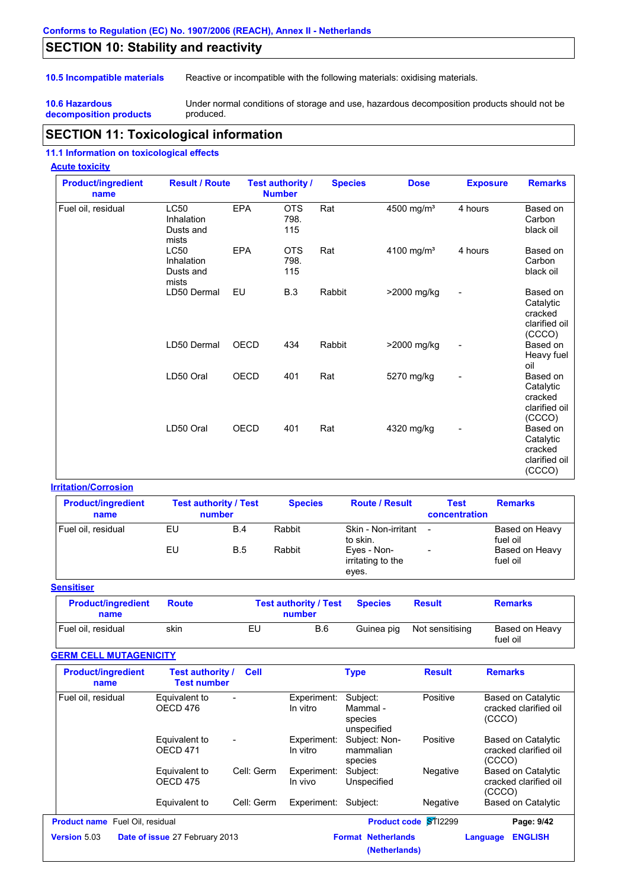## SECTION 10: Stability and reactivity

**10.5 Incompatible materials** Reactive or incompatible with the following materials: oxidising materials.

**10.6 Hazardous decomposition products** Under normal conditions of storage and use, hazardous decomposition products should not be produced.

## SECTION 11: Toxicological information

### 11.1 Information on toxicological effects

**Acute toxicity**

| Product/ingredient name | Result / Route | Test authority / Number | | Species | Dose | Exposure | Remarks |
|---|---|---|---|---|---|---|---|
| Fuel oil, residual | LC50 Inhalation Dusts and mists | EPA | OTS 798. 115 | Rat | 4500 mg/m³ | 4 hours | Based on Carbon black oil |
| | LC50 Inhalation Dusts and mists | EPA | OTS 798. 115 | Rat | 4100 mg/m³ | 4 hours | Based on Carbon black oil |
| | LD50 Dermal | EU | B.3 | Rabbit | >2000 mg/kg | - | Based on Catalytic cracked clarified oil (CCCO) |
| | LD50 Dermal | OECD | 434 | Rabbit | >2000 mg/kg | - | Based on Heavy fuel oil |
| | LD50 Oral | OECD | 401 | Rat | 5270 mg/kg | - | Based on Catalytic cracked clarified oil (CCCO) |
| | LD50 Oral | OECD | 401 | Rat | 4320 mg/kg | - | Based on Catalytic cracked clarified oil (CCCO) |

**Irritation/Corrosion**

| Product/ingredient name | Test authority / Test number | | Species | Route / Result | Test concentration | Remarks |
|---|---|---|---|---|---|---|
| Fuel oil, residual | EU | B.4 | Rabbit | Skin - Non-irritant to skin. | - | Based on Heavy fuel oil |
| | EU | B.5 | Rabbit | Eyes - Non-irritating to the eyes. | - | Based on Heavy fuel oil |

**Sensitiser**

| Product/ingredient name | Route | Test authority / Test number | | Species | Result | Remarks |
|---|---|---|---|---|---|---|
| Fuel oil, residual | skin | EU | B.6 | Guinea pig | Not sensitising | Based on Heavy fuel oil |

**GERM CELL MUTAGENICITY**

| Product/ingredient name | Test authority / Test number | Cell | Type | | Result | Remarks |
|---|---|---|---|---|---|---|
| Fuel oil, residual | Equivalent to OECD 476 | - | Experiment: In vitro | Subject: Mammal - species unspecified | Positive | Based on Catalytic cracked clarified oil (CCCO) |
| | Equivalent to OECD 471 | - | Experiment: In vitro | Subject: Non-mammalian species | Positive | Based on Catalytic cracked clarified oil (CCCO) |
| | Equivalent to OECD 475 | Cell: Germ | Experiment: In vivo | Subject: Unspecified | Negative | Based on Catalytic cracked clarified oil (CCCO) |
| | Equivalent to | Cell: Germ | Experiment: | Subject: | Negative | Based on Catalytic |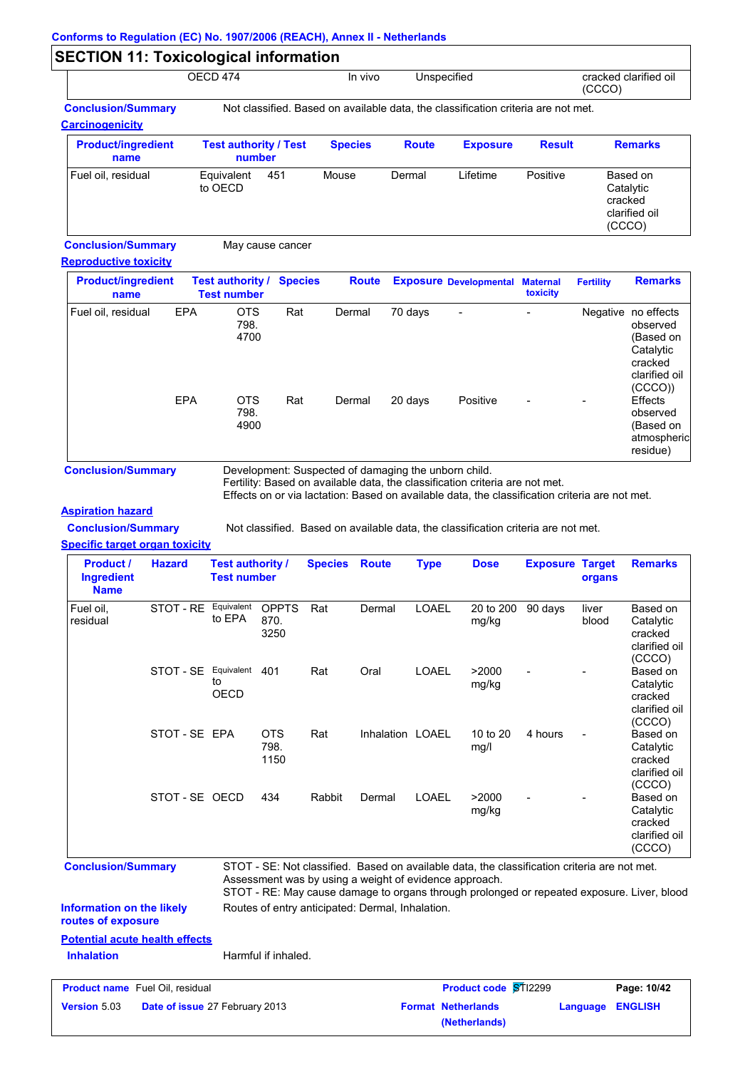## SECTION 11: Toxicological information

| | OECD 474 | In vivo | Unspecified | cracked clarified oil (CCCO) |
|---|---|---|---|---|

**Conclusion/Summary** Not classified. Based on available data, the classification criteria are not met.

**Carcinogenicity**

| Product/ingredient name | Test authority / Test number | Species | Route | Exposure | Result | Remarks |
|---|---|---|---|---|---|---|
| Fuel oil, residual | Equivalent to OECD 451 | Mouse | Dermal | Lifetime | Positive | Based on Catalytic cracked clarified oil (CCCO) |

**Conclusion/Summary** May cause cancer

**Reproductive toxicity**

| Product/ingredient name | Test authority / Test number | Species | Route | Exposure | Developmental | Maternal toxicity | Fertility | Remarks |
|---|---|---|---|---|---|---|---|---|
| Fuel oil, residual | EPA OTS 798. 4700 | Rat | Dermal | 70 days | - | - | Negative | no effects observed (Based on Catalytic cracked clarified oil (CCCO)) |
| | EPA OTS 798. 4900 | Rat | Dermal | 20 days | Positive | - | - | Effects observed (Based on atmospheric residue) |

**Conclusion/Summary**
Development: Suspected of damaging the unborn child.
Fertility: Based on available data, the classification criteria are not met.
Effects on or via lactation: Based on available data, the classification criteria are not met.

**Aspiration hazard**

**Conclusion/Summary** Not classified. Based on available data, the classification criteria are not met.

**Specific target organ toxicity**

| Product / Ingredient Name | Hazard | Test authority / Test number | Species | Route | Type | Dose | Exposure | Target organs | Remarks |
|---|---|---|---|---|---|---|---|---|---|
| Fuel oil, residual | STOT - RE | Equivalent to EPA OPPTS 870. 3250 | Rat | Dermal | LOAEL | 20 to 200 mg/kg | 90 days | liver blood | Based on Catalytic cracked clarified oil (CCCO) |
| | STOT - SE | Equivalent to OECD 401 | Rat | Oral | LOAEL | >2000 mg/kg | - | - | Based on Catalytic cracked clarified oil (CCCO) |
| | STOT - SE | EPA OTS 798. 1150 | Rat | Inhalation | LOAEL | 10 to 20 mg/l | 4 hours | - | Based on Catalytic cracked clarified oil (CCCO) |
| | STOT - SE | OECD 434 | Rabbit | Dermal | LOAEL | >2000 mg/kg | - | - | Based on Catalytic cracked clarified oil (CCCO) |

**Conclusion/Summary**
STOT - SE: Not classified. Based on available data, the classification criteria are not met. Assessment was by using a weight of evidence approach.
STOT - RE: May cause damage to organs through prolonged or repeated exposure. Liver, blood

**Information on the likely routes of exposure** Routes of entry anticipated: Dermal, Inhalation.

**Potential acute health effects**

**Inhalation** Harmful if inhaled.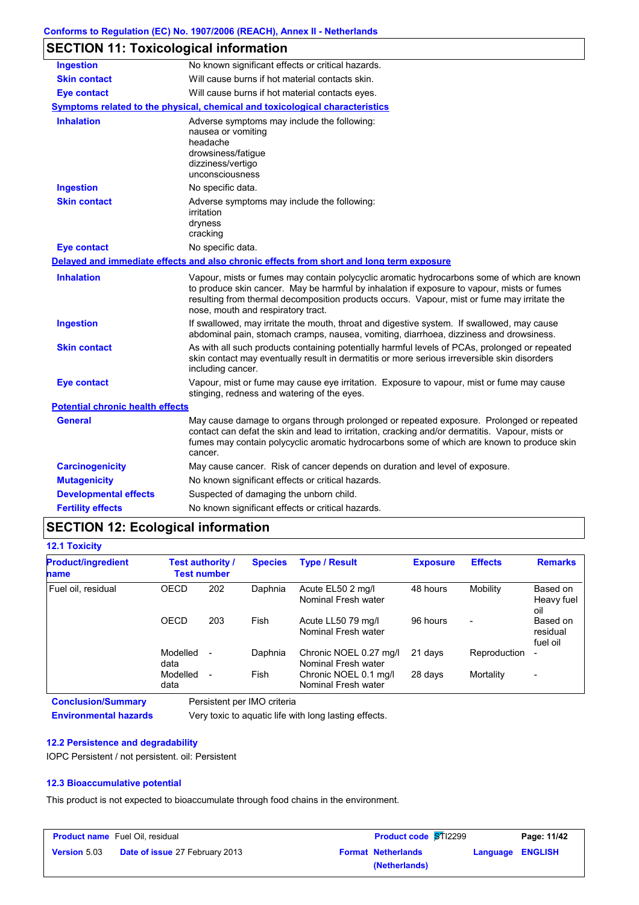## SECTION 11: Toxicological information

| | |
|---|---|
| **Ingestion** | No known significant effects or critical hazards. |
| **Skin contact** | Will cause burns if hot material contacts skin. |
| **Eye contact** | Will cause burns if hot material contacts eyes. |

**Symptoms related to the physical, chemical and toxicological characteristics**

| | |
|---|---|
| **Inhalation** | Adverse symptoms may include the following:<br>nausea or vomiting<br>headache<br>drowsiness/fatigue<br>dizziness/vertigo<br>unconsciousness |
| **Ingestion** | No specific data. |
| **Skin contact** | Adverse symptoms may include the following:<br>irritation<br>dryness<br>cracking |
| **Eye contact** | No specific data. |

**Delayed and immediate effects and also chronic effects from short and long term exposure**

| | |
|---|---|
| **Inhalation** | Vapour, mists or fumes may contain polycyclic aromatic hydrocarbons some of which are known to produce skin cancer. May be harmful by inhalation if exposure to vapour, mists or fumes resulting from thermal decomposition products occurs. Vapour, mist or fume may irritate the nose, mouth and respiratory tract. |
| **Ingestion** | If swallowed, may irritate the mouth, throat and digestive system. If swallowed, may cause abdominal pain, stomach cramps, nausea, vomiting, diarrhoea, dizziness and drowsiness. |
| **Skin contact** | As with all such products containing potentially harmful levels of PCAs, prolonged or repeated skin contact may eventually result in dermatitis or more serious irreversible skin disorders including cancer. |
| **Eye contact** | Vapour, mist or fume may cause eye irritation. Exposure to vapour, mist or fume may cause stinging, redness and watering of the eyes. |

**Potential chronic health effects**

| | |
|---|---|
| **General** | May cause damage to organs through prolonged or repeated exposure. Prolonged or repeated contact can defat the skin and lead to irritation, cracking and/or dermatitis. Vapour, mists or fumes may contain polycyclic aromatic hydrocarbons some of which are known to produce skin cancer. |
| **Carcinogenicity** | May cause cancer. Risk of cancer depends on duration and level of exposure. |
| **Mutagenicity** | No known significant effects or critical hazards. |
| **Developmental effects** | Suspected of damaging the unborn child. |
| **Fertility effects** | No known significant effects or critical hazards. |

## SECTION 12: Ecological information

### 12.1 Toxicity

| Product/ingredient name | Test authority / Test number | | Species | Type / Result | Exposure | Effects | Remarks |
|---|---|---|---|---|---|---|---|
| Fuel oil, residual | OECD | 202 | Daphnia | Acute EL50 2 mg/l Nominal Fresh water | 48 hours | Mobility | Based on Heavy fuel oil |
| | OECD | 203 | Fish | Acute LL50 79 mg/l Nominal Fresh water | 96 hours | - | Based on residual fuel oil |
| | Modelled data | - | Daphnia | Chronic NOEL 0.27 mg/l Nominal Fresh water | 21 days | Reproduction | - |
| | Modelled data | - | Fish | Chronic NOEL 0.1 mg/l Nominal Fresh water | 28 days | Mortality | - |

| | |
|---|---|
| **Conclusion/Summary** | Persistent per IMO criteria |
| **Environmental hazards** | Very toxic to aquatic life with long lasting effects. |

### 12.2 Persistence and degradability

IOPC Persistent / not persistent. oil: Persistent

### 12.3 Bioaccumulative potential

This product is not expected to bioaccumulate through food chains in the environment.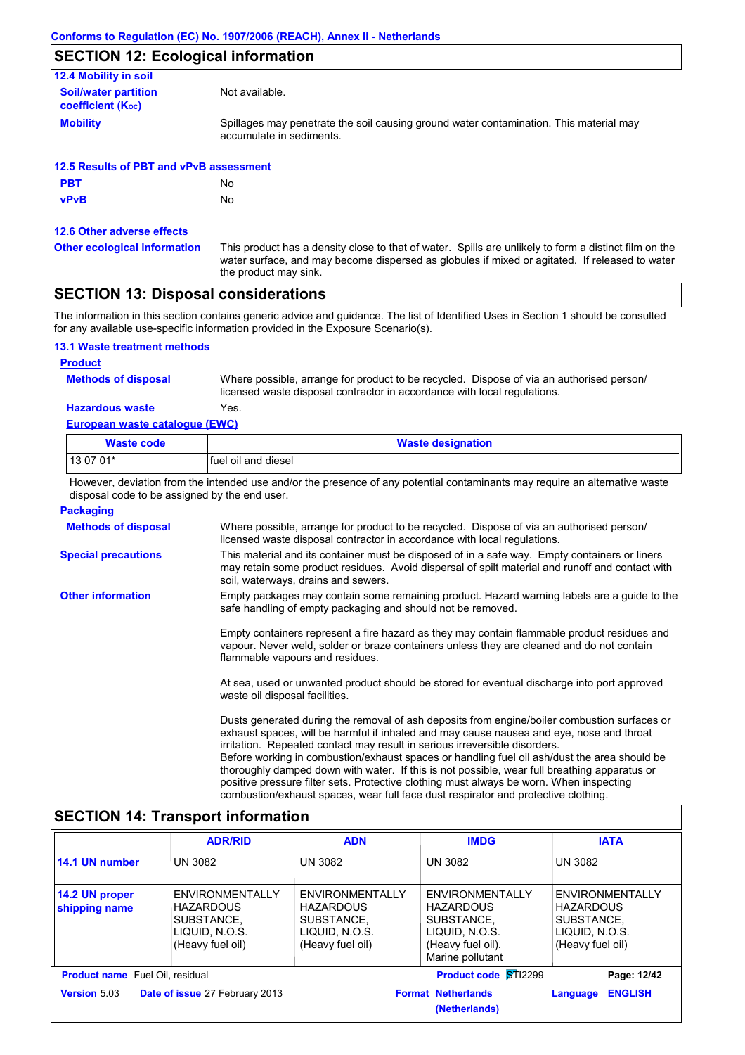## SECTION 12: Ecological information

### 12.4 Mobility in soil

**Soil/water partition coefficient ($K_{OC}$)** Not available.

**Mobility** Spillages may penetrate the soil causing ground water contamination. This material may accumulate in sediments.

### 12.5 Results of PBT and vPvB assessment

**PBT** No

**vPvB** No

### 12.6 Other adverse effects

**Other ecological information** This product has a density close to that of water. Spills are unlikely to form a distinct film on the water surface, and may become dispersed as globules if mixed or agitated. If released to water the product may sink.

## SECTION 13: Disposal considerations

The information in this section contains generic advice and guidance. The list of Identified Uses in Section 1 should be consulted for any available use-specific information provided in the Exposure Scenario(s).

### 13.1 Waste treatment methods

**Product**

**Methods of disposal** Where possible, arrange for product to be recycled. Dispose of via an authorised person/ licensed waste disposal contractor in accordance with local regulations.

**Hazardous waste** Yes.

**European waste catalogue (EWC)**

| Waste code | Waste designation |
|---|---|
| 13 07 01* | fuel oil and diesel |

However, deviation from the intended use and/or the presence of any potential contaminants may require an alternative waste disposal code to be assigned by the end user.

**Packaging**

**Methods of disposal** Where possible, arrange for product to be recycled. Dispose of via an authorised person/ licensed waste disposal contractor in accordance with local regulations.

**Special precautions** This material and its container must be disposed of in a safe way. Empty containers or liners may retain some product residues. Avoid dispersal of spilt material and runoff and contact with soil, waterways, drains and sewers.

**Other information** Empty packages may contain some remaining product. Hazard warning labels are a guide to the safe handling of empty packaging and should not be removed.

Empty containers represent a fire hazard as they may contain flammable product residues and vapour. Never weld, solder or braze containers unless they are cleaned and do not contain flammable vapours and residues.

At sea, used or unwanted product should be stored for eventual discharge into port approved waste oil disposal facilities.

Dusts generated during the removal of ash deposits from engine/boiler combustion surfaces or exhaust spaces, will be harmful if inhaled and may cause nausea and eye, nose and throat irritation. Repeated contact may result in serious irreversible disorders.
Before working in combustion/exhaust spaces or handling fuel oil ash/dust the area should be thoroughly damped down with water. If this is not possible, wear full breathing apparatus or positive pressure filter sets. Protective clothing must always be worn. When inspecting combustion/exhaust spaces, wear full face dust respirator and protective clothing.

## SECTION 14: Transport information

| | ADR/RID | ADN | IMDG | IATA |
|---|---|---|---|---|
| **14.1 UN number** | UN 3082 | UN 3082 | UN 3082 | UN 3082 |
| **14.2 UN proper shipping name** | ENVIRONMENTALLY HAZARDOUS SUBSTANCE, LIQUID, N.O.S. (Heavy fuel oil) | ENVIRONMENTALLY HAZARDOUS SUBSTANCE, LIQUID, N.O.S. (Heavy fuel oil) | ENVIRONMENTALLY HAZARDOUS SUBSTANCE, LIQUID, N.O.S. (Heavy fuel oil). Marine pollutant | ENVIRONMENTALLY HAZARDOUS SUBSTANCE, LIQUID, N.O.S. (Heavy fuel oil) |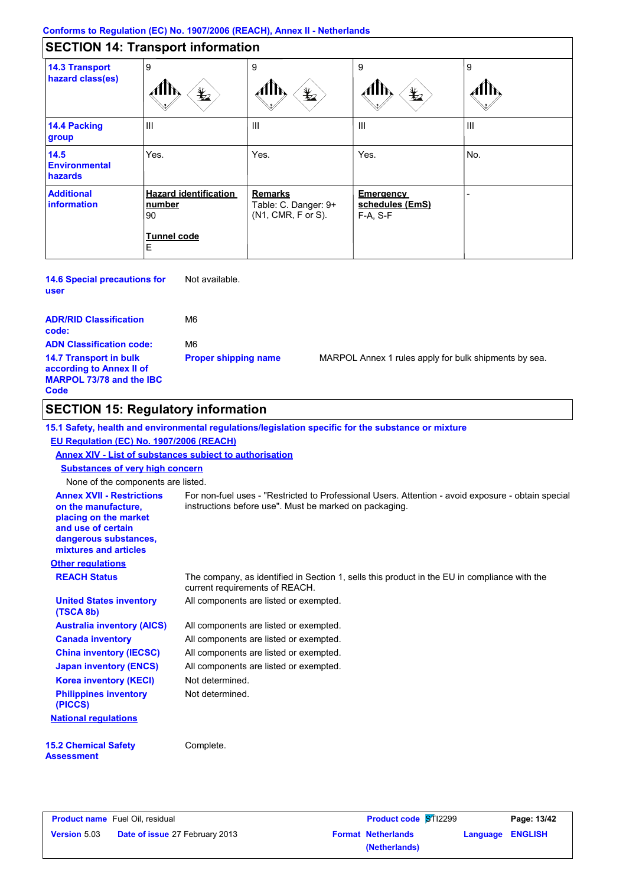Conforms to Regulation (EC) No. 1907/2006 (REACH), Annex II - Netherlands

## SECTION 14: Transport information

| | | | | |
|---|---|---|---|---|
| **14.3 Transport hazard class(es)** | 9 | 9 | 9 | 9 |
| **14.4 Packing group** | III | III | III | III |
| **14.5 Environmental hazards** | Yes. | Yes. | Yes. | No. |
| **Additional information** | **Hazard identification number** 90 **Tunnel code** E | **Remarks** Table: C. Danger: 9+ (N1, CMR, F or S). | **Emergency schedules (EmS)** F-A, S-F | - |

**14.6 Special precautions for user** Not available.

**ADR/RID Classification code:** M6

**ADN Classification code:** M6

**14.7 Transport in bulk according to Annex II of MARPOL 73/78 and the IBC Code** **Proper shipping name** MARPOL Annex 1 rules apply for bulk shipments by sea.

## SECTION 15: Regulatory information

**15.1 Safety, health and environmental regulations/legislation specific for the substance or mixture**

**EU Regulation (EC) No. 1907/2006 (REACH)**

**Annex XIV - List of substances subject to authorisation**

**Substances of very high concern**

None of the components are listed.

**Annex XVII - Restrictions on the manufacture, placing on the market and use of certain dangerous substances, mixtures and articles** For non-fuel uses - "Restricted to Professional Users. Attention - avoid exposure - obtain special instructions before use". Must be marked on packaging.

**Other regulations**

**REACH Status** The company, as identified in Section 1, sells this product in the EU in compliance with the current requirements of REACH.

**United States inventory (TSCA 8b)** All components are listed or exempted.

**Australia inventory (AICS)** All components are listed or exempted.

**Canada inventory** All components are listed or exempted.

**China inventory (IECSC)** All components are listed or exempted.

**Japan inventory (ENCS)** All components are listed or exempted.

**Korea inventory (KECI)** Not determined.

**Philippines inventory (PICCS)** Not determined.

**National regulations**

**15.2 Chemical Safety Assessment** Complete.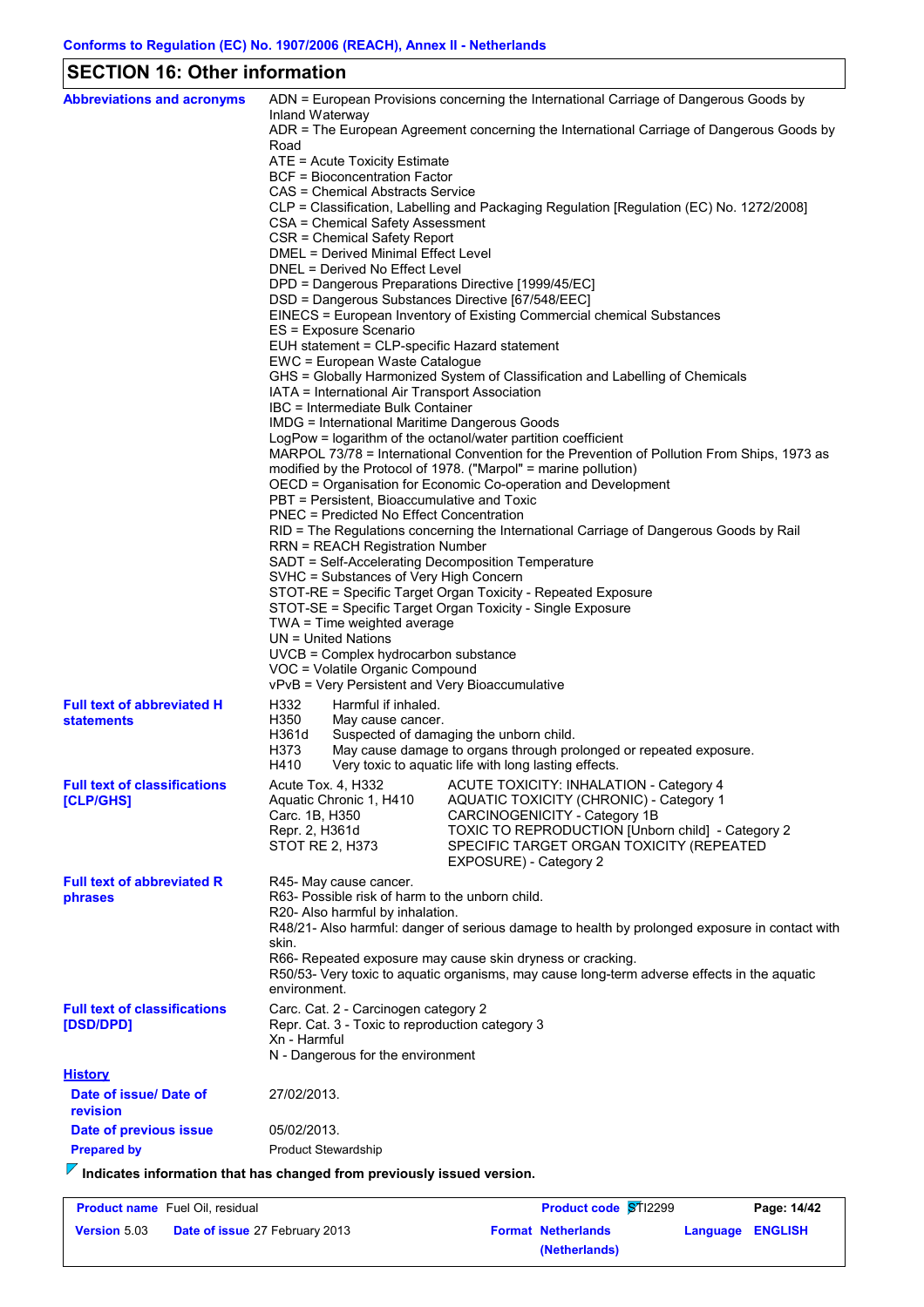## SECTION 16: Other information

**Abbreviations and acronyms**

ADN = European Provisions concerning the International Carriage of Dangerous Goods by Inland Waterway
ADR = The European Agreement concerning the International Carriage of Dangerous Goods by Road
ATE = Acute Toxicity Estimate
BCF = Bioconcentration Factor
CAS = Chemical Abstracts Service
CLP = Classification, Labelling and Packaging Regulation [Regulation (EC) No. 1272/2008]
CSA = Chemical Safety Assessment
CSR = Chemical Safety Report
DMEL = Derived Minimal Effect Level
DNEL = Derived No Effect Level
DPD = Dangerous Preparations Directive [1999/45/EC]
DSD = Dangerous Substances Directive [67/548/EEC]
EINECS = European Inventory of Existing Commercial chemical Substances
ES = Exposure Scenario
EUH statement = CLP-specific Hazard statement
EWC = European Waste Catalogue
GHS = Globally Harmonized System of Classification and Labelling of Chemicals
IATA = International Air Transport Association
IBC = Intermediate Bulk Container
IMDG = International Maritime Dangerous Goods
LogPow = logarithm of the octanol/water partition coefficient
MARPOL 73/78 = International Convention for the Prevention of Pollution From Ships, 1973 as modified by the Protocol of 1978. ("Marpol" = marine pollution)
OECD = Organisation for Economic Co-operation and Development
PBT = Persistent, Bioaccumulative and Toxic
PNEC = Predicted No Effect Concentration
RID = The Regulations concerning the International Carriage of Dangerous Goods by Rail
RRN = REACH Registration Number
SADT = Self-Accelerating Decomposition Temperature
SVHC = Substances of Very High Concern
STOT-RE = Specific Target Organ Toxicity - Repeated Exposure
STOT-SE = Specific Target Organ Toxicity - Single Exposure
TWA = Time weighted average
UN = United Nations
UVCB = Complex hydrocarbon substance
VOC = Volatile Organic Compound
vPvB = Very Persistent and Very Bioaccumulative

**Full text of abbreviated H statements**

| | |
|---|---|
| H332 | Harmful if inhaled. |
| H350 | May cause cancer. |
| H361d | Suspected of damaging the unborn child. |
| H373 | May cause damage to organs through prolonged or repeated exposure. |
| H410 | Very toxic to aquatic life with long lasting effects. |

**Full text of classifications [CLP/GHS]**

| | |
|---|---|
| Acute Tox. 4, H332 | ACUTE TOXICITY: INHALATION - Category 4 |
| Aquatic Chronic 1, H410 | AQUATIC TOXICITY (CHRONIC) - Category 1 |
| Carc. 1B, H350 | CARCINOGENICITY - Category 1B |
| Repr. 2, H361d | TOXIC TO REPRODUCTION [Unborn child] - Category 2 |
| STOT RE 2, H373 | SPECIFIC TARGET ORGAN TOXICITY (REPEATED EXPOSURE) - Category 2 |

**Full text of abbreviated R phrases**

R45- May cause cancer.
R63- Possible risk of harm to the unborn child.
R20- Also harmful by inhalation.
R48/21- Also harmful: danger of serious damage to health by prolonged exposure in contact with skin.
R66- Repeated exposure may cause skin dryness or cracking.
R50/53- Very toxic to aquatic organisms, may cause long-term adverse effects in the aquatic environment.

**Full text of classifications [DSD/DPD]**

Carc. Cat. 2 - Carcinogen category 2
Repr. Cat. 3 - Toxic to reproduction category 3
Xn - Harmful
N - Dangerous for the environment

**History**

**Date of issue/ Date of revision**: 27/02/2013.

**Date of previous issue**: 05/02/2013.

**Prepared by**: Product Stewardship

**Indicates information that has changed from previously issued version.**

| | | | |
|---|---|---|---|
| **Product name** Fuel Oil, residual | | **Product code** STI2299 | **Page: 14/42** |
| **Version** 5.03 | **Date of issue** 27 February 2013 | **Format Netherlands (Netherlands)** | **Language ENGLISH** |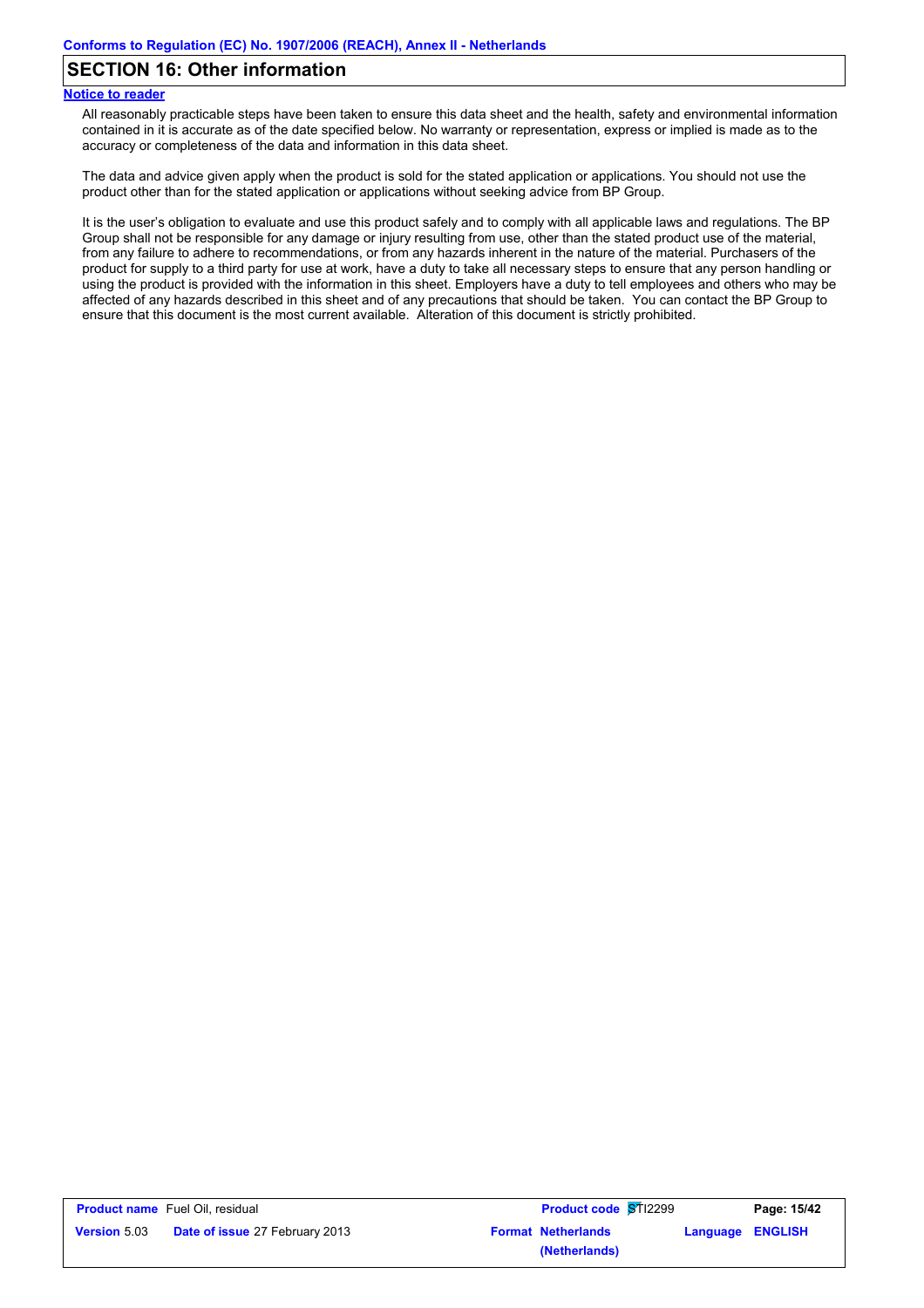## SECTION 16: Other information

**Notice to reader**

All reasonably practicable steps have been taken to ensure this data sheet and the health, safety and environmental information contained in it is accurate as of the date specified below. No warranty or representation, express or implied is made as to the accuracy or completeness of the data and information in this data sheet.

The data and advice given apply when the product is sold for the stated application or applications. You should not use the product other than for the stated application or applications without seeking advice from BP Group.

It is the user's obligation to evaluate and use this product safely and to comply with all applicable laws and regulations. The BP Group shall not be responsible for any damage or injury resulting from use, other than the stated product use of the material, from any failure to adhere to recommendations, or from any hazards inherent in the nature of the material. Purchasers of the product for supply to a third party for use at work, have a duty to take all necessary steps to ensure that any person handling or using the product is provided with the information in this sheet. Employers have a duty to tell employees and others who may be affected of any hazards described in this sheet and of any precautions that should be taken. You can contact the BP Group to ensure that this document is the most current available. Alteration of this document is strictly prohibited.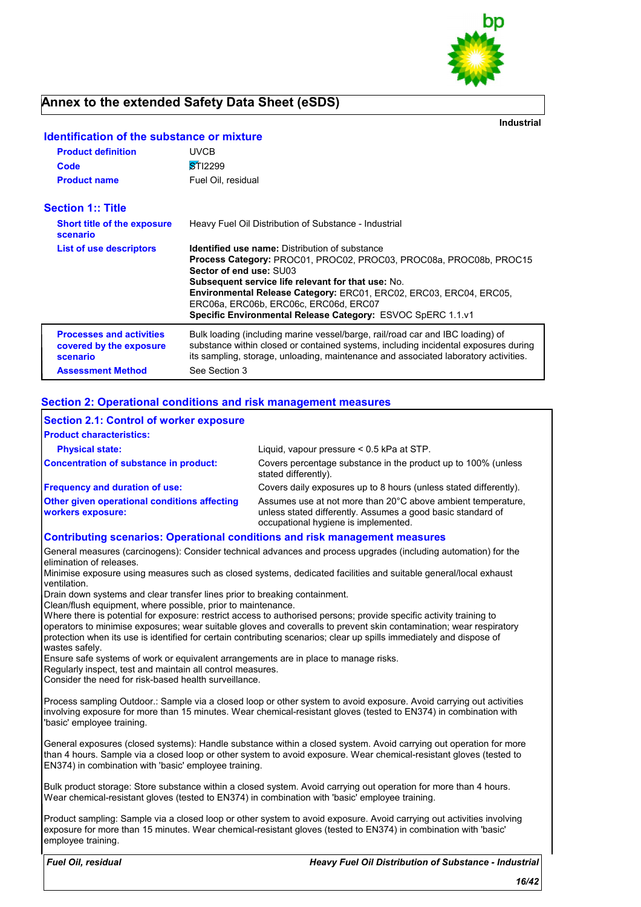# Annex to the extended Safety Data Sheet (eSDS)

**Industrial**

## Identification of the substance or mixture

| | |
|---|---|
| **Product definition** | UVCB |
| **Code** | STI2299 |
| **Product name** | Fuel Oil, residual |

## Section 1:: Title

| | |
|---|---|
| **Short title of the exposure scenario** | Heavy Fuel Oil Distribution of Substance - Industrial |
| **List of use descriptors** | **Identified use name:** Distribution of substance<br>**Process Category:** PROC01, PROC02, PROC03, PROC08a, PROC08b, PROC15<br>**Sector of end use:** SU03<br>**Subsequent service life relevant for that use:** No.<br>**Environmental Release Category:** ERC01, ERC02, ERC03, ERC04, ERC05, ERC06a, ERC06b, ERC06c, ERC06d, ERC07<br>**Specific Environmental Release Category:** ESVOC SpERC 1.1.v1 |
| **Processes and activities covered by the exposure scenario** | Bulk loading (including marine vessel/barge, rail/road car and IBC loading) of substance within closed or contained systems, including incidental exposures during its sampling, storage, unloading, maintenance and associated laboratory activities. |
| **Assessment Method** | See Section 3 |

## Section 2: Operational conditions and risk management measures

### Section 2.1: Control of worker exposure

**Product characteristics:**

| | |
|---|---|
| **Physical state:** | Liquid, vapour pressure < 0.5 kPa at STP. |
| **Concentration of substance in product:** | Covers percentage substance in the product up to 100% (unless stated differently). |
| **Frequency and duration of use:** | Covers daily exposures up to 8 hours (unless stated differently). |
| **Other given operational conditions affecting workers exposure:** | Assumes use at not more than 20°C above ambient temperature, unless stated differently. Assumes a good basic standard of occupational hygiene is implemented. |

### Contributing scenarios: Operational conditions and risk management measures

General measures (carcinogens): Consider technical advances and process upgrades (including automation) for the elimination of releases.
Minimise exposure using measures such as closed systems, dedicated facilities and suitable general/local exhaust ventilation.
Drain down systems and clear transfer lines prior to breaking containment.
Clean/flush equipment, where possible, prior to maintenance.
Where there is potential for exposure: restrict access to authorised persons; provide specific activity training to operators to minimise exposures; wear suitable gloves and coveralls to prevent skin contamination; wear respiratory protection when its use is identified for certain contributing scenarios; clear up spills immediately and dispose of wastes safely.
Ensure safe systems of work or equivalent arrangements are in place to manage risks.
Regularly inspect, test and maintain all control measures.
Consider the need for risk-based health surveillance.

Process sampling Outdoor.: Sample via a closed loop or other system to avoid exposure. Avoid carrying out activities involving exposure for more than 15 minutes. Wear chemical-resistant gloves (tested to EN374) in combination with 'basic' employee training.

General exposures (closed systems): Handle substance within a closed system. Avoid carrying out operation for more than 4 hours. Sample via a closed loop or other system to avoid exposure. Wear chemical-resistant gloves (tested to EN374) in combination with 'basic' employee training.

Bulk product storage: Store substance within a closed system. Avoid carrying out operation for more than 4 hours. Wear chemical-resistant gloves (tested to EN374) in combination with 'basic' employee training.

Product sampling: Sample via a closed loop or other system to avoid exposure. Avoid carrying out activities involving exposure for more than 15 minutes. Wear chemical-resistant gloves (tested to EN374) in combination with 'basic' employee training.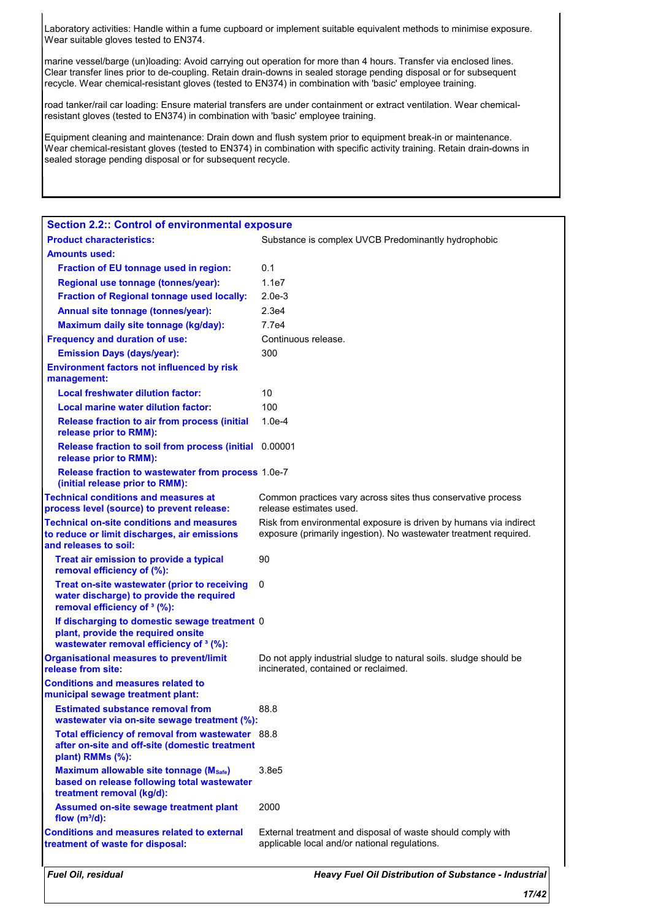Laboratory activities: Handle within a fume cupboard or implement suitable equivalent methods to minimise exposure. Wear suitable gloves tested to EN374.

marine vessel/barge (un)loading: Avoid carrying out operation for more than 4 hours. Transfer via enclosed lines. Clear transfer lines prior to de-coupling. Retain drain-downs in sealed storage pending disposal or for subsequent recycle. Wear chemical-resistant gloves (tested to EN374) in combination with 'basic' employee training.

road tanker/rail car loading: Ensure material transfers are under containment or extract ventilation. Wear chemical-resistant gloves (tested to EN374) in combination with 'basic' employee training.

Equipment cleaning and maintenance: Drain down and flush system prior to equipment break-in or maintenance. Wear chemical-resistant gloves (tested to EN374) in combination with specific activity training. Retain drain-downs in sealed storage pending disposal or for subsequent recycle.

## Section 2.2:: Control of environmental exposure

| | |
|---|---|
| **Product characteristics:** | Substance is complex UVCB Predominantly hydrophobic |
| **Amounts used:** | |
| **Fraction of EU tonnage used in region:** | 0.1 |
| **Regional use tonnage (tonnes/year):** | 1.1e7 |
| **Fraction of Regional tonnage used locally:** | 2.0e-3 |
| **Annual site tonnage (tonnes/year):** | 2.3e4 |
| **Maximum daily site tonnage (kg/day):** | 7.7e4 |
| **Frequency and duration of use:** | Continuous release. |
| **Emission Days (days/year):** | 300 |
| **Environment factors not influenced by risk management:** | |
| **Local freshwater dilution factor:** | 10 |
| **Local marine water dilution factor:** | 100 |
| **Release fraction to air from process (initial release prior to RMM):** | 1.0e-4 |
| **Release fraction to soil from process (initial release prior to RMM):** | 0.00001 |
| **Release fraction to wastewater from process (initial release prior to RMM):** | 1.0e-7 |
| **Technical conditions and measures at process level (source) to prevent release:** | Common practices vary across sites thus conservative process release estimates used. |
| **Technical on-site conditions and measures to reduce or limit discharges, air emissions and releases to soil:** | Risk from environmental exposure is driven by humans via indirect exposure (primarily ingestion). No wastewater treatment required. |
| **Treat air emission to provide a typical removal efficiency of (%):** | 90 |
| **Treat on-site wastewater (prior to receiving water discharge) to provide the required removal efficiency of ³ (%):** | 0 |
| **If discharging to domestic sewage treatment plant, provide the required onsite wastewater removal efficiency of ³ (%):** | 0 |
| **Organisational measures to prevent/limit release from site:** | Do not apply industrial sludge to natural soils. sludge should be incinerated, contained or reclaimed. |
| **Conditions and measures related to municipal sewage treatment plant:** | |
| **Estimated substance removal from wastewater via on-site sewage treatment (%):** | 88.8 |
| **Total efficiency of removal from wastewater after on-site and off-site (domestic treatment plant) RMMs (%):** | 88.8 |
| **Maximum allowable site tonnage ($M_{Safe}$) based on release following total wastewater treatment removal (kg/d):** | 3.8e5 |
| **Assumed on-site sewage treatment plant flow ($m^3/d$):** | 2000 |
| **Conditions and measures related to external treatment of waste for disposal:** | External treatment and disposal of waste should comply with applicable local and/or national regulations. |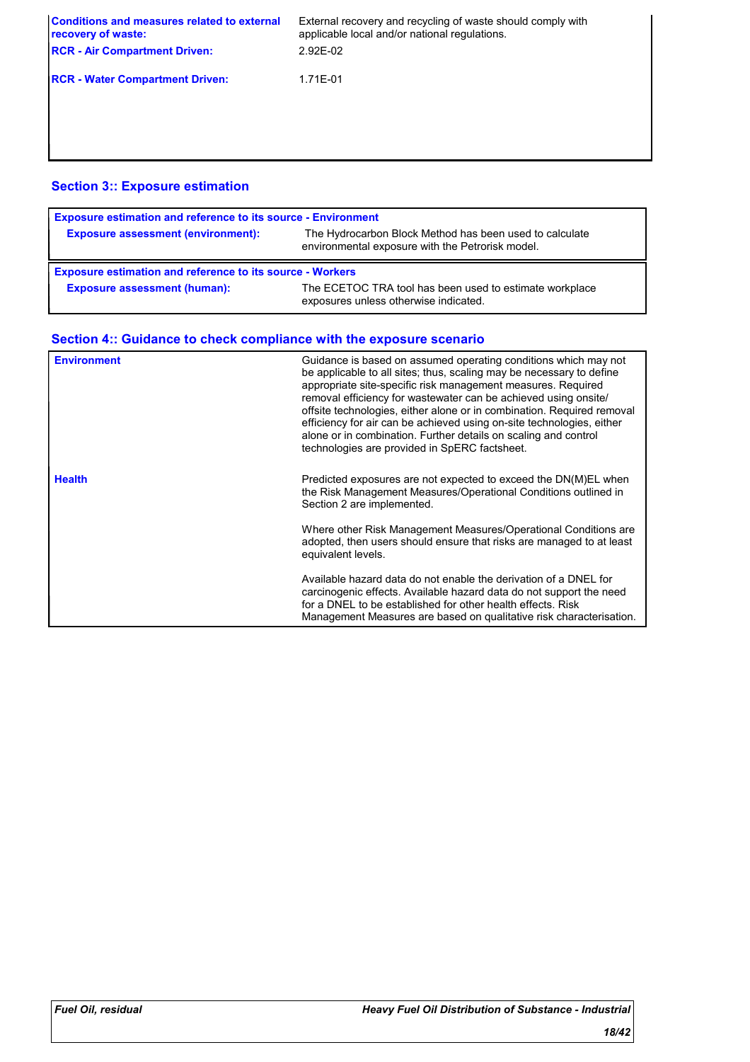| | |
|---|---|
| **Conditions and measures related to external recovery of waste:** | External recovery and recycling of waste should comply with applicable local and/or national regulations. |
| **RCR - Air Compartment Driven:** | 2.92E-02 |
| **RCR - Water Compartment Driven:** | 1.71E-01 |

## Section 3:: Exposure estimation

| **Exposure estimation and reference to its source - Environment** | |
|---|---|
| **Exposure assessment (environment):** | The Hydrocarbon Block Method has been used to calculate environmental exposure with the Petrorisk model. |

| **Exposure estimation and reference to its source - Workers** | |
|---|---|
| **Exposure assessment (human):** | The ECETOC TRA tool has been used to estimate workplace exposures unless otherwise indicated. |

## Section 4:: Guidance to check compliance with the exposure scenario

| | |
|---|---|
| **Environment** | Guidance is based on assumed operating conditions which may not be applicable to all sites; thus, scaling may be necessary to define appropriate site-specific risk management measures. Required removal efficiency for wastewater can be achieved using onsite/offsite technologies, either alone or in combination. Required removal efficiency for air can be achieved using on-site technologies, either alone or in combination. Further details on scaling and control technologies are provided in SpERC factsheet. |
| **Health** | Predicted exposures are not expected to exceed the DN(M)EL when the Risk Management Measures/Operational Conditions outlined in Section 2 are implemented.<br><br>Where other Risk Management Measures/Operational Conditions are adopted, then users should ensure that risks are managed to at least equivalent levels.<br><br>Available hazard data do not enable the derivation of a DNEL for carcinogenic effects. Available hazard data do not support the need for a DNEL to be established for other health effects. Risk Management Measures are based on qualitative risk characterisation. |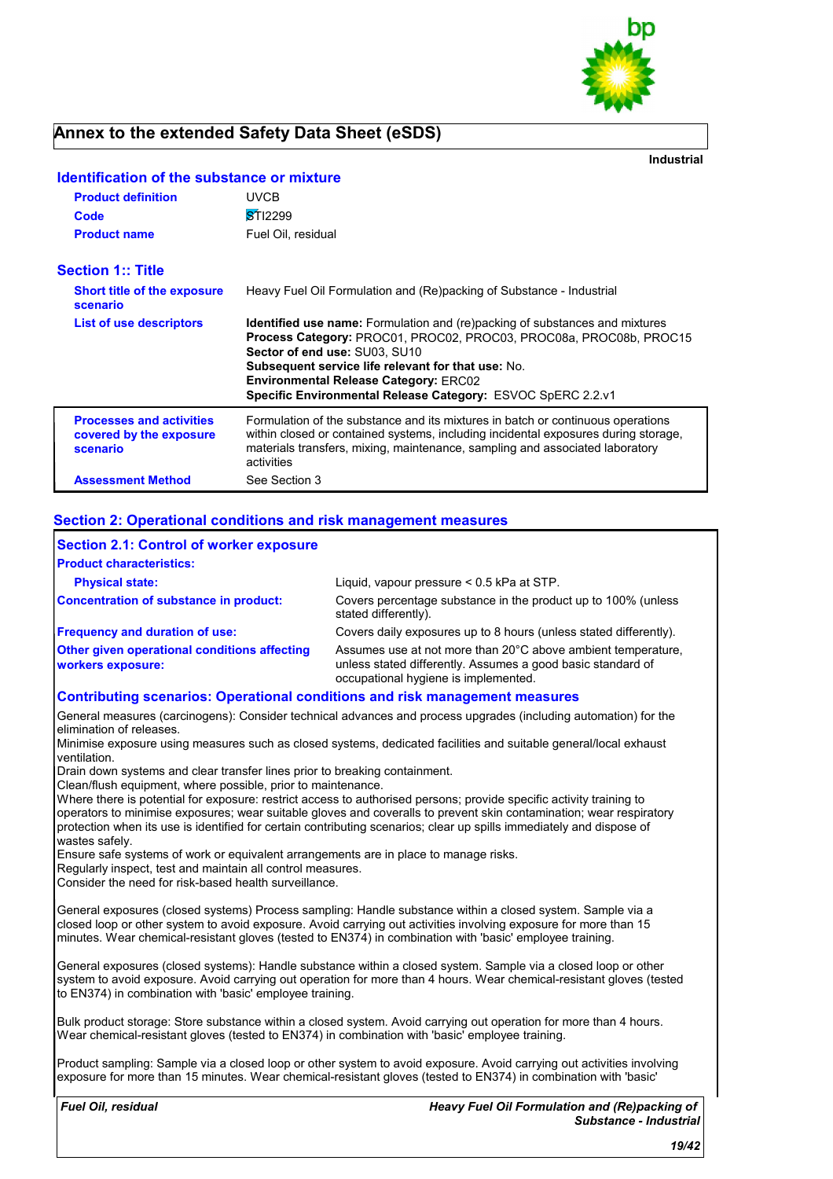# Annex to the extended Safety Data Sheet (eSDS)

**Industrial**

## Identification of the substance or mixture

| | |
|---|---|
| **Product definition** | UVCB |
| **Code** | STI2299 |
| **Product name** | Fuel Oil, residual |

## Section 1:: Title

| | |
|---|---|
| **Short title of the exposure scenario** | Heavy Fuel Oil Formulation and (Re)packing of Substance - Industrial |
| **List of use descriptors** | **Identified use name:** Formulation and (re)packing of substances and mixtures<br>**Process Category:** PROC01, PROC02, PROC03, PROC08a, PROC08b, PROC15<br>**Sector of end use:** SU03, SU10<br>**Subsequent service life relevant for that use:** No.<br>**Environmental Release Category:** ERC02<br>**Specific Environmental Release Category:** ESVOC SpERC 2.2.v1 |
| **Processes and activities covered by the exposure scenario** | Formulation of the substance and its mixtures in batch or continuous operations within closed or contained systems, including incidental exposures during storage, materials transfers, mixing, maintenance, sampling and associated laboratory activities |
| **Assessment Method** | See Section 3 |

## Section 2: Operational conditions and risk management measures

### Section 2.1: Control of worker exposure

**Product characteristics:**

| | |
|---|---|
| **Physical state:** | Liquid, vapour pressure < 0.5 kPa at STP. |
| **Concentration of substance in product:** | Covers percentage substance in the product up to 100% (unless stated differently). |
| **Frequency and duration of use:** | Covers daily exposures up to 8 hours (unless stated differently). |
| **Other given operational conditions affecting workers exposure:** | Assumes use at not more than 20°C above ambient temperature, unless stated differently. Assumes a good basic standard of occupational hygiene is implemented. |

### Contributing scenarios: Operational conditions and risk management measures

General measures (carcinogens): Consider technical advances and process upgrades (including automation) for the elimination of releases.
Minimise exposure using measures such as closed systems, dedicated facilities and suitable general/local exhaust ventilation.
Drain down systems and clear transfer lines prior to breaking containment.
Clean/flush equipment, where possible, prior to maintenance.
Where there is potential for exposure: restrict access to authorised persons; provide specific activity training to operators to minimise exposures; wear suitable gloves and coveralls to prevent skin contamination; wear respiratory protection when its use is identified for certain contributing scenarios; clear up spills immediately and dispose of wastes safely.
Ensure safe systems of work or equivalent arrangements are in place to manage risks.
Regularly inspect, test and maintain all control measures.
Consider the need for risk-based health surveillance.

General exposures (closed systems) Process sampling: Handle substance within a closed system. Sample via a closed loop or other system to avoid exposure. Avoid carrying out activities involving exposure for more than 15 minutes. Wear chemical-resistant gloves (tested to EN374) in combination with 'basic' employee training.

General exposures (closed systems): Handle substance within a closed system. Sample via a closed loop or other system to avoid exposure. Avoid carrying out operation for more than 4 hours. Wear chemical-resistant gloves (tested to EN374) in combination with 'basic' employee training.

Bulk product storage: Store substance within a closed system. Avoid carrying out operation for more than 4 hours. Wear chemical-resistant gloves (tested to EN374) in combination with 'basic' employee training.

Product sampling: Sample via a closed loop or other system to avoid exposure. Avoid carrying out activities involving exposure for more than 15 minutes. Wear chemical-resistant gloves (tested to EN374) in combination with 'basic'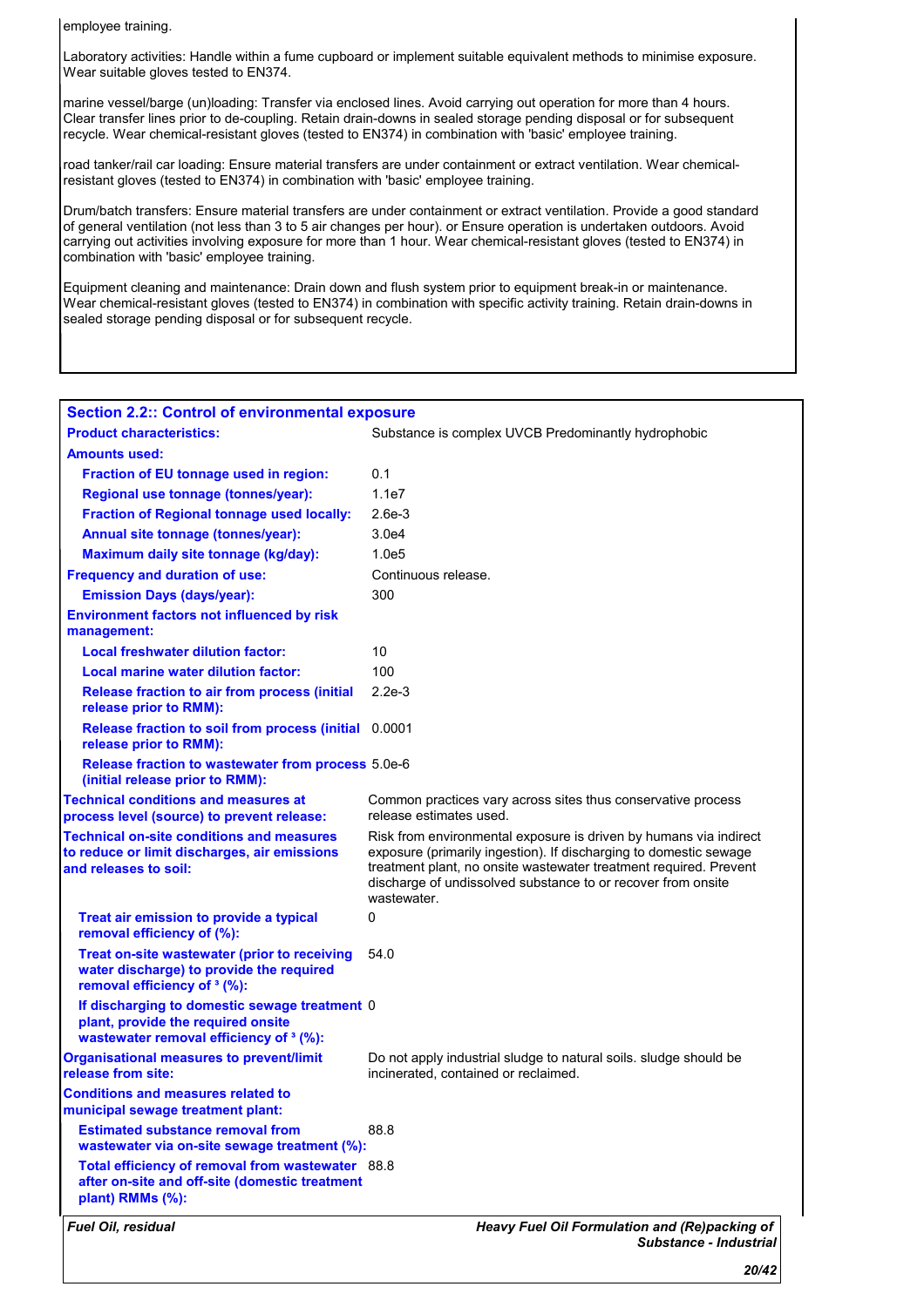employee training.

Laboratory activities: Handle within a fume cupboard or implement suitable equivalent methods to minimise exposure. Wear suitable gloves tested to EN374.

marine vessel/barge (un)loading: Transfer via enclosed lines. Avoid carrying out operation for more than 4 hours. Clear transfer lines prior to de-coupling. Retain drain-downs in sealed storage pending disposal or for subsequent recycle. Wear chemical-resistant gloves (tested to EN374) in combination with 'basic' employee training.

road tanker/rail car loading: Ensure material transfers are under containment or extract ventilation. Wear chemical-resistant gloves (tested to EN374) in combination with 'basic' employee training.

Drum/batch transfers: Ensure material transfers are under containment or extract ventilation. Provide a good standard of general ventilation (not less than 3 to 5 air changes per hour). or Ensure operation is undertaken outdoors. Avoid carrying out activities involving exposure for more than 1 hour. Wear chemical-resistant gloves (tested to EN374) in combination with 'basic' employee training.

Equipment cleaning and maintenance: Drain down and flush system prior to equipment break-in or maintenance. Wear chemical-resistant gloves (tested to EN374) in combination with specific activity training. Retain drain-downs in sealed storage pending disposal or for subsequent recycle.

## Section 2.2:: Control of environmental exposure

| | |
|---|---|
| **Product characteristics:** | Substance is complex UVCB Predominantly hydrophobic |
| **Amounts used:** | |
| **Fraction of EU tonnage used in region:** | 0.1 |
| **Regional use tonnage (tonnes/year):** | 1.1e7 |
| **Fraction of Regional tonnage used locally:** | 2.6e-3 |
| **Annual site tonnage (tonnes/year):** | 3.0e4 |
| **Maximum daily site tonnage (kg/day):** | 1.0e5 |
| **Frequency and duration of use:** | Continuous release. |
| **Emission Days (days/year):** | 300 |
| **Environment factors not influenced by risk management:** | |
| **Local freshwater dilution factor:** | 10 |
| **Local marine water dilution factor:** | 100 |
| **Release fraction to air from process (initial release prior to RMM):** | 2.2e-3 |
| **Release fraction to soil from process (initial release prior to RMM):** | 0.0001 |
| **Release fraction to wastewater from process (initial release prior to RMM):** | 5.0e-6 |
| **Technical conditions and measures at process level (source) to prevent release:** | Common practices vary across sites thus conservative process release estimates used. |
| **Technical on-site conditions and measures to reduce or limit discharges, air emissions and releases to soil:** | Risk from environmental exposure is driven by humans via indirect exposure (primarily ingestion). If discharging to domestic sewage treatment plant, no onsite wastewater treatment required. Prevent discharge of undissolved substance to or recover from onsite wastewater. |
| **Treat air emission to provide a typical removal efficiency of (%):** | 0 |
| **Treat on-site wastewater (prior to receiving water discharge) to provide the required removal efficiency of [3] (%):** | 54.0 |
| **If discharging to domestic sewage treatment plant, provide the required onsite wastewater removal efficiency of [3] (%):** | 0 |
| **Organisational measures to prevent/limit release from site:** | Do not apply industrial sludge to natural soils. sludge should be incinerated, contained or reclaimed. |
| **Conditions and measures related to municipal sewage treatment plant:** | |
| **Estimated substance removal from wastewater via on-site sewage treatment (%):** | 88.8 |
| **Total efficiency of removal from wastewater after on-site and off-site (domestic treatment plant) RMMs (%):** | 88.8 |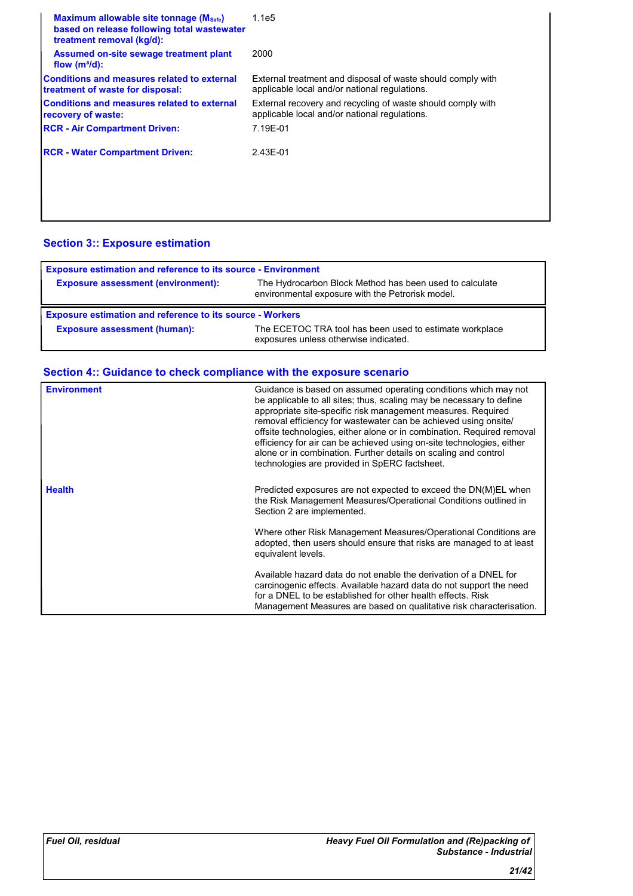| | |
|---|---|
| **Maximum allowable site tonnage ($M_{Safe}$) based on release following total wastewater treatment removal (kg/d):** | 1.1e5 |
| **Assumed on-site sewage treatment plant flow ($m^3$/d):** | 2000 |
| **Conditions and measures related to external treatment of waste for disposal:** | External treatment and disposal of waste should comply with applicable local and/or national regulations. |
| **Conditions and measures related to external recovery of waste:** | External recovery and recycling of waste should comply with applicable local and/or national regulations. |
| **RCR - Air Compartment Driven:** | 7.19E-01 |
| **RCR - Water Compartment Driven:** | 2.43E-01 |

## Section 3:: Exposure estimation

| **Exposure estimation and reference to its source - Environment** | |
|---|---|
| **Exposure assessment (environment):** | The Hydrocarbon Block Method has been used to calculate environmental exposure with the Petrorisk model. |

| **Exposure estimation and reference to its source - Workers** | |
|---|---|
| **Exposure assessment (human):** | The ECETOC TRA tool has been used to estimate workplace exposures unless otherwise indicated. |

## Section 4:: Guidance to check compliance with the exposure scenario

| | |
|---|---|
| **Environment** | Guidance is based on assumed operating conditions which may not be applicable to all sites; thus, scaling may be necessary to define appropriate site-specific risk management measures. Required removal efficiency for wastewater can be achieved using onsite/offsite technologies, either alone or in combination. Required removal efficiency for air can be achieved using on-site technologies, either alone or in combination. Further details on scaling and control technologies are provided in SpERC factsheet. |
| **Health** | Predicted exposures are not expected to exceed the DN(M)EL when the Risk Management Measures/Operational Conditions outlined in Section 2 are implemented.<br><br>Where other Risk Management Measures/Operational Conditions are adopted, then users should ensure that risks are managed to at least equivalent levels.<br><br>Available hazard data do not enable the derivation of a DNEL for carcinogenic effects. Available hazard data do not support the need for a DNEL to be established for other health effects. Risk Management Measures are based on qualitative risk characterisation. |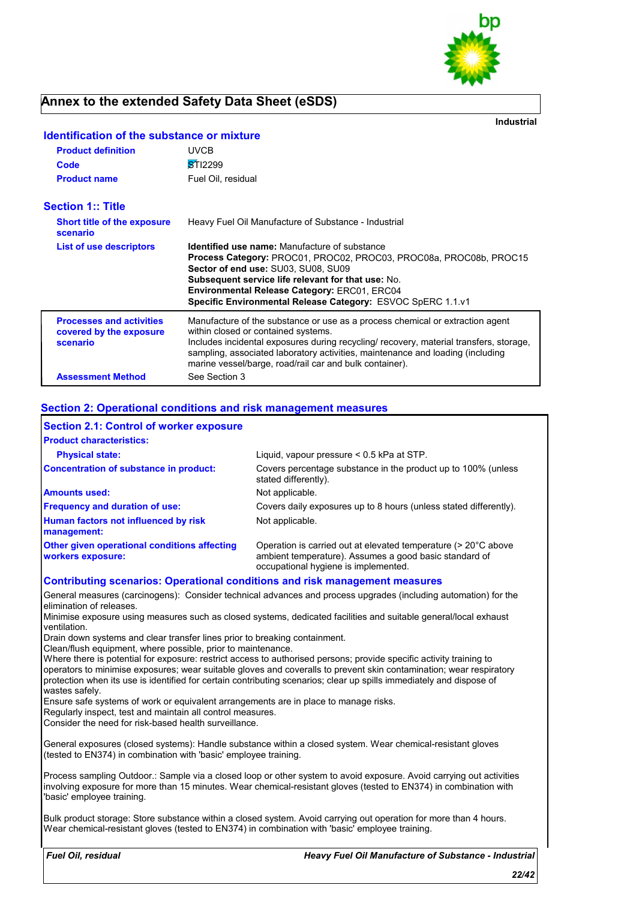# Annex to the extended Safety Data Sheet (eSDS)

**Industrial**

## Identification of the substance or mixture

| | |
|---|---|
| **Product definition** | UVCB |
| **Code** | STI2299 |
| **Product name** | Fuel Oil, residual |

## Section 1:: Title

| | |
|---|---|
| **Short title of the exposure scenario** | Heavy Fuel Oil Manufacture of Substance - Industrial |
| **List of use descriptors** | **Identified use name:** Manufacture of substance<br>**Process Category:** PROC01, PROC02, PROC03, PROC08a, PROC08b, PROC15<br>**Sector of end use:** SU03, SU08, SU09<br>**Subsequent service life relevant for that use:** No.<br>**Environmental Release Category:** ERC01, ERC04<br>**Specific Environmental Release Category:** ESVOC SpERC 1.1.v1 |
| **Processes and activities covered by the exposure scenario** | Manufacture of the substance or use as a process chemical or extraction agent within closed or contained systems.<br>Includes incidental exposures during recycling/ recovery, material transfers, storage, sampling, associated laboratory activities, maintenance and loading (including marine vessel/barge, road/rail car and bulk container). |
| **Assessment Method** | See Section 3 |

## Section 2: Operational conditions and risk management measures

### Section 2.1: Control of worker exposure

**Product characteristics:**

| | |
|---|---|
| **Physical state:** | Liquid, vapour pressure < 0.5 kPa at STP. |
| **Concentration of substance in product:** | Covers percentage substance in the product up to 100% (unless stated differently). |
| **Amounts used:** | Not applicable. |
| **Frequency and duration of use:** | Covers daily exposures up to 8 hours (unless stated differently). |
| **Human factors not influenced by risk management:** | Not applicable. |
| **Other given operational conditions affecting workers exposure:** | Operation is carried out at elevated temperature (> 20°C above ambient temperature). Assumes a good basic standard of occupational hygiene is implemented. |

### Contributing scenarios: Operational conditions and risk management measures

General measures (carcinogens): Consider technical advances and process upgrades (including automation) for the elimination of releases.
Minimise exposure using measures such as closed systems, dedicated facilities and suitable general/local exhaust ventilation.
Drain down systems and clear transfer lines prior to breaking containment.
Clean/flush equipment, where possible, prior to maintenance.
Where there is potential for exposure: restrict access to authorised persons; provide specific activity training to operators to minimise exposures; wear suitable gloves and coveralls to prevent skin contamination; wear respiratory protection when its use is identified for certain contributing scenarios; clear up spills immediately and dispose of wastes safely.
Ensure safe systems of work or equivalent arrangements are in place to manage risks.
Regularly inspect, test and maintain all control measures.
Consider the need for risk-based health surveillance.

General exposures (closed systems): Handle substance within a closed system. Wear chemical-resistant gloves (tested to EN374) in combination with 'basic' employee training.

Process sampling Outdoor.: Sample via a closed loop or other system to avoid exposure. Avoid carrying out activities involving exposure for more than 15 minutes. Wear chemical-resistant gloves (tested to EN374) in combination with 'basic' employee training.

Bulk product storage: Store substance within a closed system. Avoid carrying out operation for more than 4 hours. Wear chemical-resistant gloves (tested to EN374) in combination with 'basic' employee training.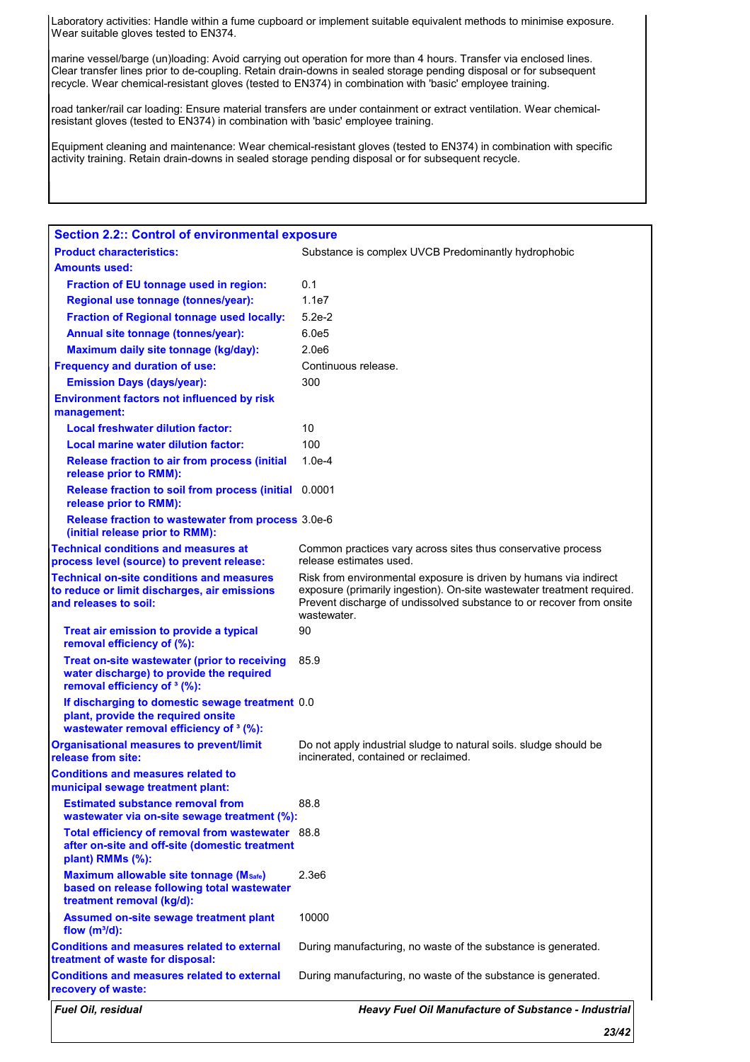Laboratory activities: Handle within a fume cupboard or implement suitable equivalent methods to minimise exposure. Wear suitable gloves tested to EN374.

marine vessel/barge (un)loading: Avoid carrying out operation for more than 4 hours. Transfer via enclosed lines. Clear transfer lines prior to de-coupling. Retain drain-downs in sealed storage pending disposal or for subsequent recycle. Wear chemical-resistant gloves (tested to EN374) in combination with 'basic' employee training.

road tanker/rail car loading: Ensure material transfers are under containment or extract ventilation. Wear chemical-resistant gloves (tested to EN374) in combination with 'basic' employee training.

Equipment cleaning and maintenance: Wear chemical-resistant gloves (tested to EN374) in combination with specific activity training. Retain drain-downs in sealed storage pending disposal or for subsequent recycle.

## Section 2.2:: Control of environmental exposure

| | |
|---|---|
| **Product characteristics:** | Substance is complex UVCB Predominantly hydrophobic |
| **Amounts used:** | |
| **Fraction of EU tonnage used in region:** | 0.1 |
| **Regional use tonnage (tonnes/year):** | 1.1e7 |
| **Fraction of Regional tonnage used locally:** | 5.2e-2 |
| **Annual site tonnage (tonnes/year):** | 6.0e5 |
| **Maximum daily site tonnage (kg/day):** | 2.0e6 |
| **Frequency and duration of use:** | Continuous release. |
| **Emission Days (days/year):** | 300 |
| **Environment factors not influenced by risk management:** | |
| **Local freshwater dilution factor:** | 10 |
| **Local marine water dilution factor:** | 100 |
| **Release fraction to air from process (initial release prior to RMM):** | 1.0e-4 |
| **Release fraction to soil from process (initial release prior to RMM):** | 0.0001 |
| **Release fraction to wastewater from process (initial release prior to RMM):** | 3.0e-6 |
| **Technical conditions and measures at process level (source) to prevent release:** | Common practices vary across sites thus conservative process release estimates used. |
| **Technical on-site conditions and measures to reduce or limit discharges, air emissions and releases to soil:** | Risk from environmental exposure is driven by humans via indirect exposure (primarily ingestion). On-site wastewater treatment required. Prevent discharge of undissolved substance to or recover from onsite wastewater. |
| **Treat air emission to provide a typical removal efficiency of (%):** | 90 |
| **Treat on-site wastewater (prior to receiving water discharge) to provide the required removal efficiency of ³ (%):** | 85.9 |
| **If discharging to domestic sewage treatment plant, provide the required onsite wastewater removal efficiency of ³ (%):** | 0.0 |
| **Organisational measures to prevent/limit release from site:** | Do not apply industrial sludge to natural soils. sludge should be incinerated, contained or reclaimed. |
| **Conditions and measures related to municipal sewage treatment plant:** | |
| **Estimated substance removal from wastewater via on-site sewage treatment (%):** | 88.8 |
| **Total efficiency of removal from wastewater after on-site and off-site (domestic treatment plant) RMMs (%):** | 88.8 |
| **Maximum allowable site tonnage ($M_{Safe}$) based on release following total wastewater treatment removal (kg/d):** | 2.3e6 |
| **Assumed on-site sewage treatment plant flow ($m^3/d$):** | 10000 |
| **Conditions and measures related to external treatment of waste for disposal:** | During manufacturing, no waste of the substance is generated. |
| **Conditions and measures related to external recovery of waste:** | During manufacturing, no waste of the substance is generated. |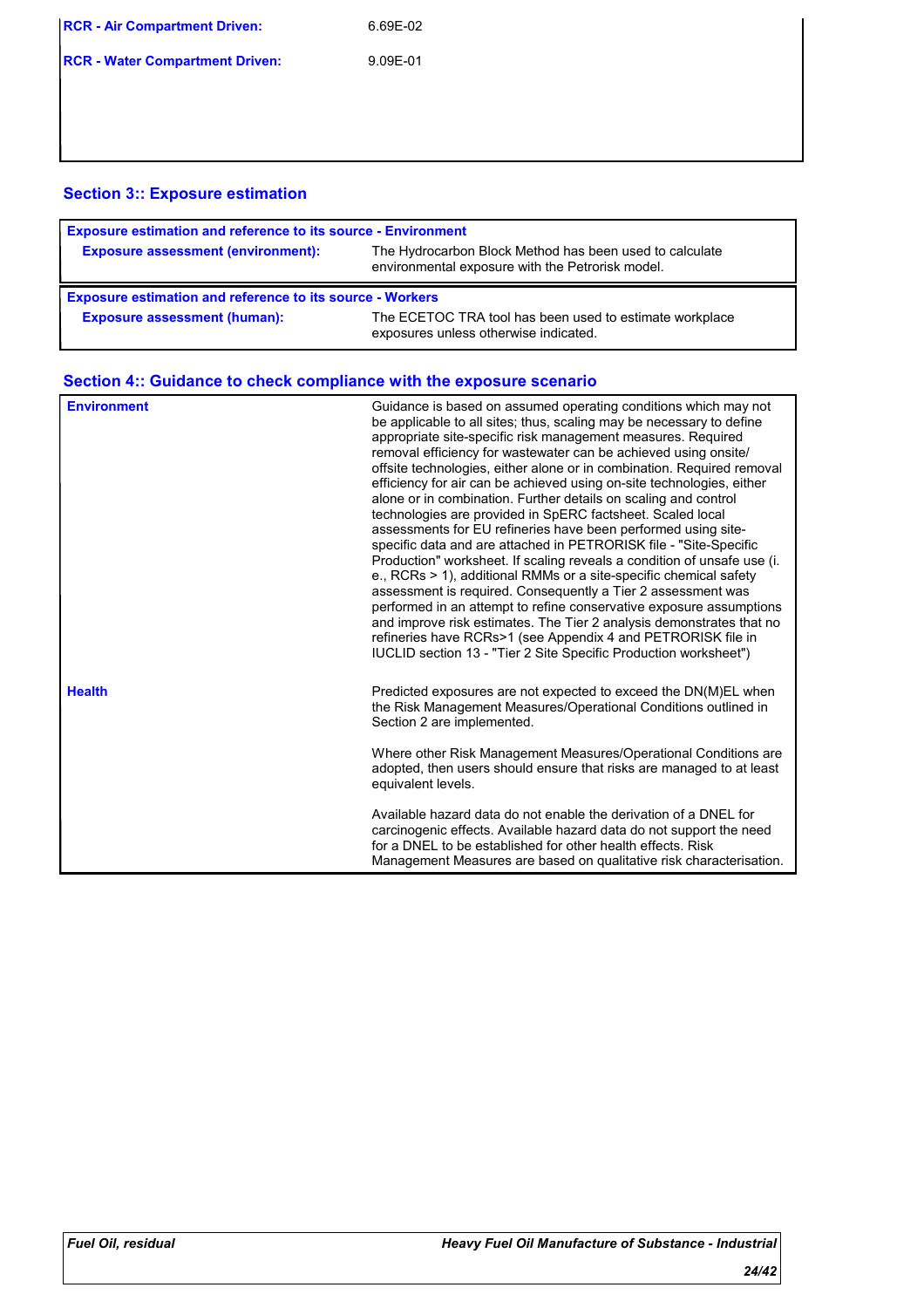| | |
|---|---|
| **RCR - Air Compartment Driven:** | 6.69E-02 |
| **RCR - Water Compartment Driven:** | 9.09E-01 |

## Section 3:: Exposure estimation

| **Exposure estimation and reference to its source - Environment** | |
|---|---|
| **Exposure assessment (environment):** | The Hydrocarbon Block Method has been used to calculate environmental exposure with the Petrorisk model. |

| **Exposure estimation and reference to its source - Workers** | |
|---|---|
| **Exposure assessment (human):** | The ECETOC TRA tool has been used to estimate workplace exposures unless otherwise indicated. |

## Section 4:: Guidance to check compliance with the exposure scenario

| | |
|---|---|
| **Environment** | Guidance is based on assumed operating conditions which may not be applicable to all sites; thus, scaling may be necessary to define appropriate site-specific risk management measures. Required removal efficiency for wastewater can be achieved using onsite/ offsite technologies, either alone or in combination. Required removal efficiency for air can be achieved using on-site technologies, either alone or in combination. Further details on scaling and control technologies are provided in SpERC factsheet. Scaled local assessments for EU refineries have been performed using site-specific data and are attached in PETRORISK file - "Site-Specific Production" worksheet. If scaling reveals a condition of unsafe use (i. e., RCRs > 1), additional RMMs or a site-specific chemical safety assessment is required. Consequently a Tier 2 assessment was performed in an attempt to refine conservative exposure assumptions and improve risk estimates. The Tier 2 analysis demonstrates that no refineries have RCRs>1 (see Appendix 4 and PETRORISK file in IUCLID section 13 - "Tier 2 Site Specific Production worksheet") |
| **Health** | Predicted exposures are not expected to exceed the DN(M)EL when the Risk Management Measures/Operational Conditions outlined in Section 2 are implemented.<br><br>Where other Risk Management Measures/Operational Conditions are adopted, then users should ensure that risks are managed to at least equivalent levels.<br><br>Available hazard data do not enable the derivation of a DNEL for carcinogenic effects. Available hazard data do not support the need for a DNEL to be established for other health effects. Risk Management Measures are based on qualitative risk characterisation. |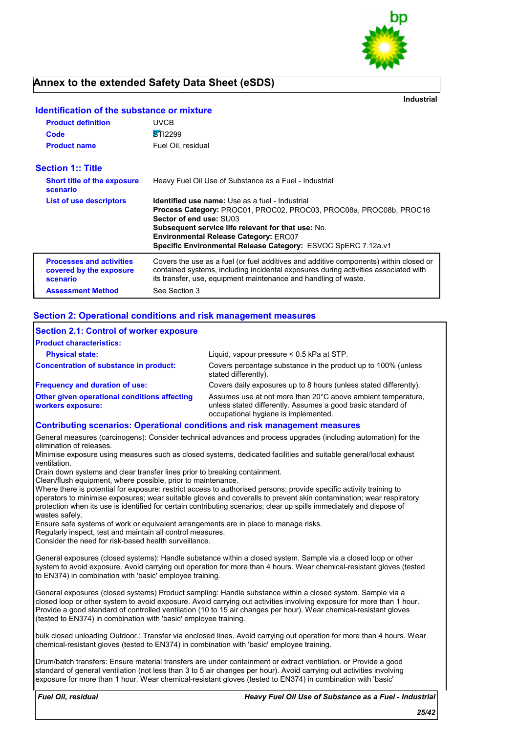# Annex to the extended Safety Data Sheet (eSDS)

**Industrial**

## Identification of the substance or mixture

| | |
|---|---|
| **Product definition** | UVCB |
| **Code** | STI2299 |
| **Product name** | Fuel Oil, residual |

## Section 1:: Title

| | |
|---|---|
| **Short title of the exposure scenario** | Heavy Fuel Oil Use of Substance as a Fuel - Industrial |
| **List of use descriptors** | **Identified use name:** Use as a fuel - Industrial<br>**Process Category:** PROC01, PROC02, PROC03, PROC08a, PROC08b, PROC16<br>**Sector of end use:** SU03<br>**Subsequent service life relevant for that use:** No.<br>**Environmental Release Category:** ERC07<br>**Specific Environmental Release Category:** ESVOC SpERC 7.12a.v1 |
| **Processes and activities covered by the exposure scenario** | Covers the use as a fuel (or fuel additives and additive components) within closed or contained systems, including incidental exposures during activities associated with its transfer, use, equipment maintenance and handling of waste. |
| **Assessment Method** | See Section 3 |

## Section 2: Operational conditions and risk management measures

### Section 2.1: Control of worker exposure

**Product characteristics:**

| | |
|---|---|
| **Physical state:** | Liquid, vapour pressure < 0.5 kPa at STP. |
| **Concentration of substance in product:** | Covers percentage substance in the product up to 100% (unless stated differently). |
| **Frequency and duration of use:** | Covers daily exposures up to 8 hours (unless stated differently). |
| **Other given operational conditions affecting workers exposure:** | Assumes use at not more than 20°C above ambient temperature, unless stated differently. Assumes a good basic standard of occupational hygiene is implemented. |

### Contributing scenarios: Operational conditions and risk management measures

General measures (carcinogens): Consider technical advances and process upgrades (including automation) for the elimination of releases.
Minimise exposure using measures such as closed systems, dedicated facilities and suitable general/local exhaust ventilation.
Drain down systems and clear transfer lines prior to breaking containment.
Clean/flush equipment, where possible, prior to maintenance.
Where there is potential for exposure: restrict access to authorised persons; provide specific activity training to operators to minimise exposures; wear suitable gloves and coveralls to prevent skin contamination; wear respiratory protection when its use is identified for certain contributing scenarios; clear up spills immediately and dispose of wastes safely.
Ensure safe systems of work or equivalent arrangements are in place to manage risks.
Regularly inspect, test and maintain all control measures.
Consider the need for risk-based health surveillance.

General exposures (closed systems): Handle substance within a closed system. Sample via a closed loop or other system to avoid exposure. Avoid carrying out operation for more than 4 hours. Wear chemical-resistant gloves (tested to EN374) in combination with 'basic' employee training.

General exposures (closed systems) Product sampling: Handle substance within a closed system. Sample via a closed loop or other system to avoid exposure. Avoid carrying out activities involving exposure for more than 1 hour. Provide a good standard of controlled ventilation (10 to 15 air changes per hour). Wear chemical-resistant gloves (tested to EN374) in combination with 'basic' employee training.

bulk closed unloading Outdoor.: Transfer via enclosed lines. Avoid carrying out operation for more than 4 hours. Wear chemical-resistant gloves (tested to EN374) in combination with 'basic' employee training.

Drum/batch transfers: Ensure material transfers are under containment or extract ventilation. or Provide a good standard of general ventilation (not less than 3 to 5 air changes per hour). Avoid carrying out activities involving exposure for more than 1 hour. Wear chemical-resistant gloves (tested to EN374) in combination with 'basic'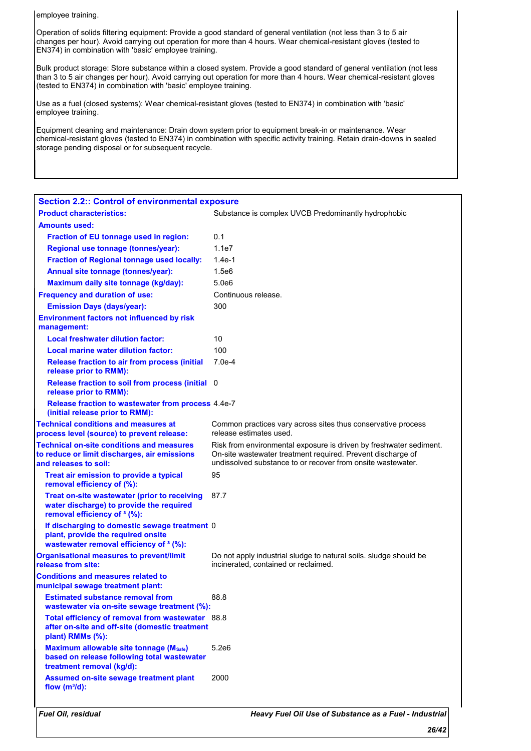employee training.

Operation of solids filtering equipment: Provide a good standard of general ventilation (not less than 3 to 5 air changes per hour). Avoid carrying out operation for more than 4 hours. Wear chemical-resistant gloves (tested to EN374) in combination with 'basic' employee training.

Bulk product storage: Store substance within a closed system. Provide a good standard of general ventilation (not less than 3 to 5 air changes per hour). Avoid carrying out operation for more than 4 hours. Wear chemical-resistant gloves (tested to EN374) in combination with 'basic' employee training.

Use as a fuel (closed systems): Wear chemical-resistant gloves (tested to EN374) in combination with 'basic' employee training.

Equipment cleaning and maintenance: Drain down system prior to equipment break-in or maintenance. Wear chemical-resistant gloves (tested to EN374) in combination with specific activity training. Retain drain-downs in sealed storage pending disposal or for subsequent recycle.

## Section 2.2:: Control of environmental exposure

| | |
|---|---|
| **Product characteristics:** | Substance is complex UVCB Predominantly hydrophobic |
| **Amounts used:** | |
| **Fraction of EU tonnage used in region:** | 0.1 |
| **Regional use tonnage (tonnes/year):** | 1.1e7 |
| **Fraction of Regional tonnage used locally:** | 1.4e-1 |
| **Annual site tonnage (tonnes/year):** | 1.5e6 |
| **Maximum daily site tonnage (kg/day):** | 5.0e6 |
| **Frequency and duration of use:** | Continuous release. |
| **Emission Days (days/year):** | 300 |
| **Environment factors not influenced by risk management:** | |
| **Local freshwater dilution factor:** | 10 |
| **Local marine water dilution factor:** | 100 |
| **Release fraction to air from process (initial release prior to RMM):** | 7.0e-4 |
| **Release fraction to soil from process (initial release prior to RMM):** | 0 |
| **Release fraction to wastewater from process (initial release prior to RMM):** | 4.4e-7 |
| **Technical conditions and measures at process level (source) to prevent release:** | Common practices vary across sites thus conservative process release estimates used. |
| **Technical on-site conditions and measures to reduce or limit discharges, air emissions and releases to soil:** | Risk from environmental exposure is driven by freshwater sediment. On-site wastewater treatment required. Prevent discharge of undissolved substance to or recover from onsite wastewater. |
| **Treat air emission to provide a typical removal efficiency of (%):** | 95 |
| **Treat on-site wastewater (prior to receiving water discharge) to provide the required removal efficiency of ³ (%):** | 87.7 |
| **If discharging to domestic sewage treatment plant, provide the required onsite wastewater removal efficiency of ³ (%):** | 0 |
| **Organisational measures to prevent/limit release from site:** | Do not apply industrial sludge to natural soils. sludge should be incinerated, contained or reclaimed. |
| **Conditions and measures related to municipal sewage treatment plant:** | |
| **Estimated substance removal from wastewater via on-site sewage treatment (%):** | 88.8 |
| **Total efficiency of removal from wastewater after on-site and off-site (domestic treatment plant) RMMs (%):** | 88.8 |
| **Maximum allowable site tonnage ($M_{Safe}$) based on release following total wastewater treatment removal (kg/d):** | 5.2e6 |
| **Assumed on-site sewage treatment plant flow ($m^3$/d):** | 2000 |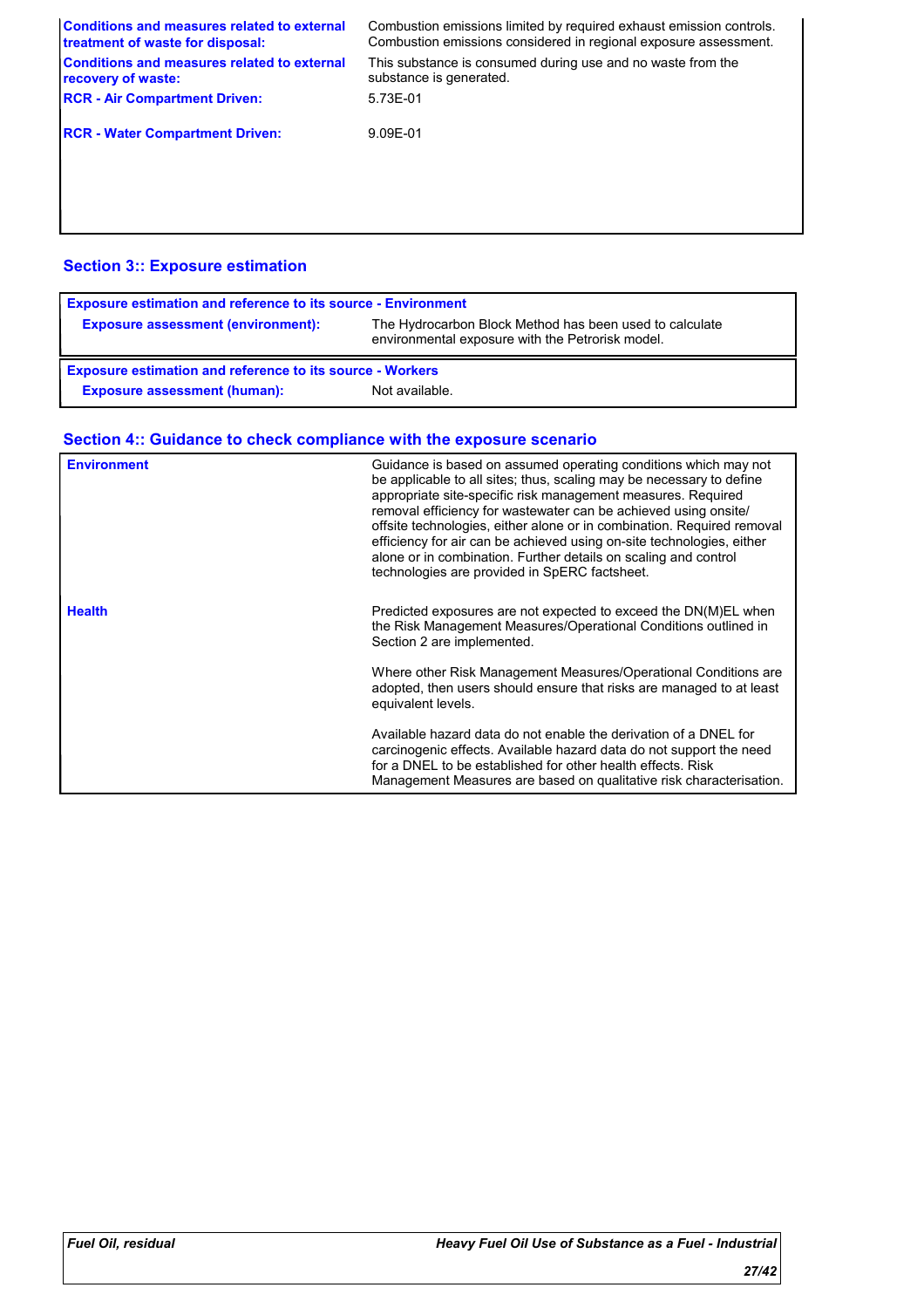| | |
|---|---|
| **Conditions and measures related to external treatment of waste for disposal:** | Combustion emissions limited by required exhaust emission controls. Combustion emissions considered in regional exposure assessment. |
| **Conditions and measures related to external recovery of waste:** | This substance is consumed during use and no waste from the substance is generated. |
| **RCR - Air Compartment Driven:** | 5.73E-01 |
| **RCR - Water Compartment Driven:** | 9.09E-01 |

## Section 3:: Exposure estimation

| **Exposure estimation and reference to its source - Environment** | |
|---|---|
| **Exposure assessment (environment):** | The Hydrocarbon Block Method has been used to calculate environmental exposure with the Petrorisk model. |

| **Exposure estimation and reference to its source - Workers** | |
|---|---|
| **Exposure assessment (human):** | Not available. |

## Section 4:: Guidance to check compliance with the exposure scenario

| | |
|---|---|
| **Environment** | Guidance is based on assumed operating conditions which may not be applicable to all sites; thus, scaling may be necessary to define appropriate site-specific risk management measures. Required removal efficiency for wastewater can be achieved using onsite/ offsite technologies, either alone or in combination. Required removal efficiency for air can be achieved using on-site technologies, either alone or in combination. Further details on scaling and control technologies are provided in SpERC factsheet. |
| **Health** | Predicted exposures are not expected to exceed the DN(M)EL when the Risk Management Measures/Operational Conditions outlined in Section 2 are implemented.<br><br>Where other Risk Management Measures/Operational Conditions are adopted, then users should ensure that risks are managed to at least equivalent levels.<br><br>Available hazard data do not enable the derivation of a DNEL for carcinogenic effects. Available hazard data do not support the need for a DNEL to be established for other health effects. Risk Management Measures are based on qualitative risk characterisation. |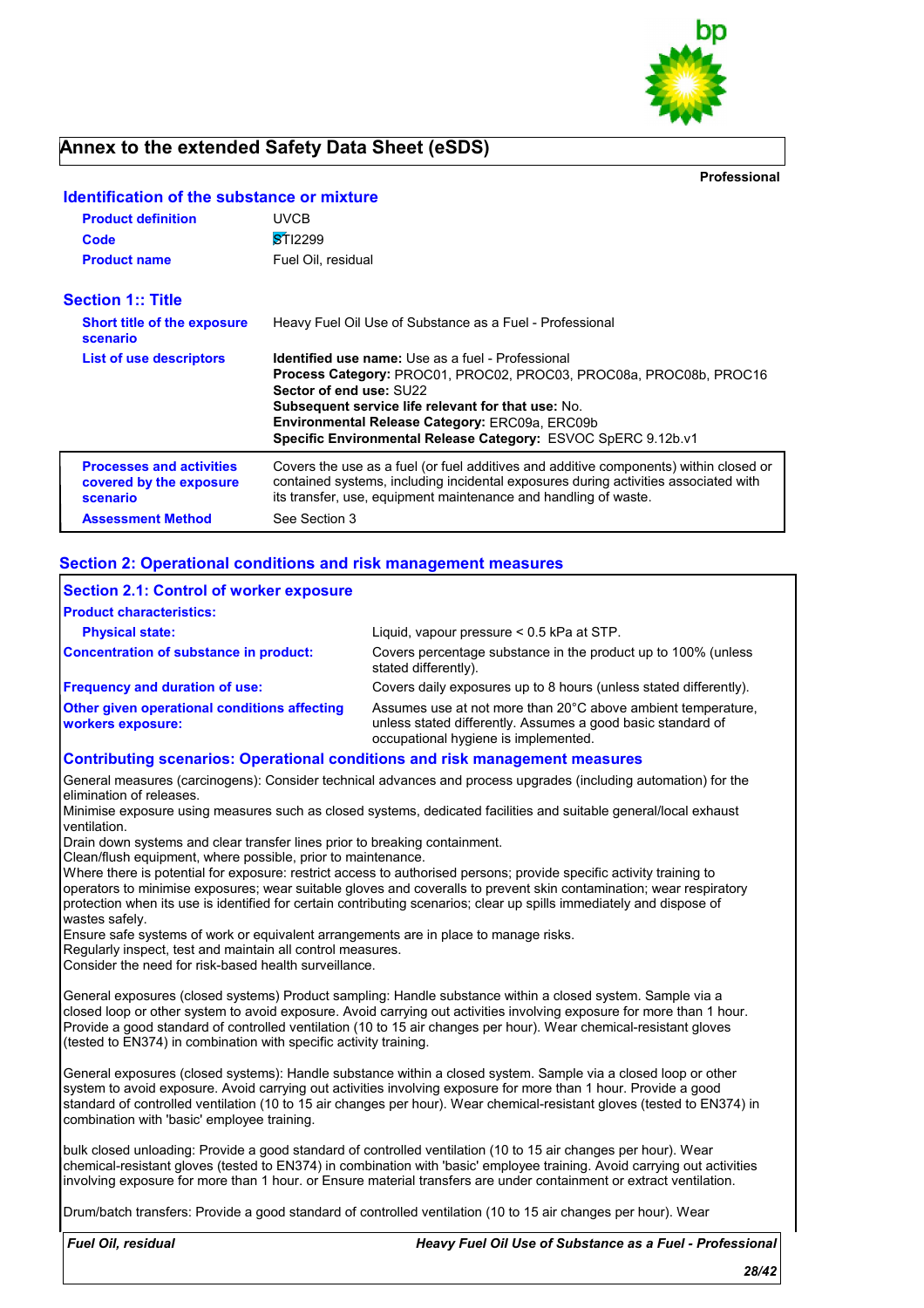# Annex to the extended Safety Data Sheet (eSDS)

**Professional**

## Identification of the substance or mixture

| | |
|---|---|
| **Product definition** | UVCB |
| **Code** | STI2299 |
| **Product name** | Fuel Oil, residual |

## Section 1:: Title

| | |
|---|---|
| **Short title of the exposure scenario** | Heavy Fuel Oil Use of Substance as a Fuel - Professional |
| **List of use descriptors** | **Identified use name:** Use as a fuel - Professional<br>**Process Category:** PROC01, PROC02, PROC03, PROC08a, PROC08b, PROC16<br>**Sector of end use:** SU22<br>**Subsequent service life relevant for that use:** No.<br>**Environmental Release Category:** ERC09a, ERC09b<br>**Specific Environmental Release Category:** ESVOC SpERC 9.12b.v1 |
| **Processes and activities covered by the exposure scenario** | Covers the use as a fuel (or fuel additives and additive components) within closed or contained systems, including incidental exposures during activities associated with its transfer, use, equipment maintenance and handling of waste. |
| **Assessment Method** | See Section 3 |

## Section 2: Operational conditions and risk management measures

### Section 2.1: Control of worker exposure

**Product characteristics:**

| | |
|---|---|
| **Physical state:** | Liquid, vapour pressure < 0.5 kPa at STP. |
| **Concentration of substance in product:** | Covers percentage substance in the product up to 100% (unless stated differently). |
| **Frequency and duration of use:** | Covers daily exposures up to 8 hours (unless stated differently). |
| **Other given operational conditions affecting workers exposure:** | Assumes use at not more than 20°C above ambient temperature, unless stated differently. Assumes a good basic standard of occupational hygiene is implemented. |

### Contributing scenarios: Operational conditions and risk management measures

General measures (carcinogens): Consider technical advances and process upgrades (including automation) for the elimination of releases.
Minimise exposure using measures such as closed systems, dedicated facilities and suitable general/local exhaust ventilation.
Drain down systems and clear transfer lines prior to breaking containment.
Clean/flush equipment, where possible, prior to maintenance.
Where there is potential for exposure: restrict access to authorised persons; provide specific activity training to operators to minimise exposures; wear suitable gloves and coveralls to prevent skin contamination; wear respiratory protection when its use is identified for certain contributing scenarios; clear up spills immediately and dispose of wastes safely.
Ensure safe systems of work or equivalent arrangements are in place to manage risks.
Regularly inspect, test and maintain all control measures.
Consider the need for risk-based health surveillance.

General exposures (closed systems) Product sampling: Handle substance within a closed system. Sample via a closed loop or other system to avoid exposure. Avoid carrying out activities involving exposure for more than 1 hour. Provide a good standard of controlled ventilation (10 to 15 air changes per hour). Wear chemical-resistant gloves (tested to EN374) in combination with specific activity training.

General exposures (closed systems): Handle substance within a closed system. Sample via a closed loop or other system to avoid exposure. Avoid carrying out activities involving exposure for more than 1 hour. Provide a good standard of controlled ventilation (10 to 15 air changes per hour). Wear chemical-resistant gloves (tested to EN374) in combination with 'basic' employee training.

bulk closed unloading: Provide a good standard of controlled ventilation (10 to 15 air changes per hour). Wear chemical-resistant gloves (tested to EN374) in combination with 'basic' employee training. Avoid carrying out activities involving exposure for more than 1 hour. or Ensure material transfers are under containment or extract ventilation.

Drum/batch transfers: Provide a good standard of controlled ventilation (10 to 15 air changes per hour). Wear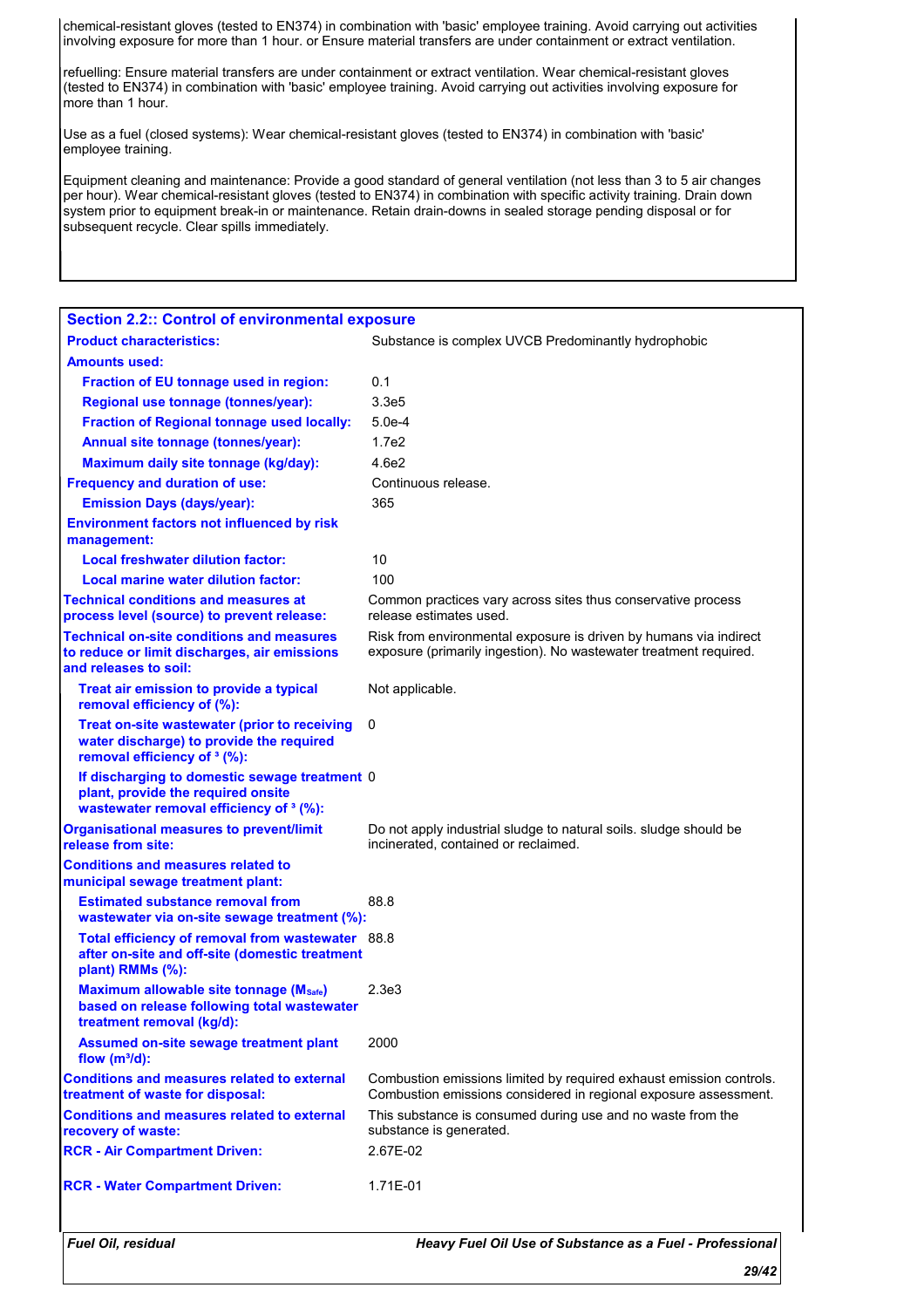chemical-resistant gloves (tested to EN374) in combination with 'basic' employee training. Avoid carrying out activities involving exposure for more than 1 hour. or Ensure material transfers are under containment or extract ventilation.

refuelling: Ensure material transfers are under containment or extract ventilation. Wear chemical-resistant gloves (tested to EN374) in combination with 'basic' employee training. Avoid carrying out activities involving exposure for more than 1 hour.

Use as a fuel (closed systems): Wear chemical-resistant gloves (tested to EN374) in combination with 'basic' employee training.

Equipment cleaning and maintenance: Provide a good standard of general ventilation (not less than 3 to 5 air changes per hour). Wear chemical-resistant gloves (tested to EN374) in combination with specific activity training. Drain down system prior to equipment break-in or maintenance. Retain drain-downs in sealed storage pending disposal or for subsequent recycle. Clear spills immediately.

## Section 2.2:: Control of environmental exposure

| | |
|---|---|
| **Product characteristics:** | Substance is complex UVCB Predominantly hydrophobic |
| **Amounts used:** | |
| **Fraction of EU tonnage used in region:** | 0.1 |
| **Regional use tonnage (tonnes/year):** | 3.3e5 |
| **Fraction of Regional tonnage used locally:** | 5.0e-4 |
| **Annual site tonnage (tonnes/year):** | 1.7e2 |
| **Maximum daily site tonnage (kg/day):** | 4.6e2 |
| **Frequency and duration of use:** | Continuous release. |
| **Emission Days (days/year):** | 365 |
| **Environment factors not influenced by risk management:** | |
| **Local freshwater dilution factor:** | 10 |
| **Local marine water dilution factor:** | 100 |
| **Technical conditions and measures at process level (source) to prevent release:** | Common practices vary across sites thus conservative process release estimates used. |
| **Technical on-site conditions and measures to reduce or limit discharges, air emissions and releases to soil:** | Risk from environmental exposure is driven by humans via indirect exposure (primarily ingestion). No wastewater treatment required. |
| **Treat air emission to provide a typical removal efficiency of (%):** | Not applicable. |
| **Treat on-site wastewater (prior to receiving water discharge) to provide the required removal efficiency of ³ (%):** | 0 |
| **If discharging to domestic sewage treatment plant, provide the required onsite wastewater removal efficiency of ³ (%):** | 0 |
| **Organisational measures to prevent/limit release from site:** | Do not apply industrial sludge to natural soils. sludge should be incinerated, contained or reclaimed. |
| **Conditions and measures related to municipal sewage treatment plant:** | |
| **Estimated substance removal from wastewater via on-site sewage treatment (%):** | 88.8 |
| **Total efficiency of removal from wastewater after on-site and off-site (domestic treatment plant) RMMs (%):** | 88.8 |
| **Maximum allowable site tonnage ($M_{Safe}$) based on release following total wastewater treatment removal (kg/d):** | 2.3e3 |
| **Assumed on-site sewage treatment plant flow ($m^3$/d):** | 2000 |
| **Conditions and measures related to external treatment of waste for disposal:** | Combustion emissions limited by required exhaust emission controls. Combustion emissions considered in regional exposure assessment. |
| **Conditions and measures related to external recovery of waste:** | This substance is consumed during use and no waste from the substance is generated. |
| **RCR - Air Compartment Driven:** | 2.67E-02 |
| **RCR - Water Compartment Driven:** | 1.71E-01 |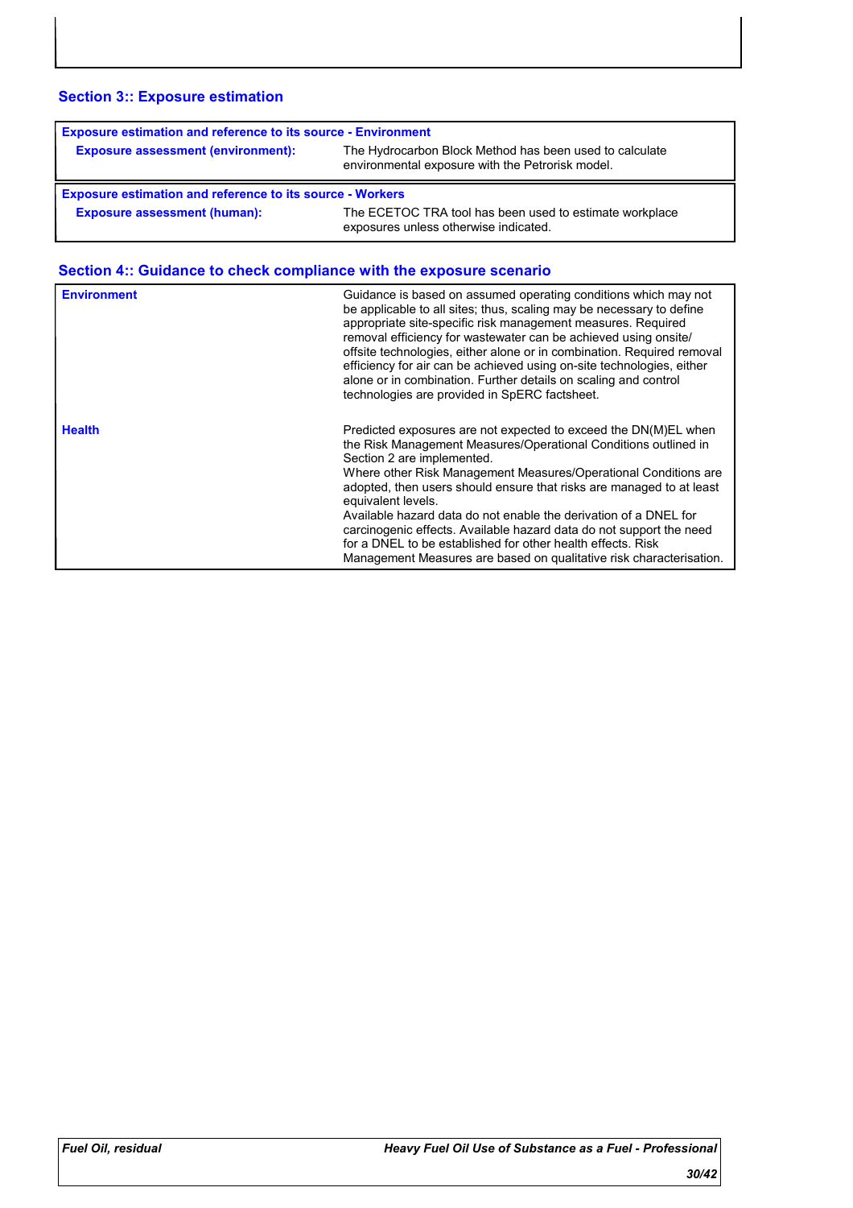## Section 3:: Exposure estimation

| Exposure estimation and reference to its source - Environment | |
|---|---|
| **Exposure assessment (environment):** | The Hydrocarbon Block Method has been used to calculate environmental exposure with the Petrorisk model. |

| Exposure estimation and reference to its source - Workers | |
|---|---|
| **Exposure assessment (human):** | The ECETOC TRA tool has been used to estimate workplace exposures unless otherwise indicated. |

## Section 4:: Guidance to check compliance with the exposure scenario

| | |
|---|---|
| **Environment** | Guidance is based on assumed operating conditions which may not be applicable to all sites; thus, scaling may be necessary to define appropriate site-specific risk management measures. Required removal efficiency for wastewater can be achieved using onsite/ offsite technologies, either alone or in combination. Required removal efficiency for air can be achieved using on-site technologies, either alone or in combination. Further details on scaling and control technologies are provided in SpERC factsheet. |
| **Health** | Predicted exposures are not expected to exceed the DN(M)EL when the Risk Management Measures/Operational Conditions outlined in Section 2 are implemented.<br>Where other Risk Management Measures/Operational Conditions are adopted, then users should ensure that risks are managed to at least equivalent levels.<br>Available hazard data do not enable the derivation of a DNEL for carcinogenic effects. Available hazard data do not support the need for a DNEL to be established for other health effects. Risk Management Measures are based on qualitative risk characterisation. |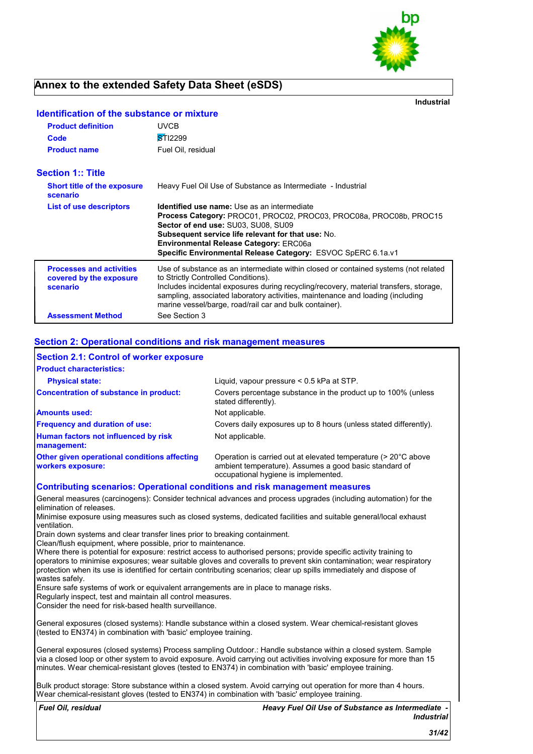# Annex to the extended Safety Data Sheet (eSDS)

**Industrial**

## Identification of the substance or mixture

| | |
|---|---|
| **Product definition** | UVCB |
| **Code** | STI2299 |
| **Product name** | Fuel Oil, residual |

## Section 1:: Title

| | |
|---|---|
| **Short title of the exposure scenario** | Heavy Fuel Oil Use of Substance as Intermediate - Industrial |
| **List of use descriptors** | **Identified use name:** Use as an intermediate<br>**Process Category:** PROC01, PROC02, PROC03, PROC08a, PROC08b, PROC15<br>**Sector of end use:** SU03, SU08, SU09<br>**Subsequent service life relevant for that use:** No.<br>**Environmental Release Category:** ERC06a<br>**Specific Environmental Release Category:** ESVOC SpERC 6.1a.v1 |
| **Processes and activities covered by the exposure scenario** | Use of substance as an intermediate within closed or contained systems (not related to Strictly Controlled Conditions).<br>Includes incidental exposures during recycling/recovery, material transfers, storage, sampling, associated laboratory activities, maintenance and loading (including marine vessel/barge, road/rail car and bulk container). |
| **Assessment Method** | See Section 3 |

## Section 2: Operational conditions and risk management measures

### Section 2.1: Control of worker exposure

**Product characteristics:**

| | |
|---|---|
| **Physical state:** | Liquid, vapour pressure < 0.5 kPa at STP. |
| **Concentration of substance in product:** | Covers percentage substance in the product up to 100% (unless stated differently). |
| **Amounts used:** | Not applicable. |
| **Frequency and duration of use:** | Covers daily exposures up to 8 hours (unless stated differently). |
| **Human factors not influenced by risk management:** | Not applicable. |
| **Other given operational conditions affecting workers exposure:** | Operation is carried out at elevated temperature (> 20°C above ambient temperature). Assumes a good basic standard of occupational hygiene is implemented. |

### Contributing scenarios: Operational conditions and risk management measures

General measures (carcinogens): Consider technical advances and process upgrades (including automation) for the elimination of releases.
Minimise exposure using measures such as closed systems, dedicated facilities and suitable general/local exhaust ventilation.
Drain down systems and clear transfer lines prior to breaking containment.
Clean/flush equipment, where possible, prior to maintenance.
Where there is potential for exposure: restrict access to authorised persons; provide specific activity training to operators to minimise exposures; wear suitable gloves and coveralls to prevent skin contamination; wear respiratory protection when its use is identified for certain contributing scenarios; clear up spills immediately and dispose of wastes safely.
Ensure safe systems of work or equivalent arrangements are in place to manage risks.
Regularly inspect, test and maintain all control measures.
Consider the need for risk-based health surveillance.

General exposures (closed systems): Handle substance within a closed system. Wear chemical-resistant gloves (tested to EN374) in combination with 'basic' employee training.

General exposures (closed systems) Process sampling Outdoor.: Handle substance within a closed system. Sample via a closed loop or other system to avoid exposure. Avoid carrying out activities involving exposure for more than 15 minutes. Wear chemical-resistant gloves (tested to EN374) in combination with 'basic' employee training.

Bulk product storage: Store substance within a closed system. Avoid carrying out operation for more than 4 hours. Wear chemical-resistant gloves (tested to EN374) in combination with 'basic' employee training.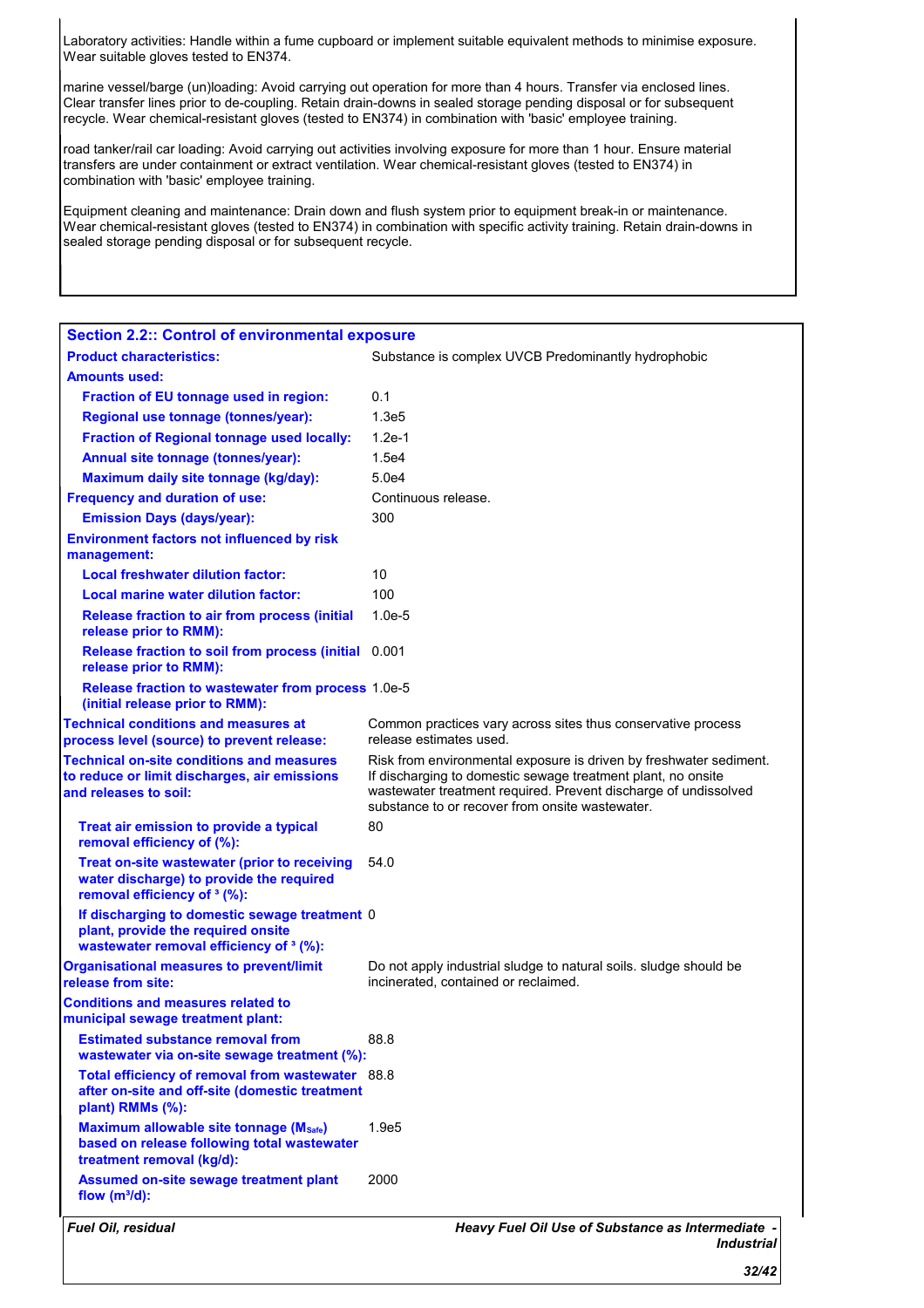Laboratory activities: Handle within a fume cupboard or implement suitable equivalent methods to minimise exposure. Wear suitable gloves tested to EN374.

marine vessel/barge (un)loading: Avoid carrying out operation for more than 4 hours. Transfer via enclosed lines. Clear transfer lines prior to de-coupling. Retain drain-downs in sealed storage pending disposal or for subsequent recycle. Wear chemical-resistant gloves (tested to EN374) in combination with 'basic' employee training.

road tanker/rail car loading: Avoid carrying out activities involving exposure for more than 1 hour. Ensure material transfers are under containment or extract ventilation. Wear chemical-resistant gloves (tested to EN374) in combination with 'basic' employee training.

Equipment cleaning and maintenance: Drain down and flush system prior to equipment break-in or maintenance. Wear chemical-resistant gloves (tested to EN374) in combination with specific activity training. Retain drain-downs in sealed storage pending disposal or for subsequent recycle.

## Section 2.2:: Control of environmental exposure

| | |
|---|---|
| **Product characteristics:** | Substance is complex UVCB Predominantly hydrophobic |
| **Amounts used:** | |
| **Fraction of EU tonnage used in region:** | 0.1 |
| **Regional use tonnage (tonnes/year):** | 1.3e5 |
| **Fraction of Regional tonnage used locally:** | 1.2e-1 |
| **Annual site tonnage (tonnes/year):** | 1.5e4 |
| **Maximum daily site tonnage (kg/day):** | 5.0e4 |
| **Frequency and duration of use:** | Continuous release. |
| **Emission Days (days/year):** | 300 |
| **Environment factors not influenced by risk management:** | |
| **Local freshwater dilution factor:** | 10 |
| **Local marine water dilution factor:** | 100 |
| **Release fraction to air from process (initial release prior to RMM):** | 1.0e-5 |
| **Release fraction to soil from process (initial release prior to RMM):** | 0.001 |
| **Release fraction to wastewater from process (initial release prior to RMM):** | 1.0e-5 |
| **Technical conditions and measures at process level (source) to prevent release:** | Common practices vary across sites thus conservative process release estimates used. |
| **Technical on-site conditions and measures to reduce or limit discharges, air emissions and releases to soil:** | Risk from environmental exposure is driven by freshwater sediment. If discharging to domestic sewage treatment plant, no onsite wastewater treatment required. Prevent discharge of undissolved substance to or recover from onsite wastewater. |
| **Treat air emission to provide a typical removal efficiency of (%):** | 80 |
| **Treat on-site wastewater (prior to receiving water discharge) to provide the required removal efficiency of [3] (%):** | 54.0 |
| **If discharging to domestic sewage treatment plant, provide the required onsite wastewater removal efficiency of [3] (%):** | 0 |
| **Organisational measures to prevent/limit release from site:** | Do not apply industrial sludge to natural soils. sludge should be incinerated, contained or reclaimed. |
| **Conditions and measures related to municipal sewage treatment plant:** | |
| **Estimated substance removal from wastewater via on-site sewage treatment (%):** | 88.8 |
| **Total efficiency of removal from wastewater after on-site and off-site (domestic treatment plant) RMMs (%):** | 88.8 |
| **Maximum allowable site tonnage ($M_{Safe}$) based on release following total wastewater treatment removal (kg/d):** | 1.9e5 |
| **Assumed on-site sewage treatment plant flow ($m^3$/d):** | 2000 |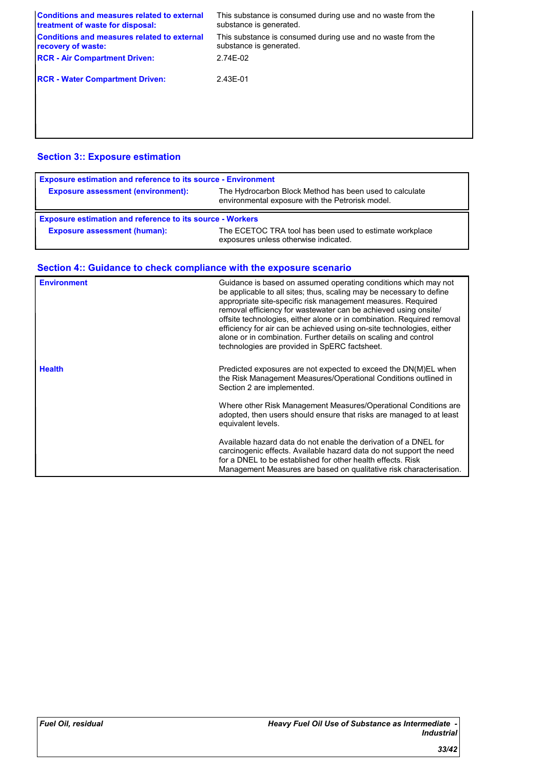| | |
|---|---|
| **Conditions and measures related to external treatment of waste for disposal:** | This substance is consumed during use and no waste from the substance is generated. |
| **Conditions and measures related to external recovery of waste:** | This substance is consumed during use and no waste from the substance is generated. |
| **RCR - Air Compartment Driven:** | 2.74E-02 |
| **RCR - Water Compartment Driven:** | 2.43E-01 |

## Section 3:: Exposure estimation

| Exposure estimation and reference to its source - Environment | |
|---|---|
| **Exposure assessment (environment):** | The Hydrocarbon Block Method has been used to calculate environmental exposure with the Petrorisk model. |

| Exposure estimation and reference to its source - Workers | |
|---|---|
| **Exposure assessment (human):** | The ECETOC TRA tool has been used to estimate workplace exposures unless otherwise indicated. |

## Section 4:: Guidance to check compliance with the exposure scenario

| | |
|---|---|
| **Environment** | Guidance is based on assumed operating conditions which may not be applicable to all sites; thus, scaling may be necessary to define appropriate site-specific risk management measures. Required removal efficiency for wastewater can be achieved using onsite/ offsite technologies, either alone or in combination. Required removal efficiency for air can be achieved using on-site technologies, either alone or in combination. Further details on scaling and control technologies are provided in SpERC factsheet. |
| **Health** | Predicted exposures are not expected to exceed the DN(M)EL when the Risk Management Measures/Operational Conditions outlined in Section 2 are implemented.<br><br>Where other Risk Management Measures/Operational Conditions are adopted, then users should ensure that risks are managed to at least equivalent levels.<br><br>Available hazard data do not enable the derivation of a DNEL for carcinogenic effects. Available hazard data do not support the need for a DNEL to be established for other health effects. Risk Management Measures are based on qualitative risk characterisation. |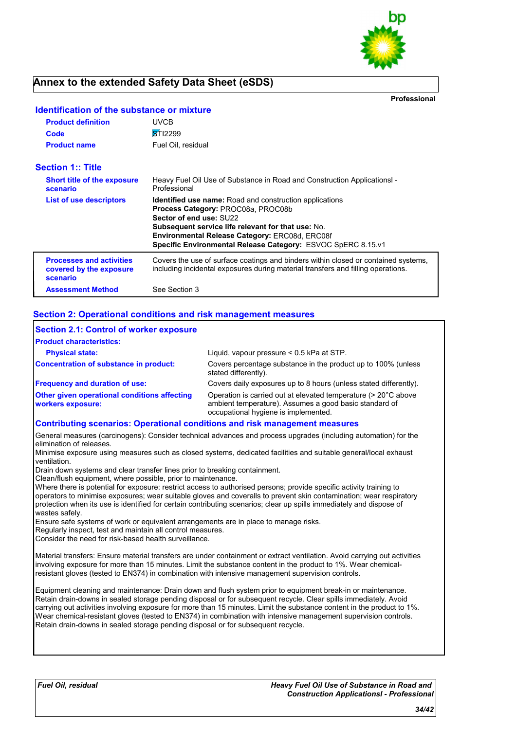# Annex to the extended Safety Data Sheet (eSDS)

**Professional**

## Identification of the substance or mixture

| | |
|---|---|
| **Product definition** | UVCB |
| **Code** | STI2299 |
| **Product name** | Fuel Oil, residual |

## Section 1:: Title

| | |
|---|---|
| **Short title of the exposure scenario** | Heavy Fuel Oil Use of Substance in Road and Construction Applicationsl - Professional |
| **List of use descriptors** | **Identified use name:** Road and construction applications<br>**Process Category:** PROC08a, PROC08b<br>**Sector of end use:** SU22<br>**Subsequent service life relevant for that use:** No.<br>**Environmental Release Category:** ERC08d, ERC08f<br>**Specific Environmental Release Category:** ESVOC SpERC 8.15.v1 |
| **Processes and activities covered by the exposure scenario** | Covers the use of surface coatings and binders within closed or contained systems, including incidental exposures during material transfers and filling operations. |
| **Assessment Method** | See Section 3 |

## Section 2: Operational conditions and risk management measures

### Section 2.1: Control of worker exposure

**Product characteristics:**

| | |
|---|---|
| **Physical state:** | Liquid, vapour pressure < 0.5 kPa at STP. |
| **Concentration of substance in product:** | Covers percentage substance in the product up to 100% (unless stated differently). |
| **Frequency and duration of use:** | Covers daily exposures up to 8 hours (unless stated differently). |
| **Other given operational conditions affecting workers exposure:** | Operation is carried out at elevated temperature (> 20°C above ambient temperature). Assumes a good basic standard of occupational hygiene is implemented. |

### Contributing scenarios: Operational conditions and risk management measures

General measures (carcinogens): Consider technical advances and process upgrades (including automation) for the elimination of releases.
Minimise exposure using measures such as closed systems, dedicated facilities and suitable general/local exhaust ventilation.
Drain down systems and clear transfer lines prior to breaking containment.
Clean/flush equipment, where possible, prior to maintenance.
Where there is potential for exposure: restrict access to authorised persons; provide specific activity training to operators to minimise exposures; wear suitable gloves and coveralls to prevent skin contamination; wear respiratory protection when its use is identified for certain contributing scenarios; clear up spills immediately and dispose of wastes safely.
Ensure safe systems of work or equivalent arrangements are in place to manage risks.
Regularly inspect, test and maintain all control measures.
Consider the need for risk-based health surveillance.

Material transfers: Ensure material transfers are under containment or extract ventilation. Avoid carrying out activities involving exposure for more than 15 minutes. Limit the substance content in the product to 1%. Wear chemical-resistant gloves (tested to EN374) in combination with intensive management supervision controls.

Equipment cleaning and maintenance: Drain down and flush system prior to equipment break-in or maintenance. Retain drain-downs in sealed storage pending disposal or for subsequent recycle. Clear spills immediately. Avoid carrying out activities involving exposure for more than 15 minutes. Limit the substance content in the product to 1%. Wear chemical-resistant gloves (tested to EN374) in combination with intensive management supervision controls. Retain drain-downs in sealed storage pending disposal or for subsequent recycle.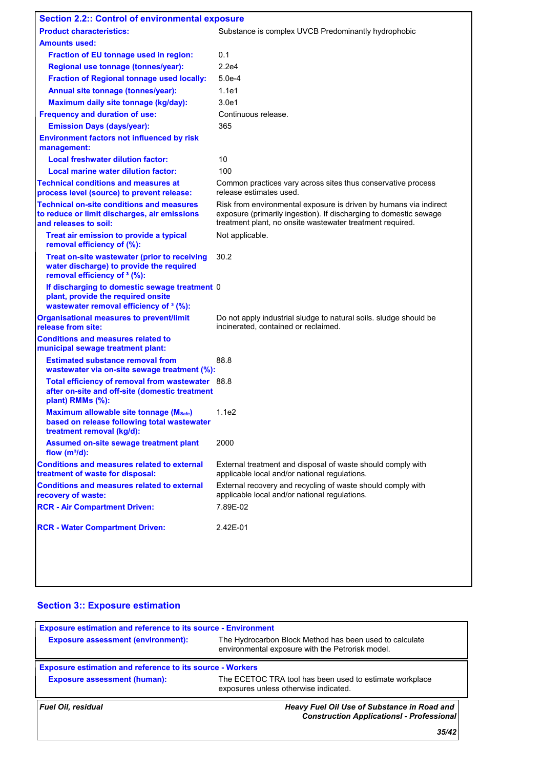## Section 2.2:: Control of environmental exposure

| | |
|---|---|
| **Product characteristics:** | Substance is complex UVCB Predominantly hydrophobic |
| **Amounts used:** | |
| **Fraction of EU tonnage used in region:** | 0.1 |
| **Regional use tonnage (tonnes/year):** | 2.2e4 |
| **Fraction of Regional tonnage used locally:** | 5.0e-4 |
| **Annual site tonnage (tonnes/year):** | 1.1e1 |
| **Maximum daily site tonnage (kg/day):** | 3.0e1 |
| **Frequency and duration of use:** | Continuous release. |
| **Emission Days (days/year):** | 365 |
| **Environment factors not influenced by risk management:** | |
| **Local freshwater dilution factor:** | 10 |
| **Local marine water dilution factor:** | 100 |
| **Technical conditions and measures at process level (source) to prevent release:** | Common practices vary across sites thus conservative process release estimates used. |
| **Technical on-site conditions and measures to reduce or limit discharges, air emissions and releases to soil:** | Risk from environmental exposure is driven by humans via indirect exposure (primarily ingestion). If discharging to domestic sewage treatment plant, no onsite wastewater treatment required. |
| **Treat air emission to provide a typical removal efficiency of (%):** | Not applicable. |
| **Treat on-site wastewater (prior to receiving water discharge) to provide the required removal efficiency of ³ (%):** | 30.2 |
| **If discharging to domestic sewage treatment plant, provide the required onsite wastewater removal efficiency of ³ (%):** | 0 |
| **Organisational measures to prevent/limit release from site:** | Do not apply industrial sludge to natural soils. sludge should be incinerated, contained or reclaimed. |
| **Conditions and measures related to municipal sewage treatment plant:** | |
| **Estimated substance removal from wastewater via on-site sewage treatment (%):** | 88.8 |
| **Total efficiency of removal from wastewater after on-site and off-site (domestic treatment plant) RMMs (%):** | 88.8 |
| **Maximum allowable site tonnage ($M_{Safe}$) based on release following total wastewater treatment removal (kg/d):** | 1.1e2 |
| **Assumed on-site sewage treatment plant flow ($m^3$/d):** | 2000 |
| **Conditions and measures related to external treatment of waste for disposal:** | External treatment and disposal of waste should comply with applicable local and/or national regulations. |
| **Conditions and measures related to external recovery of waste:** | External recovery and recycling of waste should comply with applicable local and/or national regulations. |
| **RCR - Air Compartment Driven:** | 7.89E-02 |
| **RCR - Water Compartment Driven:** | 2.42E-01 |

## Section 3:: Exposure estimation

| **Exposure estimation and reference to its source - Environment** | |
|---|---|
| **Exposure assessment (environment):** | The Hydrocarbon Block Method has been used to calculate environmental exposure with the Petrorisk model. |

| **Exposure estimation and reference to its source - Workers** | |
|---|---|
| **Exposure assessment (human):** | The ECETOC TRA tool has been used to estimate workplace exposures unless otherwise indicated. |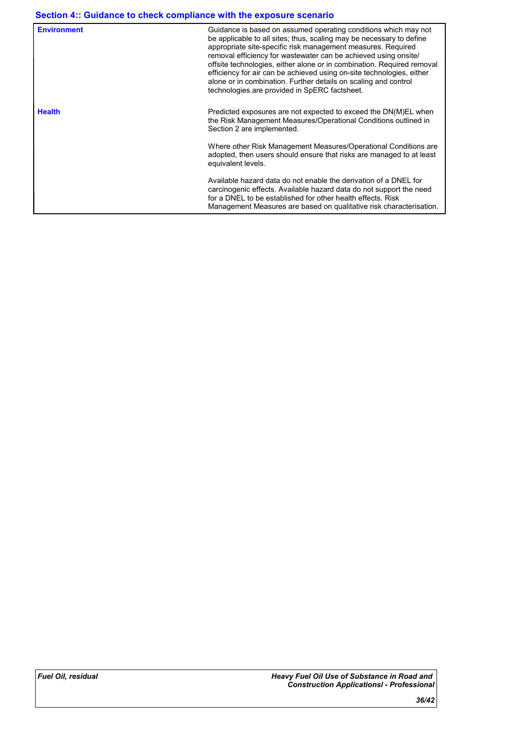## Section 4:: Guidance to check compliance with the exposure scenario

| | |
|---|---|
| **Environment** | Guidance is based on assumed operating conditions which may not be applicable to all sites; thus, scaling may be necessary to define appropriate site-specific risk management measures. Required removal efficiency for wastewater can be achieved using onsite/ offsite technologies, either alone or in combination. Required removal efficiency for air can be achieved using on-site technologies, either alone or in combination. Further details on scaling and control technologies are provided in SpERC factsheet. |
| **Health** | Predicted exposures are not expected to exceed the DN(M)EL when the Risk Management Measures/Operational Conditions outlined in Section 2 are implemented.<br><br>Where other Risk Management Measures/Operational Conditions are adopted, then users should ensure that risks are managed to at least equivalent levels.<br><br>Available hazard data do not enable the derivation of a DNEL for carcinogenic effects. Available hazard data do not support the need for a DNEL to be established for other health effects. Risk Management Measures are based on qualitative risk characterisation. |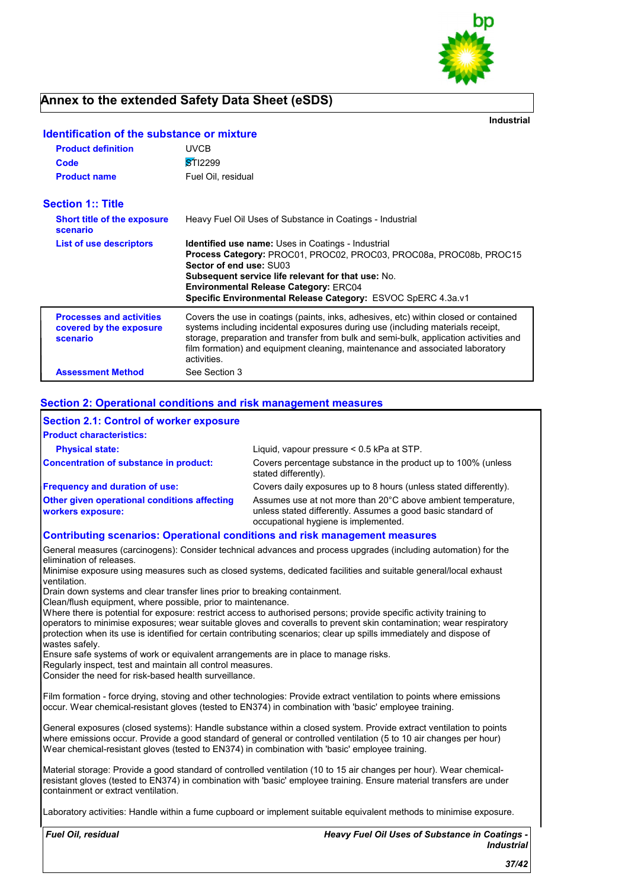# Annex to the extended Safety Data Sheet (eSDS)

**Industrial**

## Identification of the substance or mixture

| | |
|---|---|
| **Product definition** | UVCB |
| **Code** | STI2299 |
| **Product name** | Fuel Oil, residual |

## Section 1:: Title

**Short title of the exposure scenario**: Heavy Fuel Oil Uses of Substance in Coatings - Industrial

**List of use descriptors**:
**Identified use name:** Uses in Coatings - Industrial
**Process Category:** PROC01, PROC02, PROC03, PROC08a, PROC08b, PROC15
**Sector of end use:** SU03
**Subsequent service life relevant for that use:** No.
**Environmental Release Category:** ERC04
**Specific Environmental Release Category:** ESVOC SpERC 4.3a.v1

**Processes and activities covered by the exposure scenario**: Covers the use in coatings (paints, inks, adhesives, etc) within closed or contained systems including incidental exposures during use (including materials receipt, storage, preparation and transfer from bulk and semi-bulk, application activities and film formation) and equipment cleaning, maintenance and associated laboratory activities.

**Assessment Method**: See Section 3

## Section 2: Operational conditions and risk management measures

### Section 2.1: Control of worker exposure

**Product characteristics:**

**Physical state:** Liquid, vapour pressure < 0.5 kPa at STP.

**Concentration of substance in product:** Covers percentage substance in the product up to 100% (unless stated differently).

**Frequency and duration of use:** Covers daily exposures up to 8 hours (unless stated differently).

**Other given operational conditions affecting workers exposure:** Assumes use at not more than 20°C above ambient temperature, unless stated differently. Assumes a good basic standard of occupational hygiene is implemented.

### Contributing scenarios: Operational conditions and risk management measures

General measures (carcinogens): Consider technical advances and process upgrades (including automation) for the elimination of releases.
Minimise exposure using measures such as closed systems, dedicated facilities and suitable general/local exhaust ventilation.
Drain down systems and clear transfer lines prior to breaking containment.
Clean/flush equipment, where possible, prior to maintenance.
Where there is potential for exposure: restrict access to authorised persons; provide specific activity training to operators to minimise exposures; wear suitable gloves and coveralls to prevent skin contamination; wear respiratory protection when its use is identified for certain contributing scenarios; clear up spills immediately and dispose of wastes safely.
Ensure safe systems of work or equivalent arrangements are in place to manage risks.
Regularly inspect, test and maintain all control measures.
Consider the need for risk-based health surveillance.

Film formation - force drying, stoving and other technologies: Provide extract ventilation to points where emissions occur. Wear chemical-resistant gloves (tested to EN374) in combination with 'basic' employee training.

General exposures (closed systems): Handle substance within a closed system. Provide extract ventilation to points where emissions occur. Provide a good standard of general or controlled ventilation (5 to 10 air changes per hour) Wear chemical-resistant gloves (tested to EN374) in combination with 'basic' employee training.

Material storage: Provide a good standard of controlled ventilation (10 to 15 air changes per hour). Wear chemical-resistant gloves (tested to EN374) in combination with 'basic' employee training. Ensure material transfers are under containment or extract ventilation.

Laboratory activities: Handle within a fume cupboard or implement suitable equivalent methods to minimise exposure.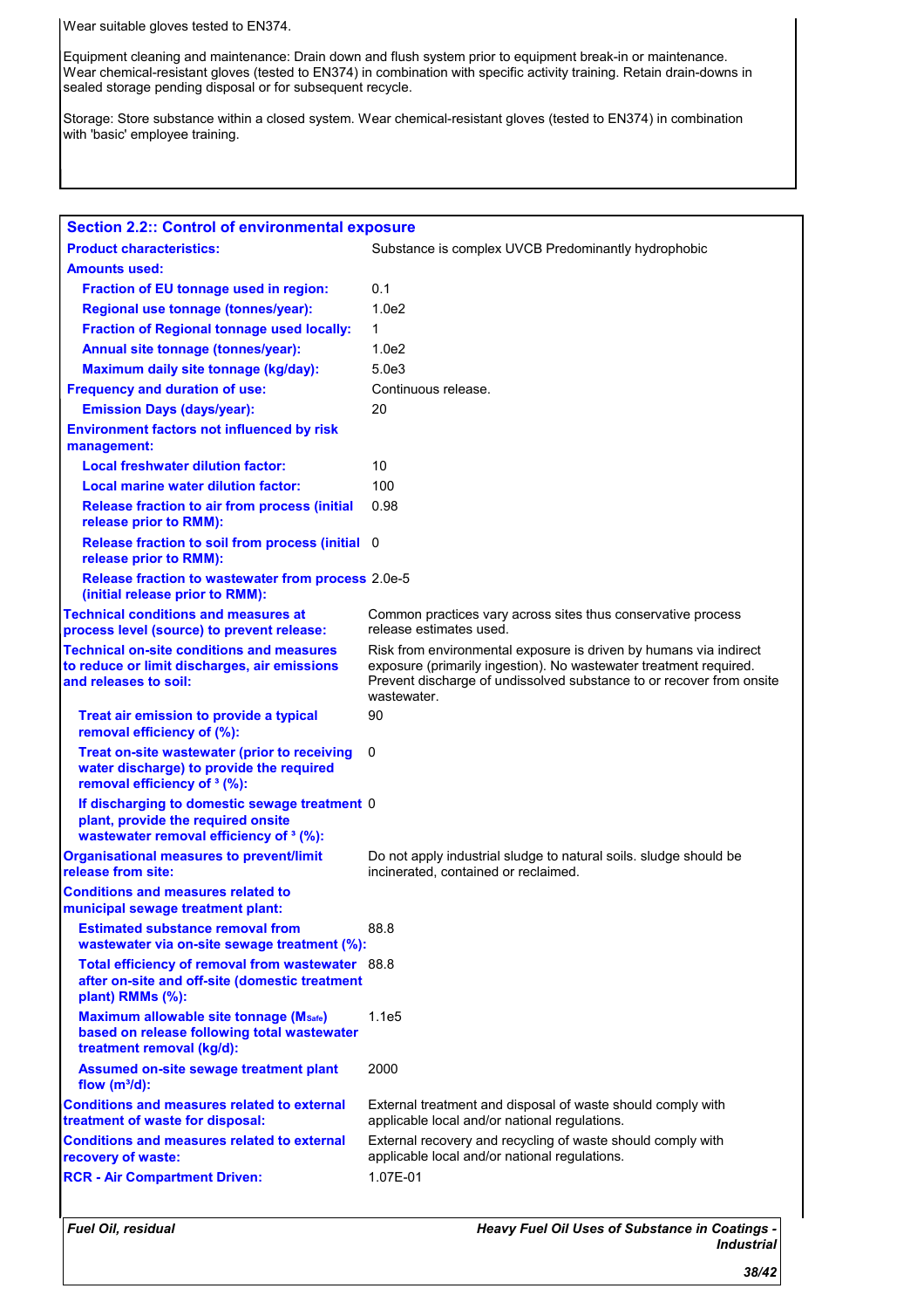Wear suitable gloves tested to EN374.

Equipment cleaning and maintenance: Drain down and flush system prior to equipment break-in or maintenance. Wear chemical-resistant gloves (tested to EN374) in combination with specific activity training. Retain drain-downs in sealed storage pending disposal or for subsequent recycle.

Storage: Store substance within a closed system. Wear chemical-resistant gloves (tested to EN374) in combination with 'basic' employee training.

## Section 2.2:: Control of environmental exposure

| | |
|---|---|
| **Product characteristics:** | Substance is complex UVCB Predominantly hydrophobic |
| **Amounts used:** | |
| **Fraction of EU tonnage used in region:** | 0.1 |
| **Regional use tonnage (tonnes/year):** | 1.0e2 |
| **Fraction of Regional tonnage used locally:** | 1 |
| **Annual site tonnage (tonnes/year):** | 1.0e2 |
| **Maximum daily site tonnage (kg/day):** | 5.0e3 |
| **Frequency and duration of use:** | Continuous release. |
| **Emission Days (days/year):** | 20 |
| **Environment factors not influenced by risk management:** | |
| **Local freshwater dilution factor:** | 10 |
| **Local marine water dilution factor:** | 100 |
| **Release fraction to air from process (initial release prior to RMM):** | 0.98 |
| **Release fraction to soil from process (initial release prior to RMM):** | 0 |
| **Release fraction to wastewater from process (initial release prior to RMM):** | 2.0e-5 |
| **Technical conditions and measures at process level (source) to prevent release:** | Common practices vary across sites thus conservative process release estimates used. |
| **Technical on-site conditions and measures to reduce or limit discharges, air emissions and releases to soil:** | Risk from environmental exposure is driven by humans via indirect exposure (primarily ingestion). No wastewater treatment required. Prevent discharge of undissolved substance to or recover from onsite wastewater. |
| **Treat air emission to provide a typical removal efficiency of (%):** | 90 |
| **Treat on-site wastewater (prior to receiving water discharge) to provide the required removal efficiency of ³ (%):** | 0 |
| **If discharging to domestic sewage treatment plant, provide the required onsite wastewater removal efficiency of ³ (%):** | 0 |
| **Organisational measures to prevent/limit release from site:** | Do not apply industrial sludge to natural soils. sludge should be incinerated, contained or reclaimed. |
| **Conditions and measures related to municipal sewage treatment plant:** | |
| **Estimated substance removal from wastewater via on-site sewage treatment (%):** | 88.8 |
| **Total efficiency of removal from wastewater after on-site and off-site (domestic treatment plant) RMMs (%):** | 88.8 |
| **Maximum allowable site tonnage ($M_{Safe}$) based on release following total wastewater treatment removal (kg/d):** | 1.1e5 |
| **Assumed on-site sewage treatment plant flow ($m^3/d$):** | 2000 |
| **Conditions and measures related to external treatment of waste for disposal:** | External treatment and disposal of waste should comply with applicable local and/or national regulations. |
| **Conditions and measures related to external recovery of waste:** | External recovery and recycling of waste should comply with applicable local and/or national regulations. |
| **RCR - Air Compartment Driven:** | 1.07E-01 |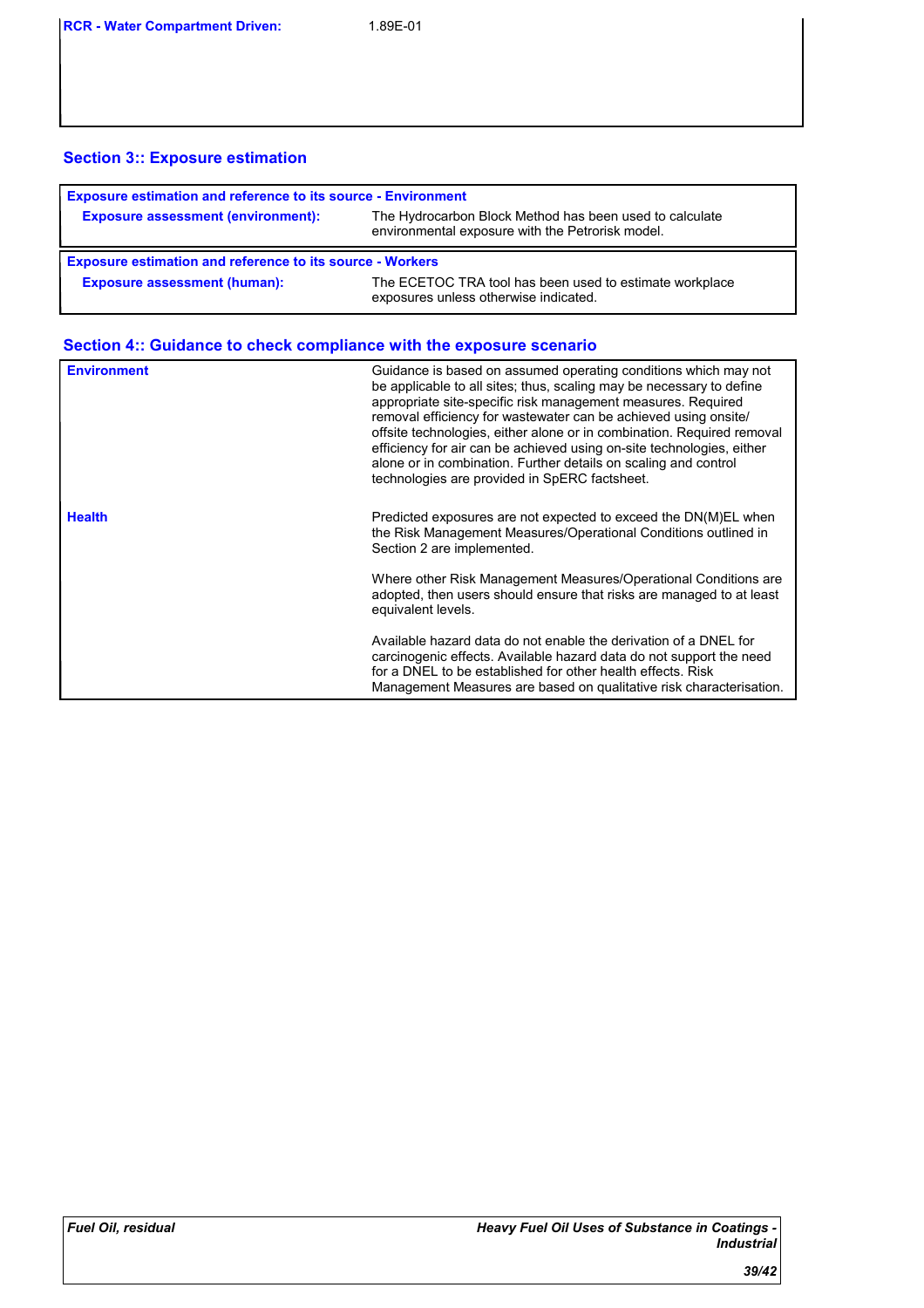| | |
|---|---|
| **RCR - Water Compartment Driven:** | 1.89E-01 |

## Section 3:: Exposure estimation

| Exposure estimation and reference to its source - Environment | |
|---|---|
| **Exposure assessment (environment):** | The Hydrocarbon Block Method has been used to calculate environmental exposure with the Petrorisk model. |

| Exposure estimation and reference to its source - Workers | |
|---|---|
| **Exposure assessment (human):** | The ECETOC TRA tool has been used to estimate workplace exposures unless otherwise indicated. |

## Section 4:: Guidance to check compliance with the exposure scenario

| | |
|---|---|
| **Environment** | Guidance is based on assumed operating conditions which may not be applicable to all sites; thus, scaling may be necessary to define appropriate site-specific risk management measures. Required removal efficiency for wastewater can be achieved using onsite/ offsite technologies, either alone or in combination. Required removal efficiency for air can be achieved using on-site technologies, either alone or in combination. Further details on scaling and control technologies are provided in SpERC factsheet. |
| **Health** | Predicted exposures are not expected to exceed the DN(M)EL when the Risk Management Measures/Operational Conditions outlined in Section 2 are implemented.<br><br>Where other Risk Management Measures/Operational Conditions are adopted, then users should ensure that risks are managed to at least equivalent levels.<br><br>Available hazard data do not enable the derivation of a DNEL for carcinogenic effects. Available hazard data do not support the need for a DNEL to be established for other health effects. Risk Management Measures are based on qualitative risk characterisation. |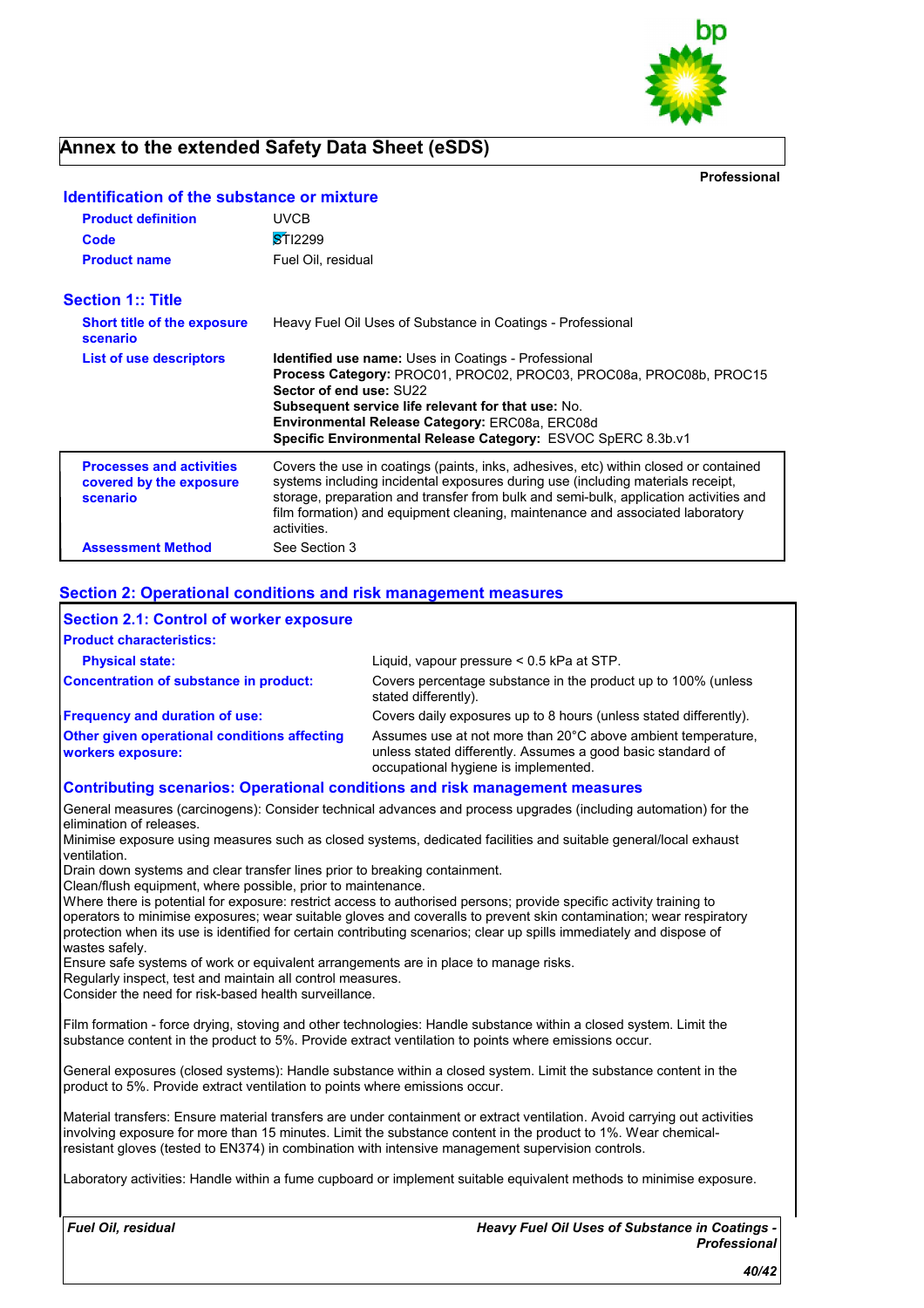# Annex to the extended Safety Data Sheet (eSDS)

**Professional**

## Identification of the substance or mixture

| | |
|---|---|
| **Product definition** | UVCB |
| **Code** | STI2299 |
| **Product name** | Fuel Oil, residual |

## Section 1:: Title

| | |
|---|---|
| **Short title of the exposure scenario** | Heavy Fuel Oil Uses of Substance in Coatings - Professional |
| **List of use descriptors** | **Identified use name:** Uses in Coatings - Professional<br>**Process Category:** PROC01, PROC02, PROC03, PROC08a, PROC08b, PROC15<br>**Sector of end use:** SU22<br>**Subsequent service life relevant for that use:** No.<br>**Environmental Release Category:** ERC08a, ERC08d<br>**Specific Environmental Release Category:** ESVOC SpERC 8.3b.v1 |
| **Processes and activities covered by the exposure scenario** | Covers the use in coatings (paints, inks, adhesives, etc) within closed or contained systems including incidental exposures during use (including materials receipt, storage, preparation and transfer from bulk and semi-bulk, application activities and film formation) and equipment cleaning, maintenance and associated laboratory activities. |
| **Assessment Method** | See Section 3 |

## Section 2: Operational conditions and risk management measures

### Section 2.1: Control of worker exposure

**Product characteristics:**

| | |
|---|---|
| **Physical state:** | Liquid, vapour pressure < 0.5 kPa at STP. |
| **Concentration of substance in product:** | Covers percentage substance in the product up to 100% (unless stated differently). |
| **Frequency and duration of use:** | Covers daily exposures up to 8 hours (unless stated differently). |
| **Other given operational conditions affecting workers exposure:** | Assumes use at not more than 20°C above ambient temperature, unless stated differently. Assumes a good basic standard of occupational hygiene is implemented. |

### Contributing scenarios: Operational conditions and risk management measures

General measures (carcinogens): Consider technical advances and process upgrades (including automation) for the elimination of releases.
Minimise exposure using measures such as closed systems, dedicated facilities and suitable general/local exhaust ventilation.
Drain down systems and clear transfer lines prior to breaking containment.
Clean/flush equipment, where possible, prior to maintenance.
Where there is potential for exposure: restrict access to authorised persons; provide specific activity training to operators to minimise exposures; wear suitable gloves and coveralls to prevent skin contamination; wear respiratory protection when its use is identified for certain contributing scenarios; clear up spills immediately and dispose of wastes safely.
Ensure safe systems of work or equivalent arrangements are in place to manage risks.
Regularly inspect, test and maintain all control measures.
Consider the need for risk-based health surveillance.

Film formation - force drying, stoving and other technologies: Handle substance within a closed system. Limit the substance content in the product to 5%. Provide extract ventilation to points where emissions occur.

General exposures (closed systems): Handle substance within a closed system. Limit the substance content in the product to 5%. Provide extract ventilation to points where emissions occur.

Material transfers: Ensure material transfers are under containment or extract ventilation. Avoid carrying out activities involving exposure for more than 15 minutes. Limit the substance content in the product to 1%. Wear chemical-resistant gloves (tested to EN374) in combination with intensive management supervision controls.

Laboratory activities: Handle within a fume cupboard or implement suitable equivalent methods to minimise exposure.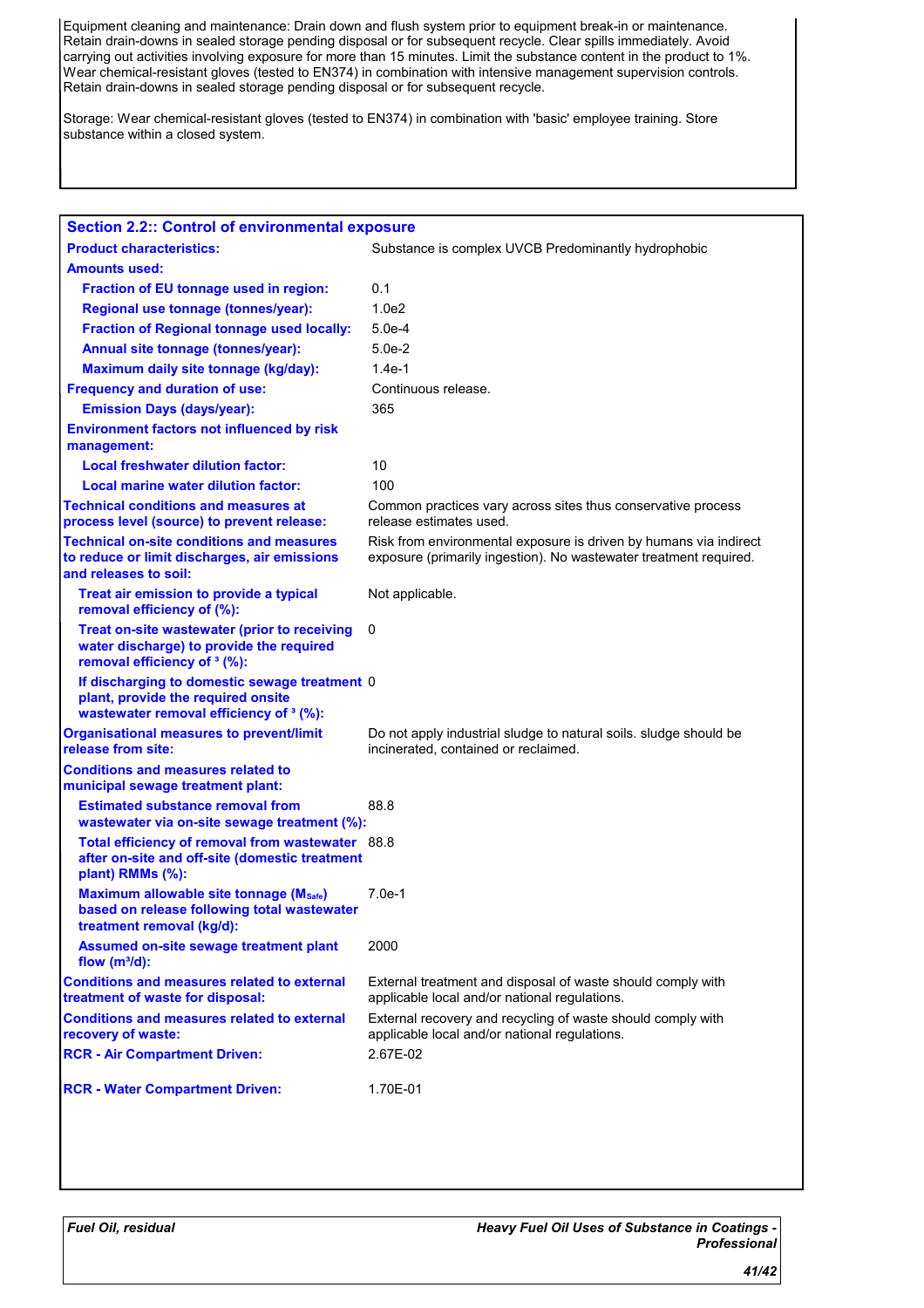Equipment cleaning and maintenance: Drain down and flush system prior to equipment break-in or maintenance. Retain drain-downs in sealed storage pending disposal or for subsequent recycle. Clear spills immediately. Avoid carrying out activities involving exposure for more than 15 minutes. Limit the substance content in the product to 1%. Wear chemical-resistant gloves (tested to EN374) in combination with intensive management supervision controls. Retain drain-downs in sealed storage pending disposal or for subsequent recycle.

Storage: Wear chemical-resistant gloves (tested to EN374) in combination with 'basic' employee training. Store substance within a closed system.

## Section 2.2:: Control of environmental exposure

| | |
|---|---|
| **Product characteristics:** | Substance is complex UVCB Predominantly hydrophobic |
| **Amounts used:** | |
| **Fraction of EU tonnage used in region:** | 0.1 |
| **Regional use tonnage (tonnes/year):** | 1.0e2 |
| **Fraction of Regional tonnage used locally:** | 5.0e-4 |
| **Annual site tonnage (tonnes/year):** | 5.0e-2 |
| **Maximum daily site tonnage (kg/day):** | 1.4e-1 |
| **Frequency and duration of use:** | Continuous release. |
| **Emission Days (days/year):** | 365 |
| **Environment factors not influenced by risk management:** | |
| **Local freshwater dilution factor:** | 10 |
| **Local marine water dilution factor:** | 100 |
| **Technical conditions and measures at process level (source) to prevent release:** | Common practices vary across sites thus conservative process release estimates used. |
| **Technical on-site conditions and measures to reduce or limit discharges, air emissions and releases to soil:** | Risk from environmental exposure is driven by humans via indirect exposure (primarily ingestion). No wastewater treatment required. |
| **Treat air emission to provide a typical removal efficiency of (%):** | Not applicable. |
| **Treat on-site wastewater (prior to receiving water discharge) to provide the required removal efficiency of ³ (%):** | 0 |
| **If discharging to domestic sewage treatment plant, provide the required onsite wastewater removal efficiency of ³ (%):** | 0 |
| **Organisational measures to prevent/limit release from site:** | Do not apply industrial sludge to natural soils. sludge should be incinerated, contained or reclaimed. |
| **Conditions and measures related to municipal sewage treatment plant:** | |
| **Estimated substance removal from wastewater via on-site sewage treatment (%):** | 88.8 |
| **Total efficiency of removal from wastewater after on-site and off-site (domestic treatment plant) RMMs (%):** | 88.8 |
| **Maximum allowable site tonnage ($M_{Safe}$) based on release following total wastewater treatment removal (kg/d):** | 7.0e-1 |
| **Assumed on-site sewage treatment plant flow ($m^3$/d):** | 2000 |
| **Conditions and measures related to external treatment of waste for disposal:** | External treatment and disposal of waste should comply with applicable local and/or national regulations. |
| **Conditions and measures related to external recovery of waste:** | External recovery and recycling of waste should comply with applicable local and/or national regulations. |
| **RCR - Air Compartment Driven:** | 2.67E-02 |
| **RCR - Water Compartment Driven:** | 1.70E-01 |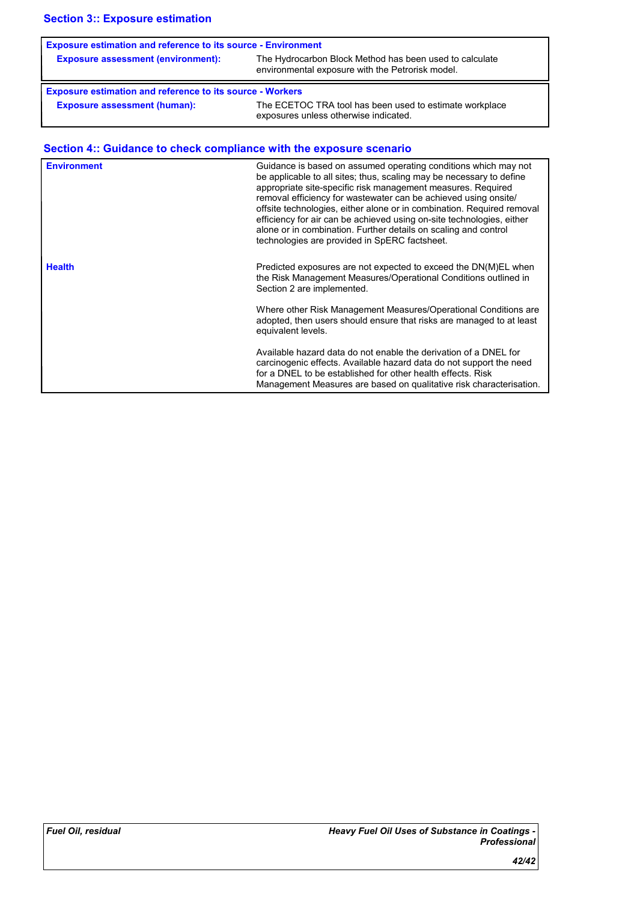## Section 3:: Exposure estimation

| | |
|---|---|
| **Exposure estimation and reference to its source - Environment** | |
| **Exposure assessment (environment):** | The Hydrocarbon Block Method has been used to calculate environmental exposure with the Petrorisk model. |

| | |
|---|---|
| **Exposure estimation and reference to its source - Workers** | |
| **Exposure assessment (human):** | The ECETOC TRA tool has been used to estimate workplace exposures unless otherwise indicated. |

## Section 4:: Guidance to check compliance with the exposure scenario

| | |
|---|---|
| **Environment** | Guidance is based on assumed operating conditions which may not be applicable to all sites; thus, scaling may be necessary to define appropriate site-specific risk management measures. Required removal efficiency for wastewater can be achieved using onsite/ offsite technologies, either alone or in combination. Required removal efficiency for air can be achieved using on-site technologies, either alone or in combination. Further details on scaling and control technologies are provided in SpERC factsheet. |
| **Health** | Predicted exposures are not expected to exceed the DN(M)EL when the Risk Management Measures/Operational Conditions outlined in Section 2 are implemented.<br><br>Where other Risk Management Measures/Operational Conditions are adopted, then users should ensure that risks are managed to at least equivalent levels.<br><br>Available hazard data do not enable the derivation of a DNEL for carcinogenic effects. Available hazard data do not support the need for a DNEL to be established for other health effects. Risk Management Measures are based on qualitative risk characterisation. |